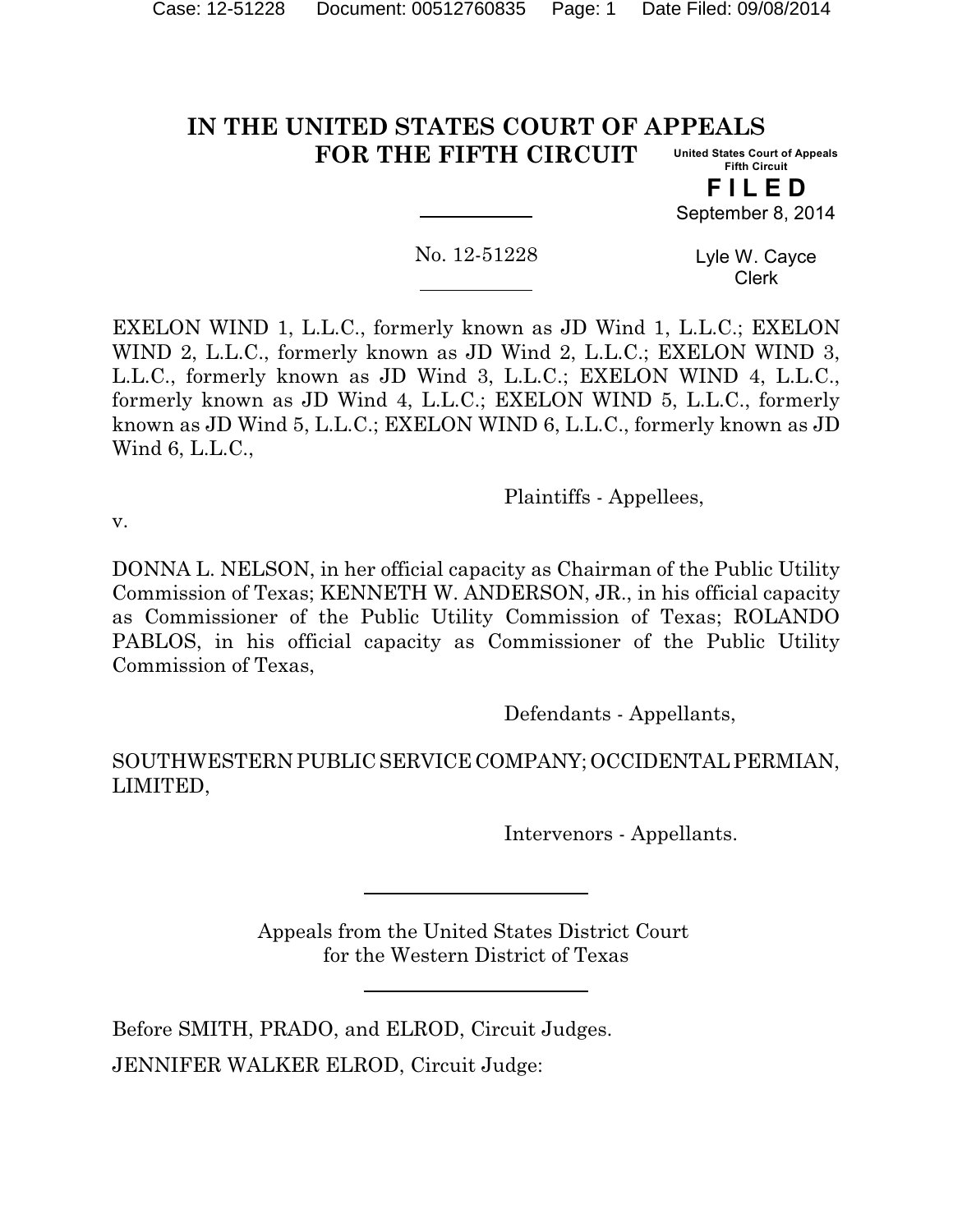# IN THE UNITED STATES COURT OF APPEALS FOR THE FIFTH CIRCUIT

United States Court of Appeals
Fifth Circuit

**FILED**

September 8, 2014

No. 12-51228

Lyle W. Cayce
Clerk

EXELON WIND 1, L.L.C., formerly known as JD Wind 1, L.L.C.; EXELON WIND 2, L.L.C., formerly known as JD Wind 2, L.L.C.; EXELON WIND 3, L.L.C., formerly known as JD Wind 3, L.L.C.; EXELON WIND 4, L.L.C., formerly known as JD Wind 4, L.L.C.; EXELON WIND 5, L.L.C., formerly known as JD Wind 5, L.L.C.; EXELON WIND 6, L.L.C., formerly known as JD Wind 6, L.L.C.,

Plaintiffs - Appellees,

v.

DONNA L. NELSON, in her official capacity as Chairman of the Public Utility Commission of Texas; KENNETH W. ANDERSON, JR., in his official capacity as Commissioner of the Public Utility Commission of Texas; ROLANDO PABLOS, in his official capacity as Commissioner of the Public Utility Commission of Texas,

Defendants - Appellants,

SOUTHWESTERN PUBLIC SERVICE COMPANY; OCCIDENTAL PERMIAN, LIMITED,

Intervenors - Appellants.

Appeals from the United States District Court for the Western District of Texas

Before SMITH, PRADO, and ELROD, Circuit Judges.

JENNIFER WALKER ELROD, Circuit Judge: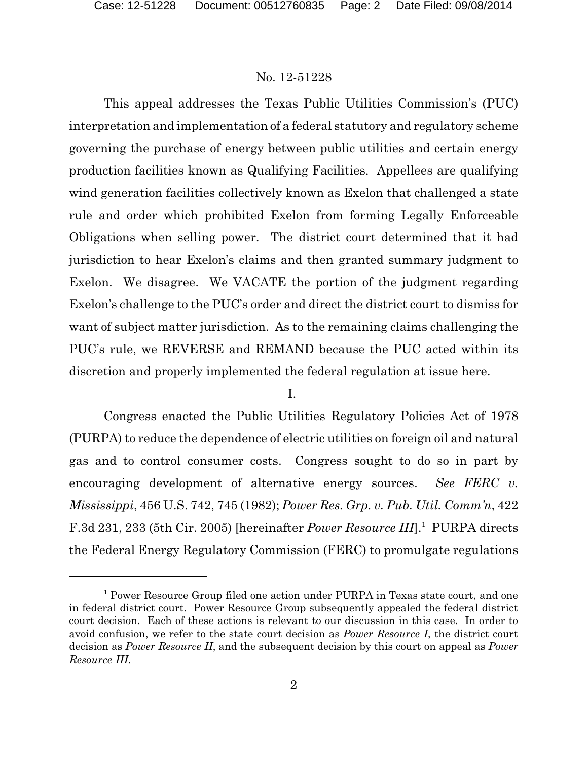No. 12-51228

This appeal addresses the Texas Public Utilities Commission's (PUC) interpretation and implementation of a federal statutory and regulatory scheme governing the purchase of energy between public utilities and certain energy production facilities known as Qualifying Facilities. Appellees are qualifying wind generation facilities collectively known as Exelon that challenged a state rule and order which prohibited Exelon from forming Legally Enforceable Obligations when selling power. The district court determined that it had jurisdiction to hear Exelon's claims and then granted summary judgment to Exelon. We disagree. We VACATE the portion of the judgment regarding Exelon's challenge to the PUC's order and direct the district court to dismiss for want of subject matter jurisdiction. As to the remaining claims challenging the PUC's rule, we REVERSE and REMAND because the PUC acted within its discretion and properly implemented the federal regulation at issue here.

I.

Congress enacted the Public Utilities Regulatory Policies Act of 1978 (PURPA) to reduce the dependence of electric utilities on foreign oil and natural gas and to control consumer costs. Congress sought to do so in part by encouraging development of alternative energy sources. *See FERC v. Mississippi*, 456 U.S. 742, 745 (1982); *Power Res. Grp. v. Pub. Util. Comm'n*, 422 F.3d 231, 233 (5th Cir. 2005) [hereinafter *Power Resource III*].[1] PURPA directs the Federal Energy Regulatory Commission (FERC) to promulgate regulations

[1] Power Resource Group filed one action under PURPA in Texas state court, and one in federal district court. Power Resource Group subsequently appealed the federal district court decision. Each of these actions is relevant to our discussion in this case. In order to avoid confusion, we refer to the state court decision as *Power Resource I*, the district court decision as *Power Resource II*, and the subsequent decision by this court on appeal as *Power Resource III*.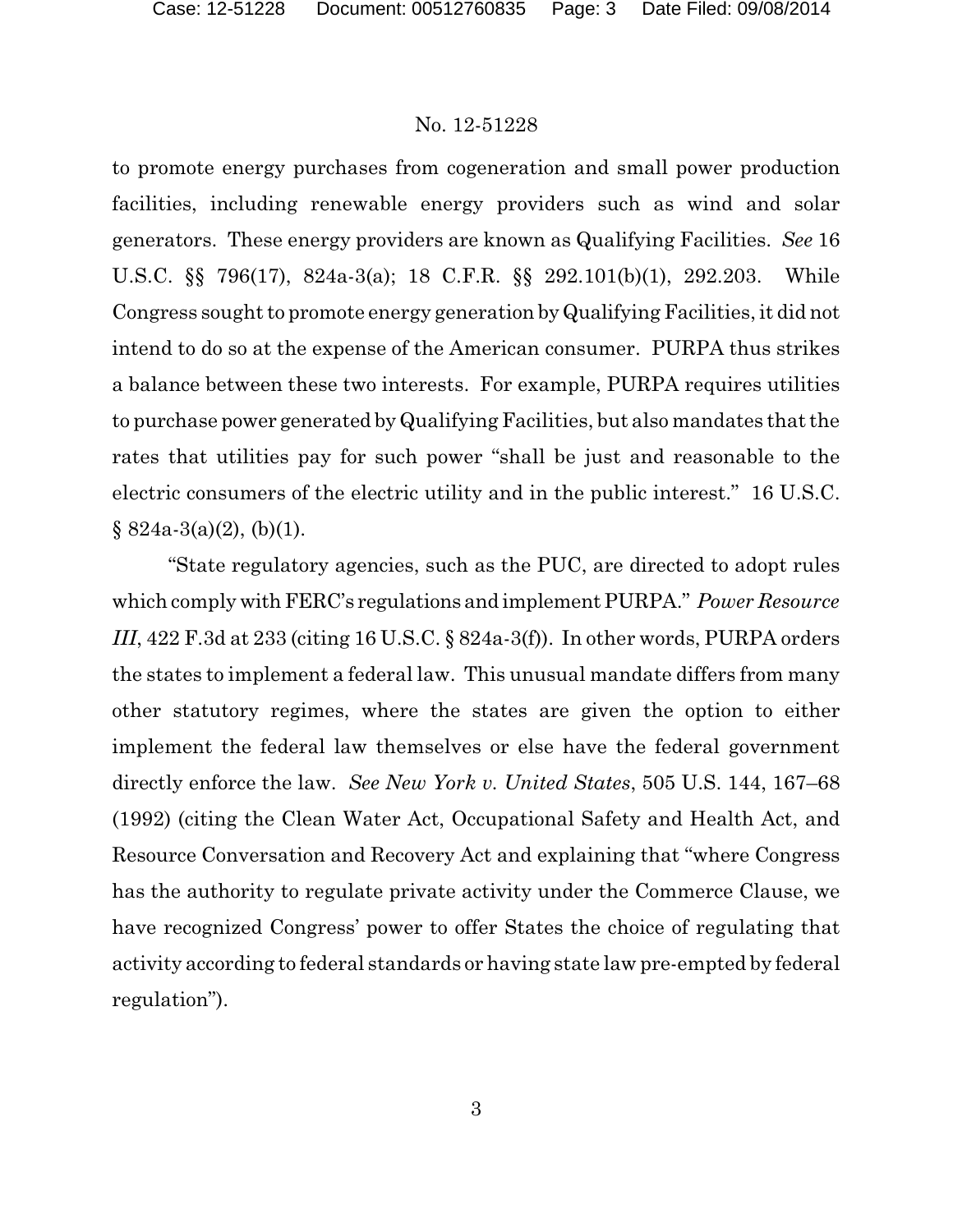to promote energy purchases from cogeneration and small power production facilities, including renewable energy providers such as wind and solar generators. These energy providers are known as Qualifying Facilities. *See* 16 U.S.C. §§ 796(17), 824a-3(a); 18 C.F.R. §§ 292.101(b)(1), 292.203. While Congress sought to promote energy generation by Qualifying Facilities, it did not intend to do so at the expense of the American consumer. PURPA thus strikes a balance between these two interests. For example, PURPA requires utilities to purchase power generated by Qualifying Facilities, but also mandates that the rates that utilities pay for such power "shall be just and reasonable to the electric consumers of the electric utility and in the public interest." 16 U.S.C. § 824a-3(a)(2), (b)(1).

"State regulatory agencies, such as the PUC, are directed to adopt rules which comply with FERC's regulations and implement PURPA." *Power Resource III*, 422 F.3d at 233 (citing 16 U.S.C. § 824a-3(f)). In other words, PURPA orders the states to implement a federal law. This unusual mandate differs from many other statutory regimes, where the states are given the option to either implement the federal law themselves or else have the federal government directly enforce the law. *See New York v. United States*, 505 U.S. 144, 167–68 (1992) (citing the Clean Water Act, Occupational Safety and Health Act, and Resource Conversation and Recovery Act and explaining that "where Congress has the authority to regulate private activity under the Commerce Clause, we have recognized Congress' power to offer States the choice of regulating that activity according to federal standards or having state law pre-empted by federal regulation").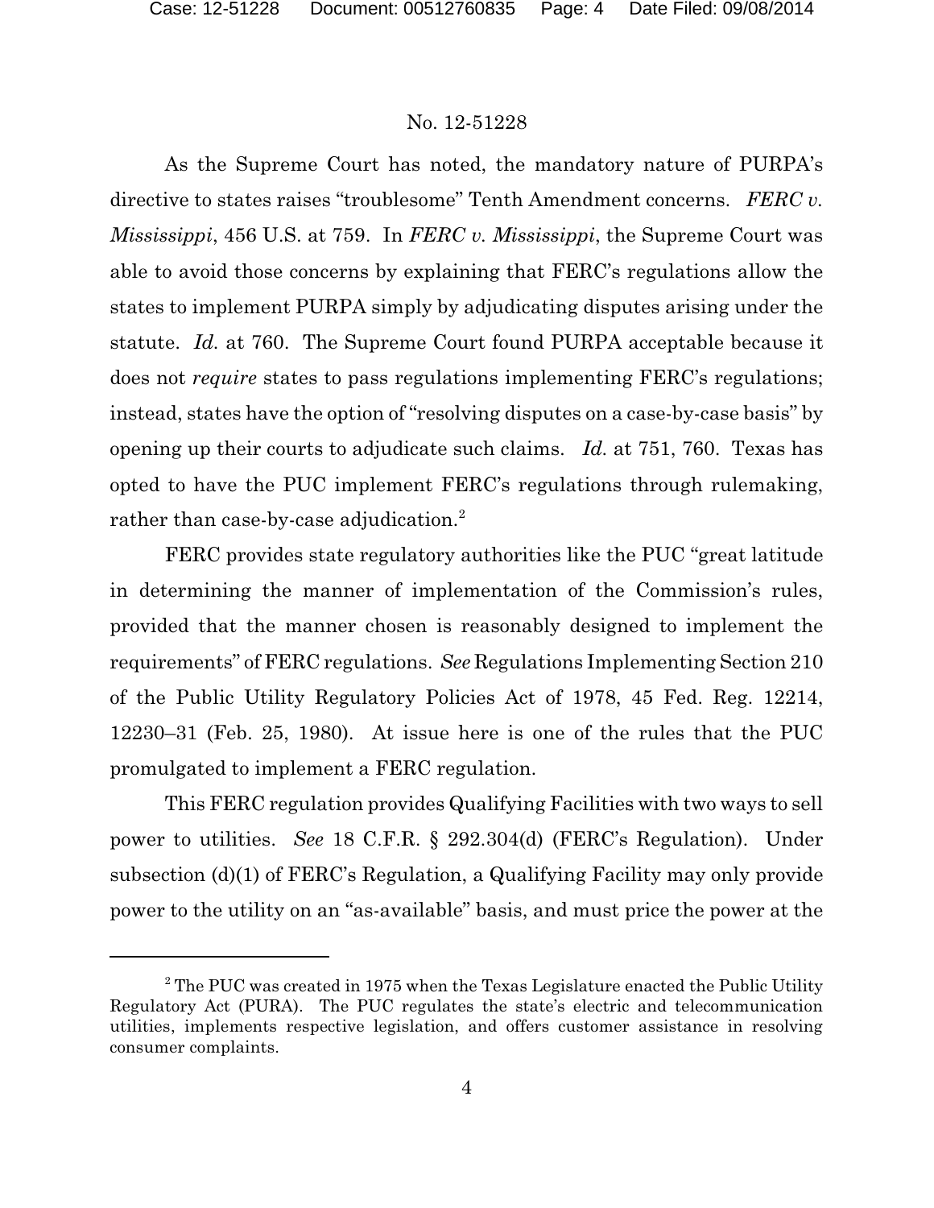As the Supreme Court has noted, the mandatory nature of PURPA's directive to states raises "troublesome" Tenth Amendment concerns. *FERC v. Mississippi*, 456 U.S. at 759. In *FERC v. Mississippi*, the Supreme Court was able to avoid those concerns by explaining that FERC's regulations allow the states to implement PURPA simply by adjudicating disputes arising under the statute. *Id.* at 760. The Supreme Court found PURPA acceptable because it does not *require* states to pass regulations implementing FERC's regulations; instead, states have the option of "resolving disputes on a case-by-case basis" by opening up their courts to adjudicate such claims. *Id.* at 751, 760. Texas has opted to have the PUC implement FERC's regulations through rulemaking, rather than case-by-case adjudication.[2]

FERC provides state regulatory authorities like the PUC "great latitude in determining the manner of implementation of the Commission's rules, provided that the manner chosen is reasonably designed to implement the requirements" of FERC regulations. *See* Regulations Implementing Section 210 of the Public Utility Regulatory Policies Act of 1978, 45 Fed. Reg. 12214, 12230–31 (Feb. 25, 1980). At issue here is one of the rules that the PUC promulgated to implement a FERC regulation.

This FERC regulation provides Qualifying Facilities with two ways to sell power to utilities. *See* 18 C.F.R. § 292.304(d) (FERC's Regulation). Under subsection (d)(1) of FERC's Regulation, a Qualifying Facility may only provide power to the utility on an "as-available" basis, and must price the power at the

---

[2] The PUC was created in 1975 when the Texas Legislature enacted the Public Utility Regulatory Act (PURA). The PUC regulates the state's electric and telecommunication utilities, implements respective legislation, and offers customer assistance in resolving consumer complaints.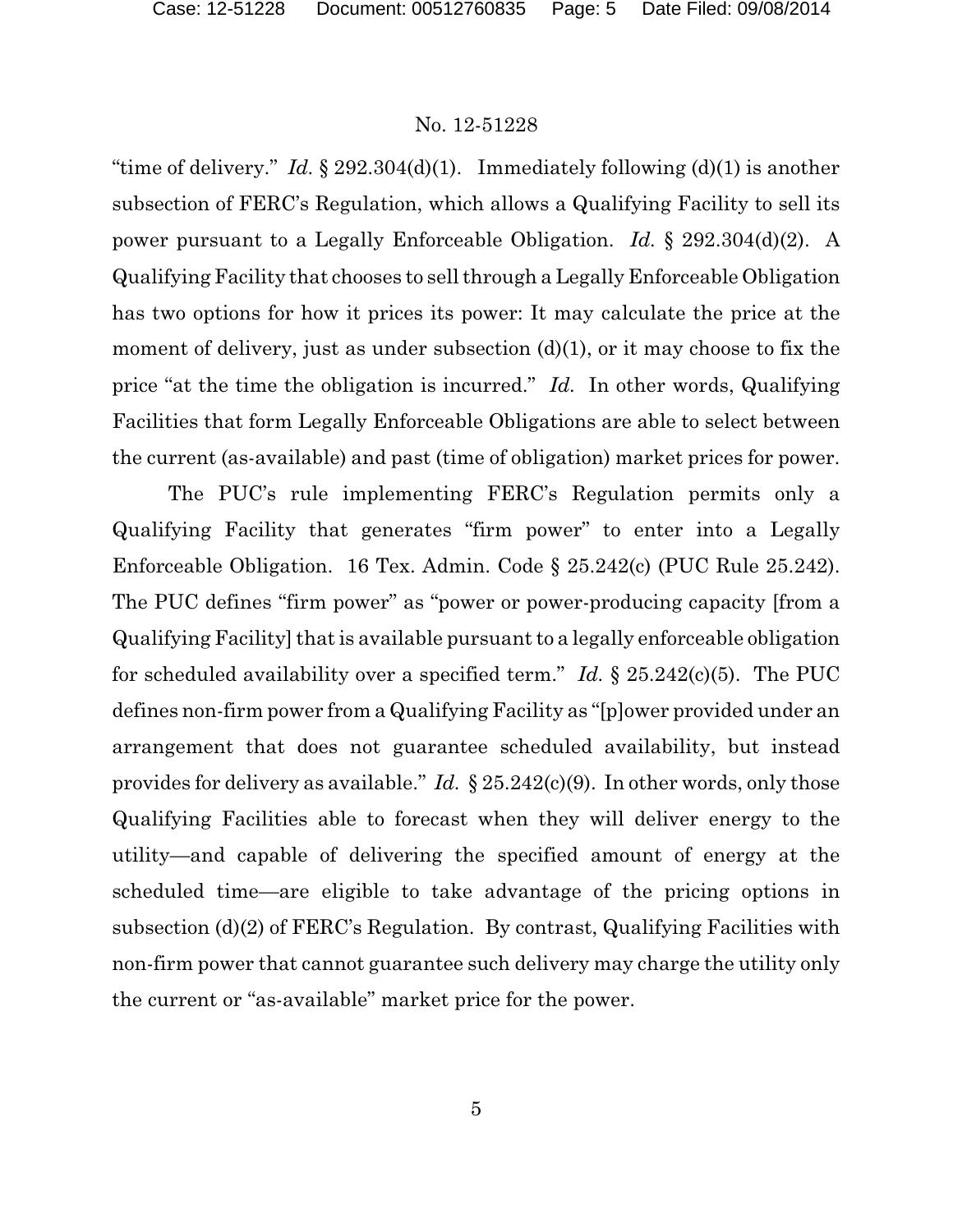"time of delivery." *Id.* § 292.304(d)(1). Immediately following (d)(1) is another subsection of FERC's Regulation, which allows a Qualifying Facility to sell its power pursuant to a Legally Enforceable Obligation. *Id.* § 292.304(d)(2). A Qualifying Facility that chooses to sell through a Legally Enforceable Obligation has two options for how it prices its power: It may calculate the price at the moment of delivery, just as under subsection (d)(1), or it may choose to fix the price "at the time the obligation is incurred." *Id.* In other words, Qualifying Facilities that form Legally Enforceable Obligations are able to select between the current (as-available) and past (time of obligation) market prices for power.

The PUC's rule implementing FERC's Regulation permits only a Qualifying Facility that generates "firm power" to enter into a Legally Enforceable Obligation. 16 Tex. Admin. Code § 25.242(c) (PUC Rule 25.242). The PUC defines "firm power" as "power or power-producing capacity [from a Qualifying Facility] that is available pursuant to a legally enforceable obligation for scheduled availability over a specified term." *Id.* § 25.242(c)(5). The PUC defines non-firm power from a Qualifying Facility as "[p]ower provided under an arrangement that does not guarantee scheduled availability, but instead provides for delivery as available." *Id.* § 25.242(c)(9). In other words, only those Qualifying Facilities able to forecast when they will deliver energy to the utility—and capable of delivering the specified amount of energy at the scheduled time—are eligible to take advantage of the pricing options in subsection (d)(2) of FERC's Regulation. By contrast, Qualifying Facilities with non-firm power that cannot guarantee such delivery may charge the utility only the current or "as-available" market price for the power.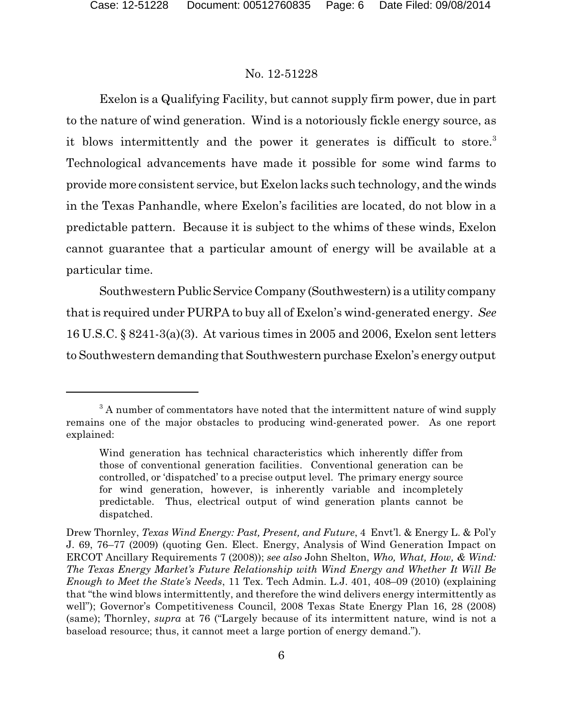Exelon is a Qualifying Facility, but cannot supply firm power, due in part to the nature of wind generation. Wind is a notoriously fickle energy source, as it blows intermittently and the power it generates is difficult to store.[3] Technological advancements have made it possible for some wind farms to provide more consistent service, but Exelon lacks such technology, and the winds in the Texas Panhandle, where Exelon's facilities are located, do not blow in a predictable pattern. Because it is subject to the whims of these winds, Exelon cannot guarantee that a particular amount of energy will be available at a particular time.

Southwestern Public Service Company (Southwestern) is a utility company that is required under PURPA to buy all of Exelon's wind-generated energy. *See* 16 U.S.C. § 824l-3(a)(3). At various times in 2005 and 2006, Exelon sent letters to Southwestern demanding that Southwestern purchase Exelon's energy output

---

[3] A number of commentators have noted that the intermittent nature of wind supply remains one of the major obstacles to producing wind-generated power. As one report explained:

> Wind generation has technical characteristics which inherently differ from those of conventional generation facilities. Conventional generation can be controlled, or 'dispatched' to a precise output level. The primary energy source for wind generation, however, is inherently variable and incompletely predictable. Thus, electrical output of wind generation plants cannot be dispatched.

Drew Thornley, *Texas Wind Energy: Past, Present, and Future*, 4 Envt'l. & Energy L. & Pol'y J. 69, 76–77 (2009) (quoting Gen. Elect. Energy, Analysis of Wind Generation Impact on ERCOT Ancillary Requirements 7 (2008)); *see also* John Shelton, *Who, What, How, & Wind: The Texas Energy Market's Future Relationship with Wind Energy and Whether It Will Be Enough to Meet the State's Needs*, 11 Tex. Tech Admin. L.J. 401, 408–09 (2010) (explaining that "the wind blows intermittently, and therefore the wind delivers energy intermittently as well"); Governor's Competitiveness Council, 2008 Texas State Energy Plan 16, 28 (2008) (same); Thornley, *supra* at 76 ("Largely because of its intermittent nature, wind is not a baseload resource; thus, it cannot meet a large portion of energy demand.").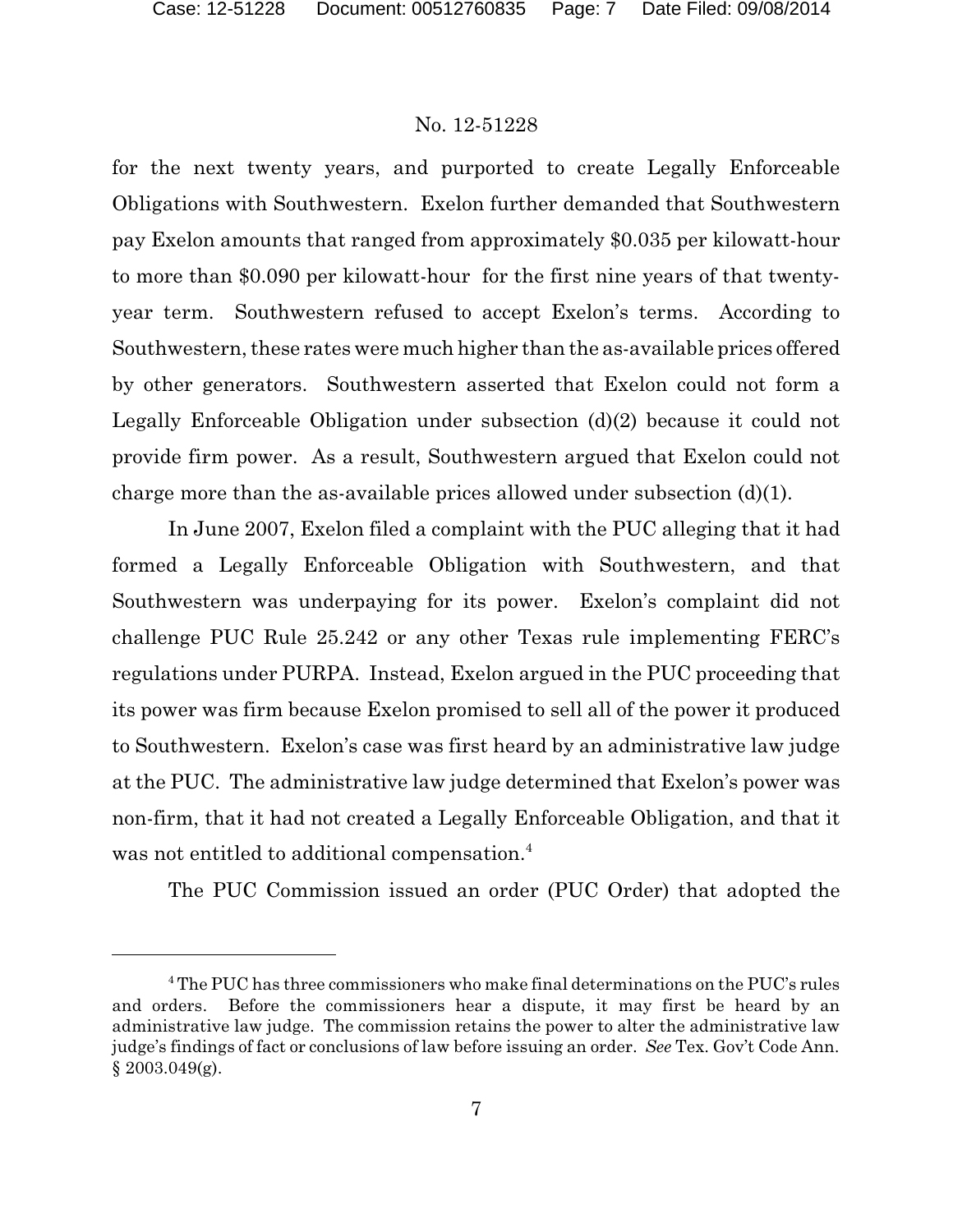for the next twenty years, and purported to create Legally Enforceable Obligations with Southwestern. Exelon further demanded that Southwestern pay Exelon amounts that ranged from approximately \$0.035 per kilowatt-hour to more than \$0.090 per kilowatt-hour for the first nine years of that twenty-year term. Southwestern refused to accept Exelon's terms. According to Southwestern, these rates were much higher than the as-available prices offered by other generators. Southwestern asserted that Exelon could not form a Legally Enforceable Obligation under subsection (d)(2) because it could not provide firm power. As a result, Southwestern argued that Exelon could not charge more than the as-available prices allowed under subsection (d)(1).

In June 2007, Exelon filed a complaint with the PUC alleging that it had formed a Legally Enforceable Obligation with Southwestern, and that Southwestern was underpaying for its power. Exelon's complaint did not challenge PUC Rule 25.242 or any other Texas rule implementing FERC's regulations under PURPA. Instead, Exelon argued in the PUC proceeding that its power was firm because Exelon promised to sell all of the power it produced to Southwestern. Exelon's case was first heard by an administrative law judge at the PUC. The administrative law judge determined that Exelon's power was non-firm, that it had not created a Legally Enforceable Obligation, and that it was not entitled to additional compensation.[4]

The PUC Commission issued an order (PUC Order) that adopted the

---

[4] The PUC has three commissioners who make final determinations on the PUC's rules and orders. Before the commissioners hear a dispute, it may first be heard by an administrative law judge. The commission retains the power to alter the administrative law judge's findings of fact or conclusions of law before issuing an order. *See* Tex. Gov't Code Ann. § 2003.049(g).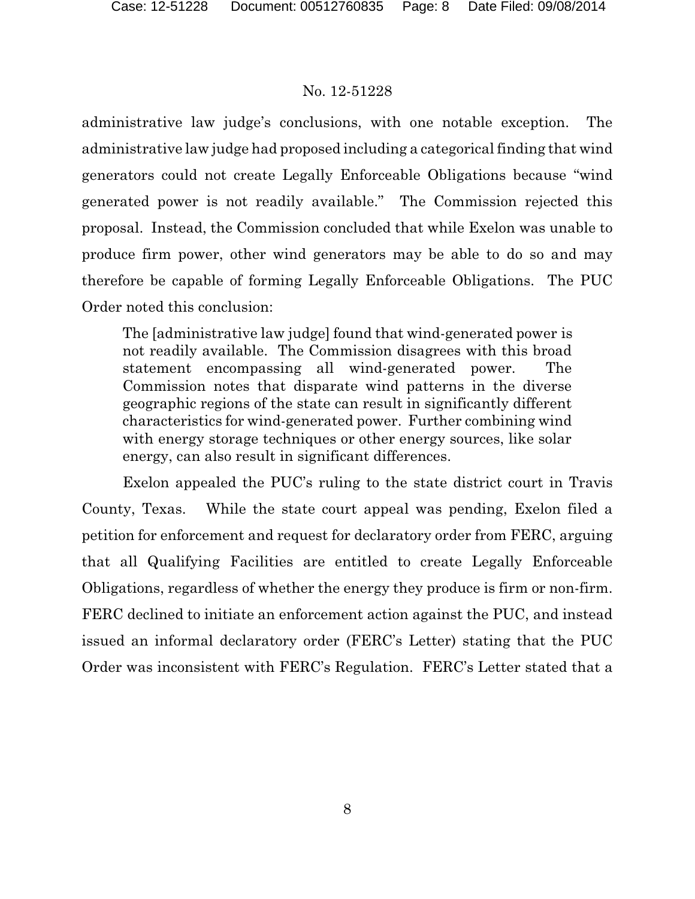administrative law judge's conclusions, with one notable exception. The administrative law judge had proposed including a categorical finding that wind generators could not create Legally Enforceable Obligations because "wind generated power is not readily available." The Commission rejected this proposal. Instead, the Commission concluded that while Exelon was unable to produce firm power, other wind generators may be able to do so and may therefore be capable of forming Legally Enforceable Obligations. The PUC Order noted this conclusion:

> The [administrative law judge] found that wind-generated power is not readily available. The Commission disagrees with this broad statement encompassing all wind-generated power. The Commission notes that disparate wind patterns in the diverse geographic regions of the state can result in significantly different characteristics for wind-generated power. Further combining wind with energy storage techniques or other energy sources, like solar energy, can also result in significant differences.

Exelon appealed the PUC's ruling to the state district court in Travis County, Texas. While the state court appeal was pending, Exelon filed a petition for enforcement and request for declaratory order from FERC, arguing that all Qualifying Facilities are entitled to create Legally Enforceable Obligations, regardless of whether the energy they produce is firm or non-firm. FERC declined to initiate an enforcement action against the PUC, and instead issued an informal declaratory order (FERC's Letter) stating that the PUC Order was inconsistent with FERC's Regulation. FERC's Letter stated that a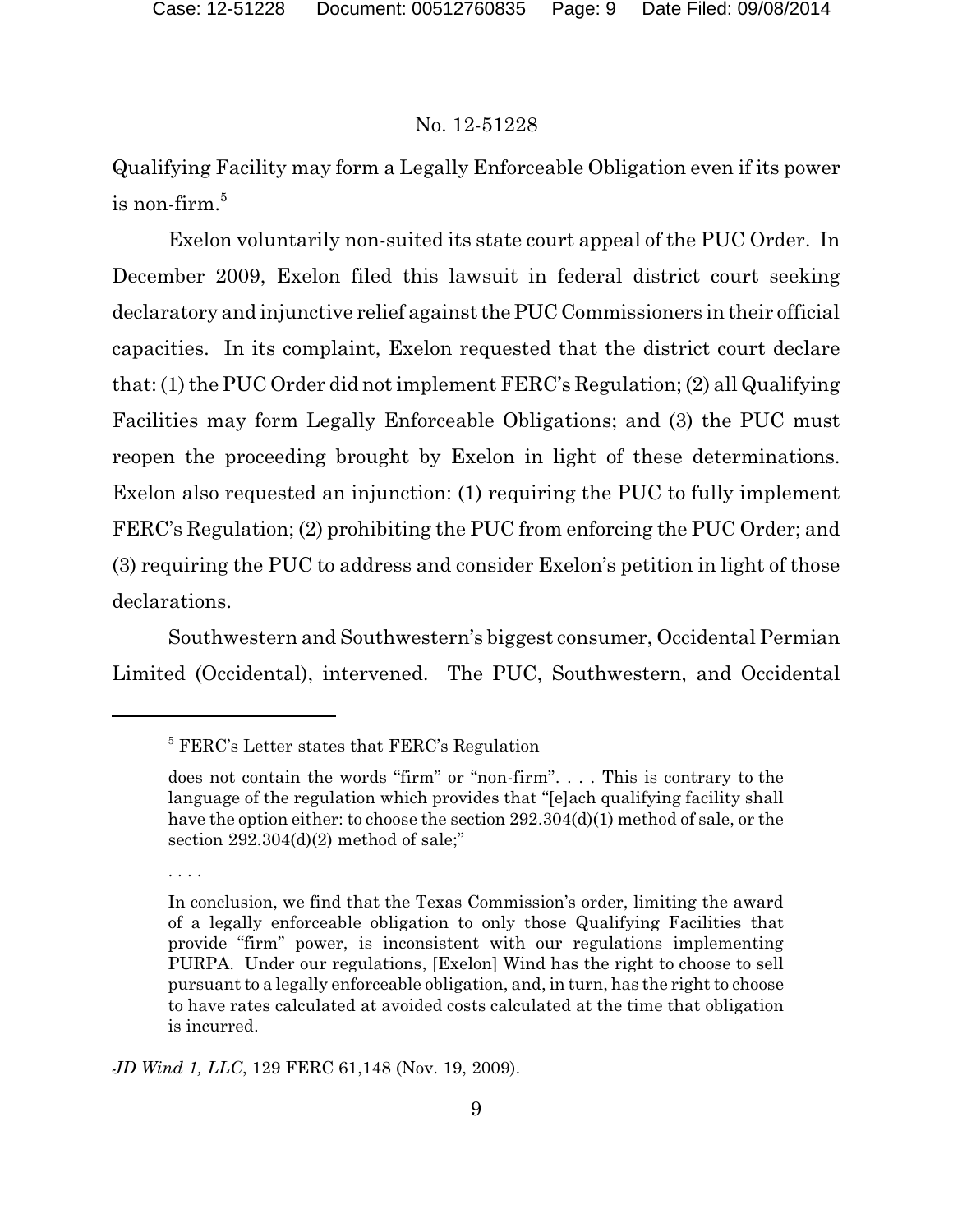Qualifying Facility may form a Legally Enforceable Obligation even if its power is non-firm.[5]

Exelon voluntarily non-suited its state court appeal of the PUC Order. In December 2009, Exelon filed this lawsuit in federal district court seeking declaratory and injunctive relief against the PUC Commissioners in their official capacities. In its complaint, Exelon requested that the district court declare that: (1) the PUC Order did not implement FERC's Regulation; (2) all Qualifying Facilities may form Legally Enforceable Obligations; and (3) the PUC must reopen the proceeding brought by Exelon in light of these determinations. Exelon also requested an injunction: (1) requiring the PUC to fully implement FERC's Regulation; (2) prohibiting the PUC from enforcing the PUC Order; and (3) requiring the PUC to address and consider Exelon's petition in light of those declarations.

Southwestern and Southwestern's biggest consumer, Occidental Permian Limited (Occidental), intervened. The PUC, Southwestern, and Occidental

---

[5] FERC's Letter states that FERC's Regulation

> does not contain the words "firm" or "non-firm". . . . This is contrary to the language of the regulation which provides that "[e]ach qualifying facility shall have the option either: to choose the section 292.304(d)(1) method of sale, or the section 292.304(d)(2) method of sale;"
>
> . . . .
>
> In conclusion, we find that the Texas Commission's order, limiting the award of a legally enforceable obligation to only those Qualifying Facilities that provide "firm" power, is inconsistent with our regulations implementing PURPA. Under our regulations, [Exelon] Wind has the right to choose to sell pursuant to a legally enforceable obligation, and, in turn, has the right to choose to have rates calculated at avoided costs calculated at the time that obligation is incurred.

*JD Wind 1, LLC*, 129 FERC 61,148 (Nov. 19, 2009).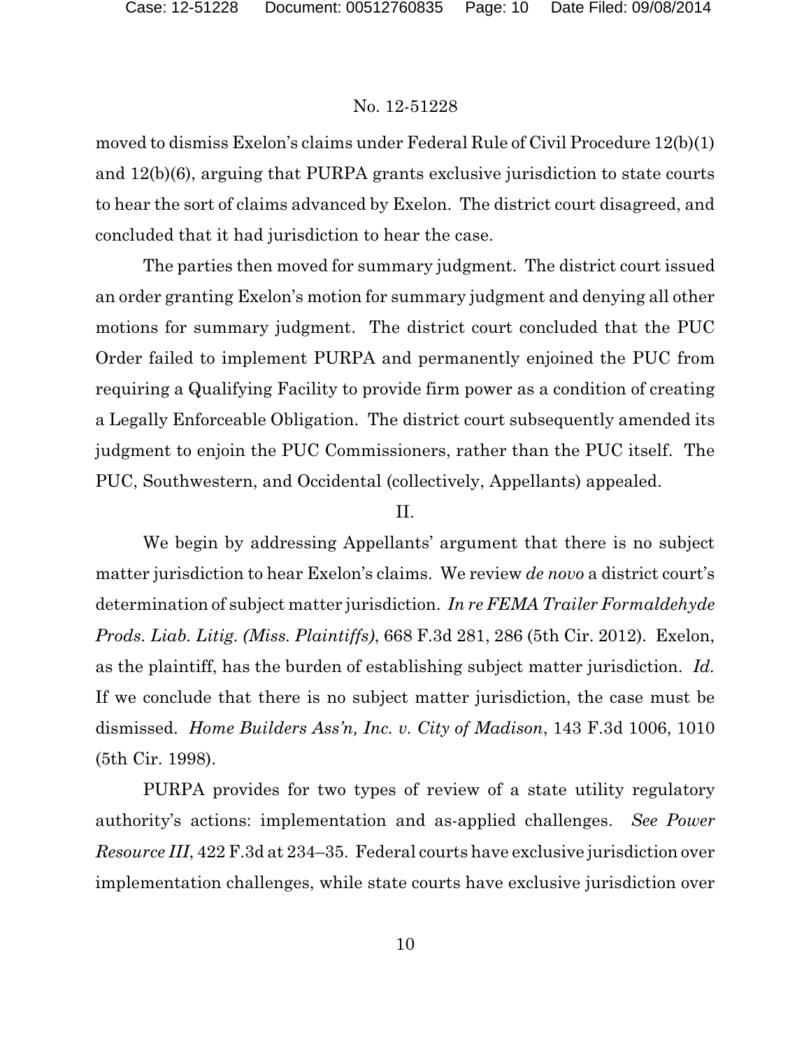moved to dismiss Exelon's claims under Federal Rule of Civil Procedure 12(b)(1) and 12(b)(6), arguing that PURPA grants exclusive jurisdiction to state courts to hear the sort of claims advanced by Exelon. The district court disagreed, and concluded that it had jurisdiction to hear the case.

The parties then moved for summary judgment. The district court issued an order granting Exelon's motion for summary judgment and denying all other motions for summary judgment. The district court concluded that the PUC Order failed to implement PURPA and permanently enjoined the PUC from requiring a Qualifying Facility to provide firm power as a condition of creating a Legally Enforceable Obligation. The district court subsequently amended its judgment to enjoin the PUC Commissioners, rather than the PUC itself. The PUC, Southwestern, and Occidental (collectively, Appellants) appealed.

## II.

We begin by addressing Appellants' argument that there is no subject matter jurisdiction to hear Exelon's claims. We review *de novo* a district court's determination of subject matter jurisdiction. *In re FEMA Trailer Formaldehyde Prods. Liab. Litig. (Miss. Plaintiffs)*, 668 F.3d 281, 286 (5th Cir. 2012). Exelon, as the plaintiff, has the burden of establishing subject matter jurisdiction. *Id.* If we conclude that there is no subject matter jurisdiction, the case must be dismissed. *Home Builders Ass'n, Inc. v. City of Madison*, 143 F.3d 1006, 1010 (5th Cir. 1998).

PURPA provides for two types of review of a state utility regulatory authority's actions: implementation and as-applied challenges. *See Power Resource III*, 422 F.3d at 234–35. Federal courts have exclusive jurisdiction over implementation challenges, while state courts have exclusive jurisdiction over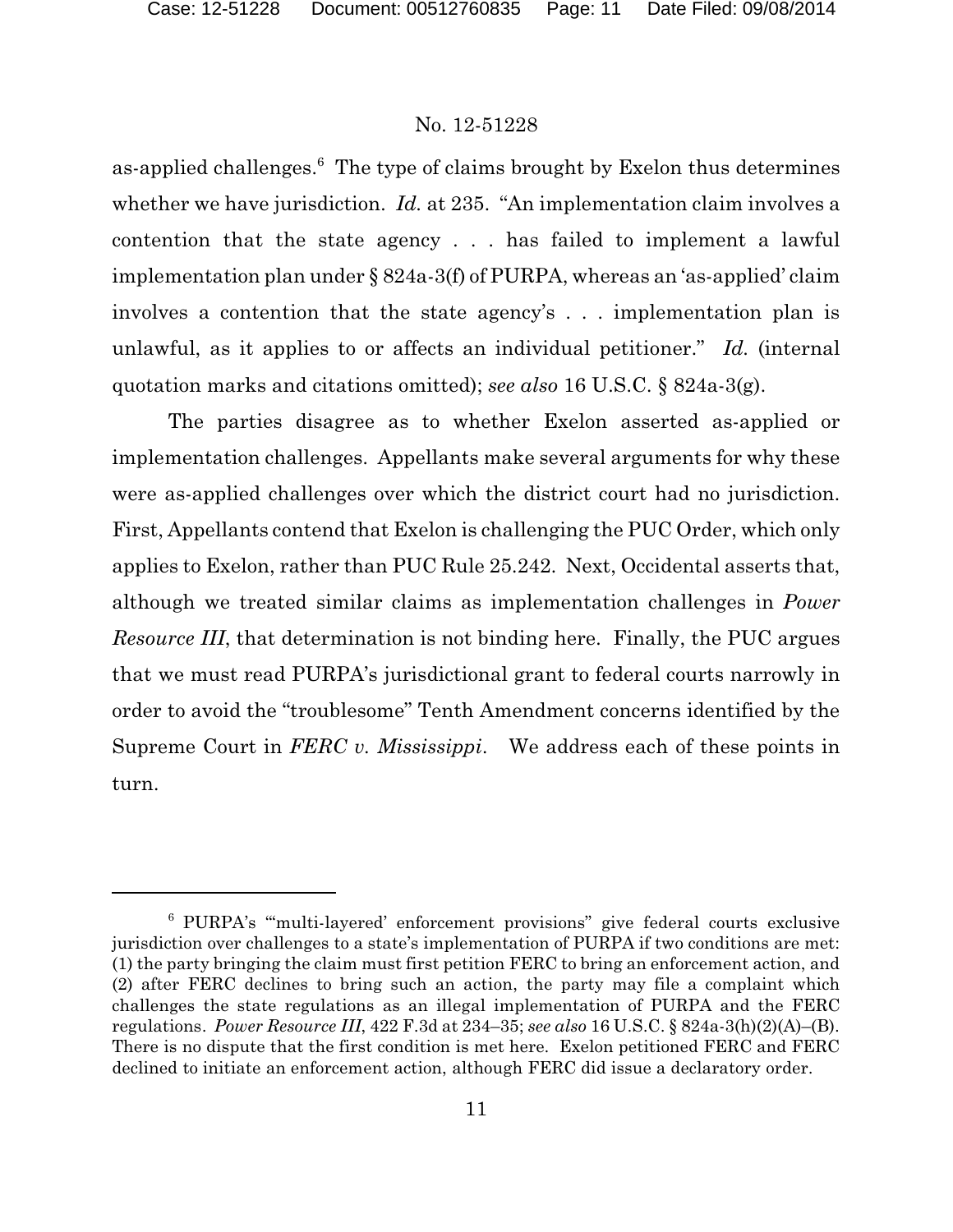as-applied challenges.[6] The type of claims brought by Exelon thus determines whether we have jurisdiction. *Id.* at 235. "An implementation claim involves a contention that the state agency . . . has failed to implement a lawful implementation plan under § 824a-3(f) of PURPA, whereas an 'as-applied' claim involves a contention that the state agency's . . . implementation plan is unlawful, as it applies to or affects an individual petitioner." *Id.* (internal quotation marks and citations omitted); *see also* 16 U.S.C. § 824a-3(g).

The parties disagree as to whether Exelon asserted as-applied or implementation challenges. Appellants make several arguments for why these were as-applied challenges over which the district court had no jurisdiction. First, Appellants contend that Exelon is challenging the PUC Order, which only applies to Exelon, rather than PUC Rule 25.242. Next, Occidental asserts that, although we treated similar claims as implementation challenges in *Power Resource III*, that determination is not binding here. Finally, the PUC argues that we must read PURPA's jurisdictional grant to federal courts narrowly in order to avoid the "troublesome" Tenth Amendment concerns identified by the Supreme Court in *FERC v. Mississippi*. We address each of these points in turn.

---

[6] PURPA's "'multi-layered' enforcement provisions" give federal courts exclusive jurisdiction over challenges to a state's implementation of PURPA if two conditions are met: (1) the party bringing the claim must first petition FERC to bring an enforcement action, and (2) after FERC declines to bring such an action, the party may file a complaint which challenges the state regulations as an illegal implementation of PURPA and the FERC regulations. *Power Resource III*, 422 F.3d at 234–35; *see also* 16 U.S.C. § 824a-3(h)(2)(A)–(B). There is no dispute that the first condition is met here. Exelon petitioned FERC and FERC declined to initiate an enforcement action, although FERC did issue a declaratory order.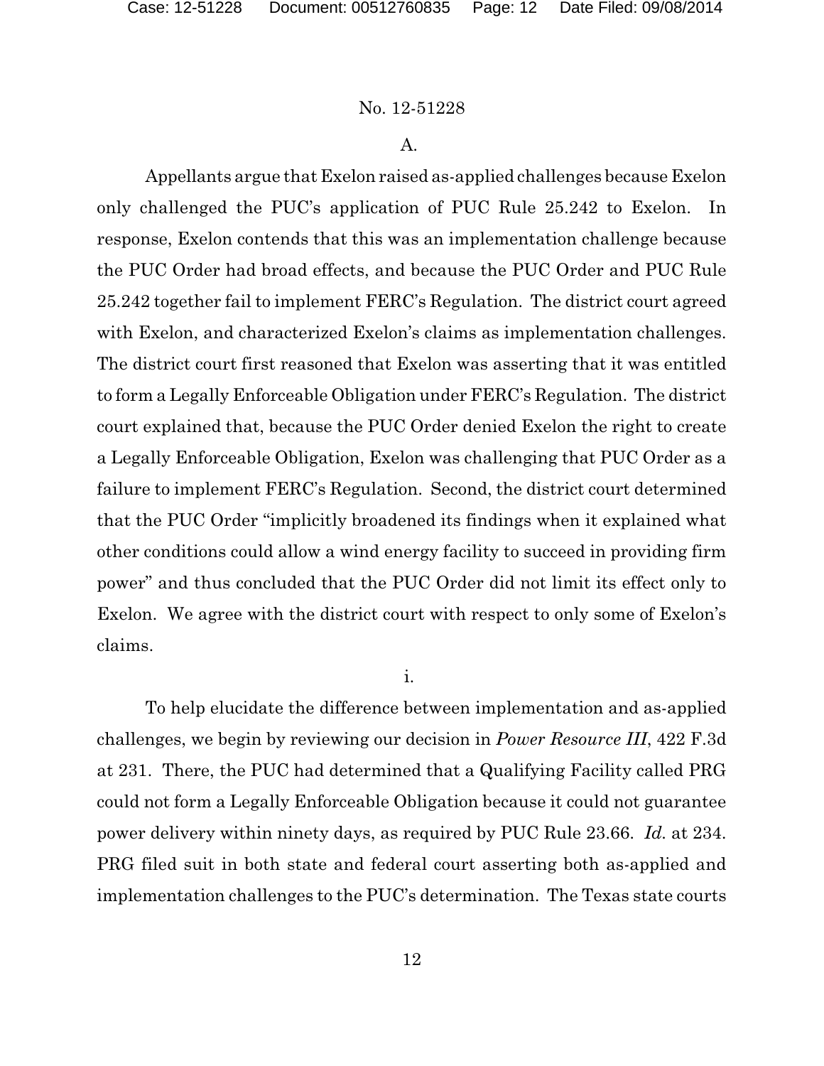A.

Appellants argue that Exelon raised as-applied challenges because Exelon only challenged the PUC's application of PUC Rule 25.242 to Exelon. In response, Exelon contends that this was an implementation challenge because the PUC Order had broad effects, and because the PUC Order and PUC Rule 25.242 together fail to implement FERC's Regulation. The district court agreed with Exelon, and characterized Exelon's claims as implementation challenges. The district court first reasoned that Exelon was asserting that it was entitled to form a Legally Enforceable Obligation under FERC's Regulation. The district court explained that, because the PUC Order denied Exelon the right to create a Legally Enforceable Obligation, Exelon was challenging that PUC Order as a failure to implement FERC's Regulation. Second, the district court determined that the PUC Order "implicitly broadened its findings when it explained what other conditions could allow a wind energy facility to succeed in providing firm power" and thus concluded that the PUC Order did not limit its effect only to Exelon. We agree with the district court with respect to only some of Exelon's claims.

i.

To help elucidate the difference between implementation and as-applied challenges, we begin by reviewing our decision in *Power Resource III*, 422 F.3d at 231. There, the PUC had determined that a Qualifying Facility called PRG could not form a Legally Enforceable Obligation because it could not guarantee power delivery within ninety days, as required by PUC Rule 23.66. *Id.* at 234. PRG filed suit in both state and federal court asserting both as-applied and implementation challenges to the PUC's determination. The Texas state courts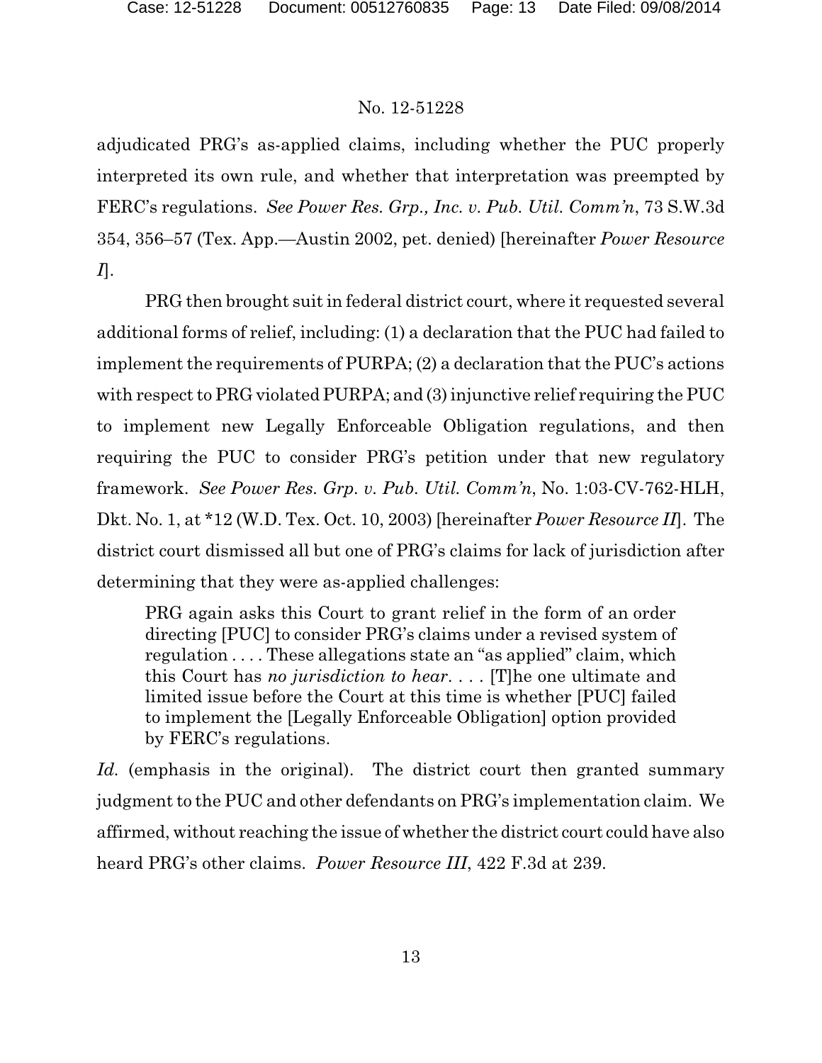adjudicated PRG's as-applied claims, including whether the PUC properly interpreted its own rule, and whether that interpretation was preempted by FERC's regulations. *See Power Res. Grp., Inc. v. Pub. Util. Comm'n*, 73 S.W.3d 354, 356–57 (Tex. App.—Austin 2002, pet. denied) [hereinafter *Power Resource I*].

PRG then brought suit in federal district court, where it requested several additional forms of relief, including: (1) a declaration that the PUC had failed to implement the requirements of PURPA; (2) a declaration that the PUC's actions with respect to PRG violated PURPA; and (3) injunctive relief requiring the PUC to implement new Legally Enforceable Obligation regulations, and then requiring the PUC to consider PRG's petition under that new regulatory framework. *See Power Res. Grp. v. Pub. Util. Comm'n*, No. 1:03-CV-762-HLH, Dkt. No. 1, at *12 (W.D. Tex. Oct. 10, 2003) [hereinafter *Power Resource II*]. The district court dismissed all but one of PRG's claims for lack of jurisdiction after determining that they were as-applied challenges:

> PRG again asks this Court to grant relief in the form of an order directing [PUC] to consider PRG's claims under a revised system of regulation . . . . These allegations state an "as applied" claim, which this Court has *no jurisdiction to hear*. . . . [T]he one ultimate and limited issue before the Court at this time is whether [PUC] failed to implement the [Legally Enforceable Obligation] option provided by FERC's regulations.

*Id.* (emphasis in the original). The district court then granted summary judgment to the PUC and other defendants on PRG's implementation claim. We affirmed, without reaching the issue of whether the district court could have also heard PRG's other claims. *Power Resource III*, 422 F.3d at 239.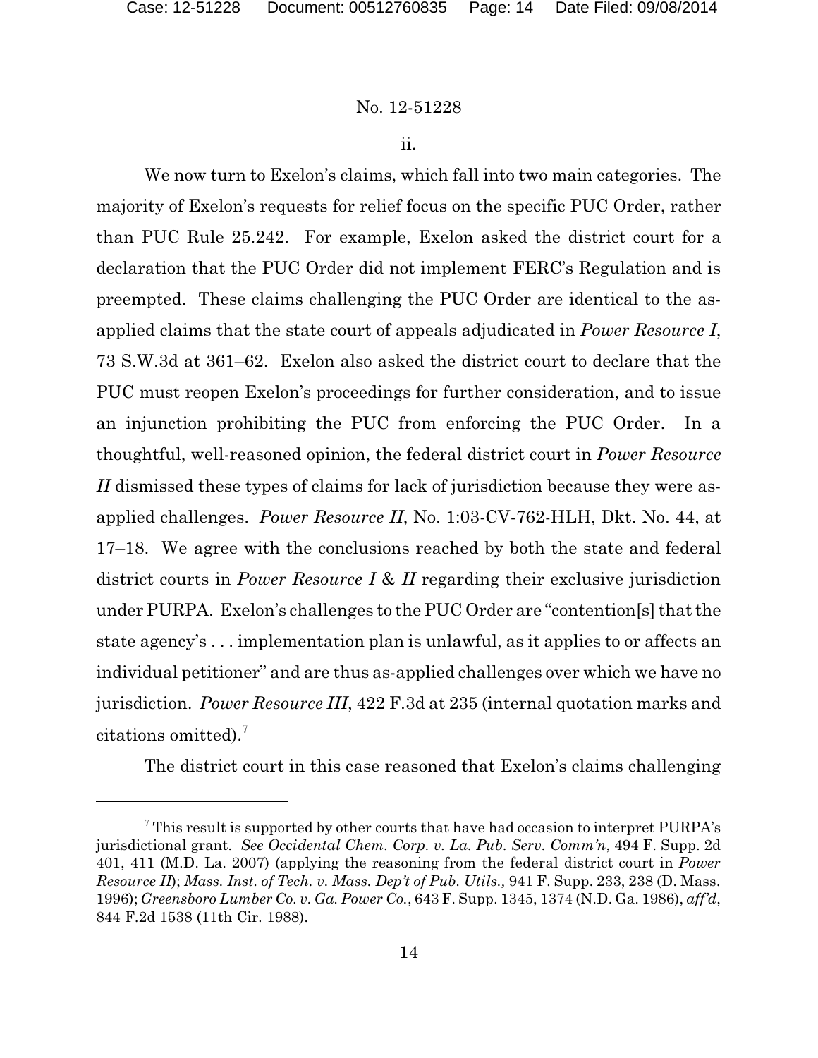ii.

We now turn to Exelon's claims, which fall into two main categories. The majority of Exelon's requests for relief focus on the specific PUC Order, rather than PUC Rule 25.242. For example, Exelon asked the district court for a declaration that the PUC Order did not implement FERC's Regulation and is preempted. These claims challenging the PUC Order are identical to the as-applied claims that the state court of appeals adjudicated in *Power Resource I*, 73 S.W.3d at 361–62. Exelon also asked the district court to declare that the PUC must reopen Exelon's proceedings for further consideration, and to issue an injunction prohibiting the PUC from enforcing the PUC Order. In a thoughtful, well-reasoned opinion, the federal district court in *Power Resource II* dismissed these types of claims for lack of jurisdiction because they were as-applied challenges. *Power Resource II*, No. 1:03-CV-762-HLH, Dkt. No. 44, at 17–18. We agree with the conclusions reached by both the state and federal district courts in *Power Resource I* & *II* regarding their exclusive jurisdiction under PURPA. Exelon's challenges to the PUC Order are "contention[s] that the state agency's . . . implementation plan is unlawful, as it applies to or affects an individual petitioner" and are thus as-applied challenges over which we have no jurisdiction. *Power Resource III*, 422 F.3d at 235 (internal quotation marks and citations omitted).[7]

The district court in this case reasoned that Exelon's claims challenging

---

[7] This result is supported by other courts that have had occasion to interpret PURPA's jurisdictional grant. *See Occidental Chem. Corp. v. La. Pub. Serv. Comm'n*, 494 F. Supp. 2d 401, 411 (M.D. La. 2007) (applying the reasoning from the federal district court in *Power Resource II*); *Mass. Inst. of Tech. v. Mass. Dep't of Pub. Utils.,* 941 F. Supp. 233, 238 (D. Mass. 1996); *Greensboro Lumber Co. v. Ga. Power Co.*, 643 F. Supp. 1345, 1374 (N.D. Ga. 1986), *aff'd*, 844 F.2d 1538 (11th Cir. 1988).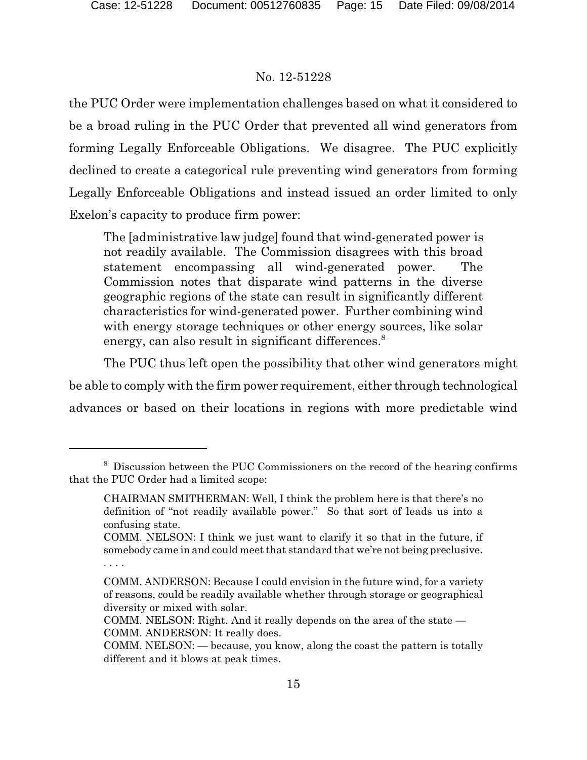the PUC Order were implementation challenges based on what it considered to be a broad ruling in the PUC Order that prevented all wind generators from forming Legally Enforceable Obligations. We disagree. The PUC explicitly declined to create a categorical rule preventing wind generators from forming Legally Enforceable Obligations and instead issued an order limited to only Exelon's capacity to produce firm power:

> The [administrative law judge] found that wind-generated power is not readily available. The Commission disagrees with this broad statement encompassing all wind-generated power. The Commission notes that disparate wind patterns in the diverse geographic regions of the state can result in significantly different characteristics for wind-generated power. Further combining wind with energy storage techniques or other energy sources, like solar energy, can also result in significant differences.[8]

The PUC thus left open the possibility that other wind generators might be able to comply with the firm power requirement, either through technological advances or based on their locations in regions with more predictable wind

---

[8] Discussion between the PUC Commissioners on the record of the hearing confirms that the PUC Order had a limited scope:

> CHAIRMAN SMITHERMAN: Well, I think the problem here is that there's no definition of "not readily available power." So that sort of leads us into a confusing state.
>
> COMM. NELSON: I think we just want to clarify it so that in the future, if somebody came in and could meet that standard that we're not being preclusive. . . . .
>
> COMM. ANDERSON: Because I could envision in the future wind, for a variety of reasons, could be readily available whether through storage or geographical diversity or mixed with solar.
>
> COMM. NELSON: Right. And it really depends on the area of the state —
>
> COMM. ANDERSON: It really does.
>
> COMM. NELSON: — because, you know, along the coast the pattern is totally different and it blows at peak times.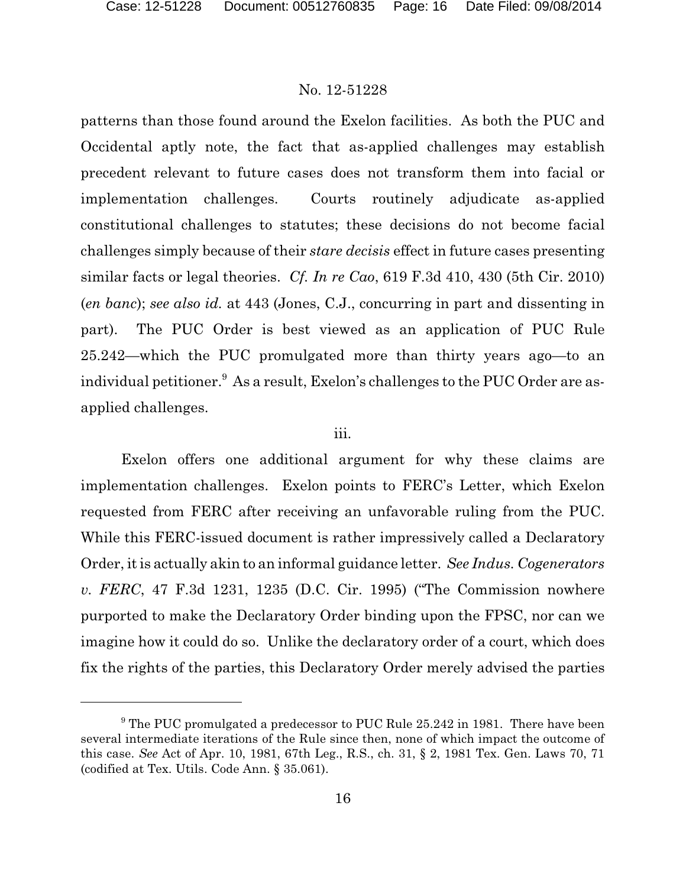patterns than those found around the Exelon facilities. As both the PUC and Occidental aptly note, the fact that as-applied challenges may establish precedent relevant to future cases does not transform them into facial or implementation challenges. Courts routinely adjudicate as-applied constitutional challenges to statutes; these decisions do not become facial challenges simply because of their *stare decisis* effect in future cases presenting similar facts or legal theories. *Cf. In re Cao*, 619 F.3d 410, 430 (5th Cir. 2010) (*en banc*); *see also id.* at 443 (Jones, C.J., concurring in part and dissenting in part). The PUC Order is best viewed as an application of PUC Rule 25.242—which the PUC promulgated more than thirty years ago—to an individual petitioner.[9] As a result, Exelon's challenges to the PUC Order are as-applied challenges.

iii.

Exelon offers one additional argument for why these claims are implementation challenges. Exelon points to FERC's Letter, which Exelon requested from FERC after receiving an unfavorable ruling from the PUC. While this FERC-issued document is rather impressively called a Declaratory Order, it is actually akin to an informal guidance letter. *See Indus. Cogenerators v. FERC*, 47 F.3d 1231, 1235 (D.C. Cir. 1995) ("The Commission nowhere purported to make the Declaratory Order binding upon the FPSC, nor can we imagine how it could do so. Unlike the declaratory order of a court, which does fix the rights of the parties, this Declaratory Order merely advised the parties

---

[9] The PUC promulgated a predecessor to PUC Rule 25.242 in 1981. There have been several intermediate iterations of the Rule since then, none of which impact the outcome of this case. *See* Act of Apr. 10, 1981, 67th Leg., R.S., ch. 31, § 2, 1981 Tex. Gen. Laws 70, 71 (codified at Tex. Utils. Code Ann. § 35.061).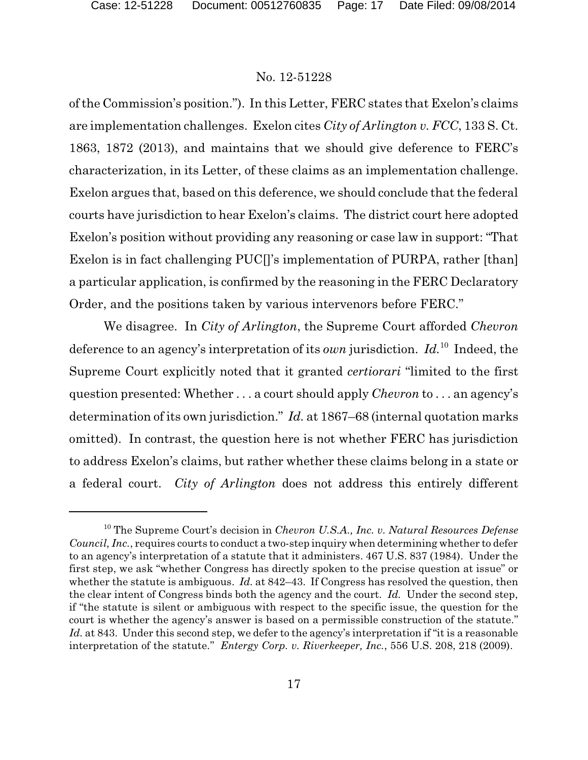of the Commission's position."). In this Letter, FERC states that Exelon's claims are implementation challenges. Exelon cites *City of Arlington v. FCC*, 133 S. Ct. 1863, 1872 (2013), and maintains that we should give deference to FERC's characterization, in its Letter, of these claims as an implementation challenge. Exelon argues that, based on this deference, we should conclude that the federal courts have jurisdiction to hear Exelon's claims. The district court here adopted Exelon's position without providing any reasoning or case law in support: "That Exelon is in fact challenging PUC[]'s implementation of PURPA, rather [than] a particular application, is confirmed by the reasoning in the FERC Declaratory Order, and the positions taken by various intervenors before FERC."

We disagree. In *City of Arlington*, the Supreme Court afforded *Chevron* deference to an agency's interpretation of its *own* jurisdiction. *Id.*[10] Indeed, the Supreme Court explicitly noted that it granted *certiorari* "limited to the first question presented: Whether . . . a court should apply *Chevron* to . . . an agency's determination of its own jurisdiction." *Id.* at 1867–68 (internal quotation marks omitted). In contrast, the question here is not whether FERC has jurisdiction to address Exelon's claims, but rather whether these claims belong in a state or a federal court. *City of Arlington* does not address this entirely different

---

[10] The Supreme Court's decision in *Chevron U.S.A., Inc. v. Natural Resources Defense Council, Inc.*, requires courts to conduct a two-step inquiry when determining whether to defer to an agency's interpretation of a statute that it administers. 467 U.S. 837 (1984). Under the first step, we ask "whether Congress has directly spoken to the precise question at issue" or whether the statute is ambiguous. *Id.* at 842–43. If Congress has resolved the question, then the clear intent of Congress binds both the agency and the court. *Id.* Under the second step, if "the statute is silent or ambiguous with respect to the specific issue, the question for the court is whether the agency's answer is based on a permissible construction of the statute." *Id.* at 843. Under this second step, we defer to the agency's interpretation if "it is a reasonable interpretation of the statute." *Entergy Corp. v. Riverkeeper, Inc.*, 556 U.S. 208, 218 (2009).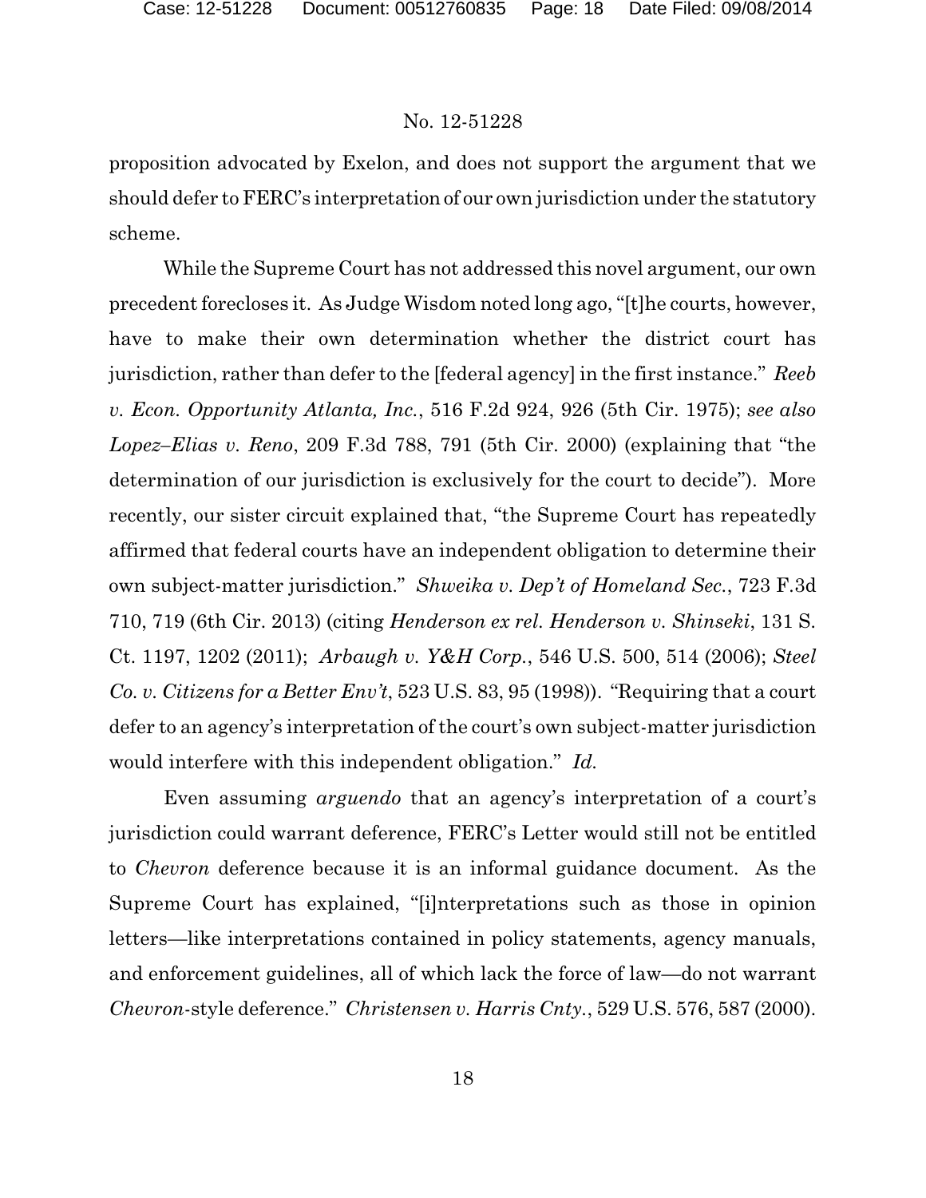proposition advocated by Exelon, and does not support the argument that we should defer to FERC's interpretation of our own jurisdiction under the statutory scheme.

While the Supreme Court has not addressed this novel argument, our own precedent forecloses it. As Judge Wisdom noted long ago, "[t]he courts, however, have to make their own determination whether the district court has jurisdiction, rather than defer to the [federal agency] in the first instance." *Reeb v. Econ. Opportunity Atlanta, Inc.*, 516 F.2d 924, 926 (5th Cir. 1975); *see also Lopez–Elias v. Reno*, 209 F.3d 788, 791 (5th Cir. 2000) (explaining that "the determination of our jurisdiction is exclusively for the court to decide"). More recently, our sister circuit explained that, "the Supreme Court has repeatedly affirmed that federal courts have an independent obligation to determine their own subject-matter jurisdiction." *Shweika v. Dep't of Homeland Sec.*, 723 F.3d 710, 719 (6th Cir. 2013) (citing *Henderson ex rel. Henderson v. Shinseki*, 131 S. Ct. 1197, 1202 (2011); *Arbaugh v. Y&H Corp.*, 546 U.S. 500, 514 (2006); *Steel Co. v. Citizens for a Better Env't*, 523 U.S. 83, 95 (1998)). "Requiring that a court defer to an agency's interpretation of the court's own subject-matter jurisdiction would interfere with this independent obligation." *Id.*

Even assuming *arguendo* that an agency's interpretation of a court's jurisdiction could warrant deference, FERC's Letter would still not be entitled to *Chevron* deference because it is an informal guidance document. As the Supreme Court has explained, "[i]nterpretations such as those in opinion letters—like interpretations contained in policy statements, agency manuals, and enforcement guidelines, all of which lack the force of law—do not warrant *Chevron*-style deference." *Christensen v. Harris Cnty.*, 529 U.S. 576, 587 (2000).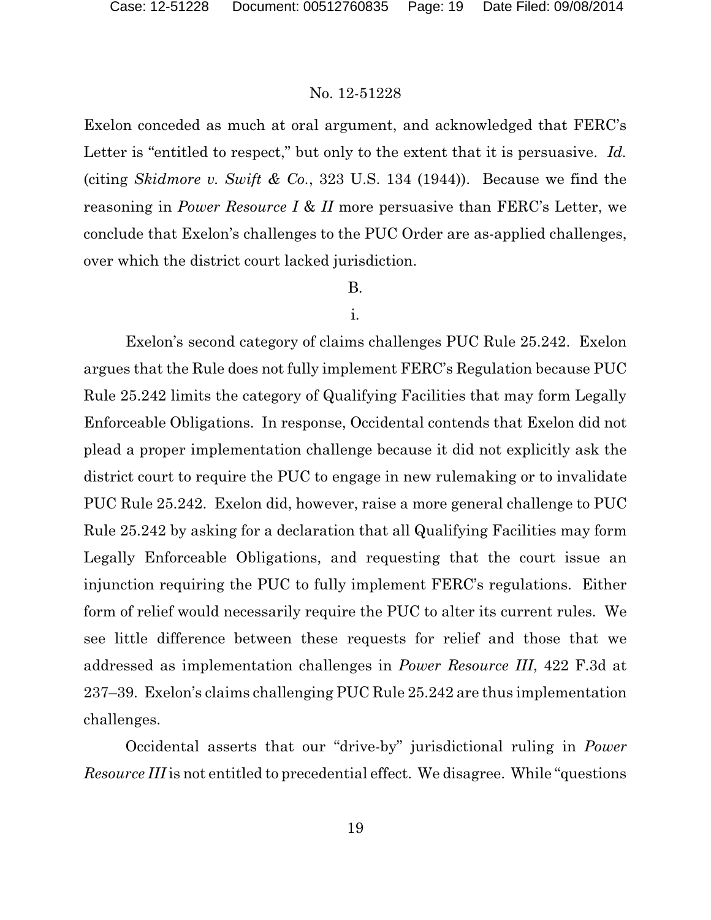Exelon conceded as much at oral argument, and acknowledged that FERC's Letter is "entitled to respect," but only to the extent that it is persuasive. *Id.* (citing *Skidmore v. Swift & Co.*, 323 U.S. 134 (1944)). Because we find the reasoning in *Power Resource I* & *II* more persuasive than FERC's Letter, we conclude that Exelon's challenges to the PUC Order are as-applied challenges, over which the district court lacked jurisdiction.

B.

i.

Exelon's second category of claims challenges PUC Rule 25.242. Exelon argues that the Rule does not fully implement FERC's Regulation because PUC Rule 25.242 limits the category of Qualifying Facilities that may form Legally Enforceable Obligations. In response, Occidental contends that Exelon did not plead a proper implementation challenge because it did not explicitly ask the district court to require the PUC to engage in new rulemaking or to invalidate PUC Rule 25.242. Exelon did, however, raise a more general challenge to PUC Rule 25.242 by asking for a declaration that all Qualifying Facilities may form Legally Enforceable Obligations, and requesting that the court issue an injunction requiring the PUC to fully implement FERC's regulations. Either form of relief would necessarily require the PUC to alter its current rules. We see little difference between these requests for relief and those that we addressed as implementation challenges in *Power Resource III*, 422 F.3d at 237–39. Exelon's claims challenging PUC Rule 25.242 are thus implementation challenges.

Occidental asserts that our "drive-by" jurisdictional ruling in *Power Resource III* is not entitled to precedential effect. We disagree. While "questions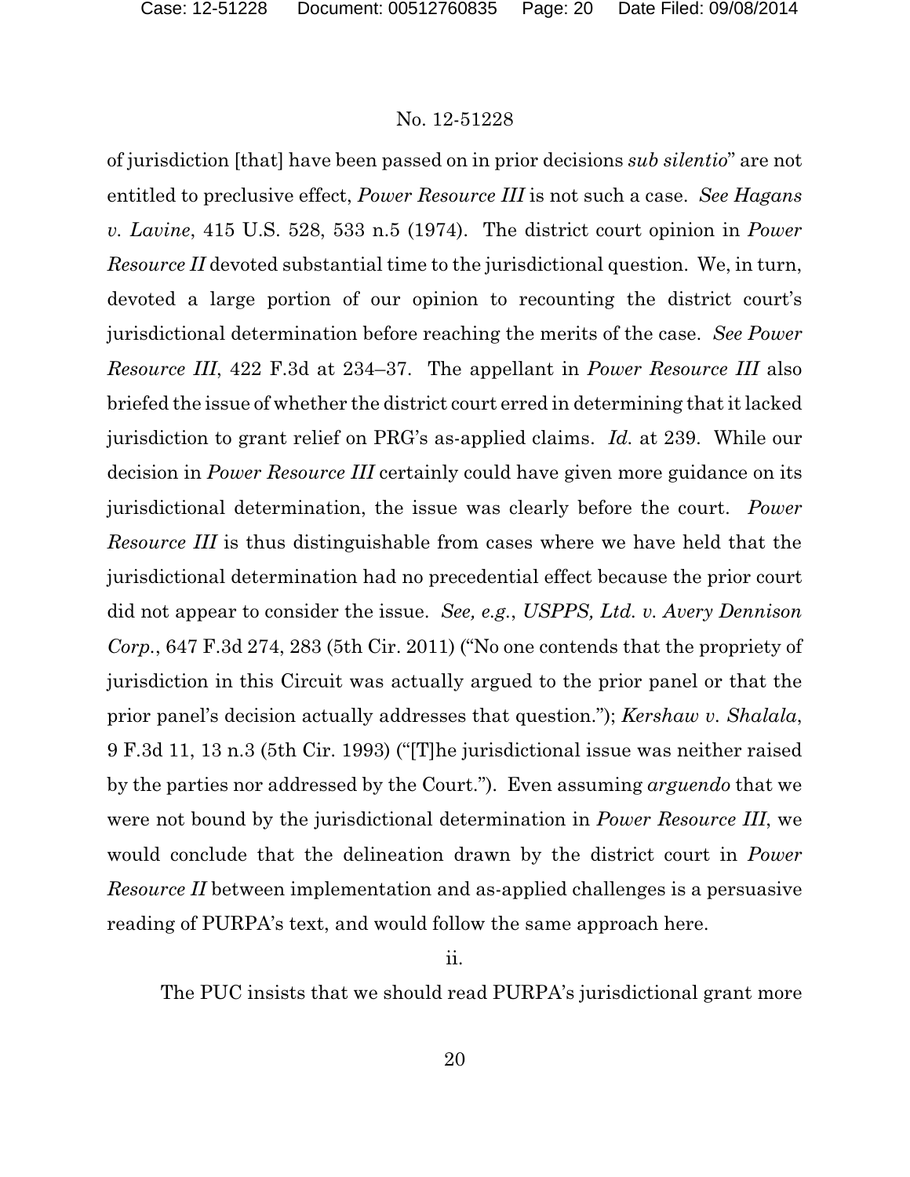of jurisdiction [that] have been passed on in prior decisions *sub silentio*" are not entitled to preclusive effect, *Power Resource III* is not such a case. *See Hagans v. Lavine*, 415 U.S. 528, 533 n.5 (1974). The district court opinion in *Power Resource II* devoted substantial time to the jurisdictional question. We, in turn, devoted a large portion of our opinion to recounting the district court's jurisdictional determination before reaching the merits of the case. *See Power Resource III*, 422 F.3d at 234–37. The appellant in *Power Resource III* also briefed the issue of whether the district court erred in determining that it lacked jurisdiction to grant relief on PRG's as-applied claims. *Id.* at 239. While our decision in *Power Resource III* certainly could have given more guidance on its jurisdictional determination, the issue was clearly before the court. *Power Resource III* is thus distinguishable from cases where we have held that the jurisdictional determination had no precedential effect because the prior court did not appear to consider the issue. *See, e.g.*, *USPPS, Ltd. v. Avery Dennison Corp.*, 647 F.3d 274, 283 (5th Cir. 2011) ("No one contends that the propriety of jurisdiction in this Circuit was actually argued to the prior panel or that the prior panel's decision actually addresses that question."); *Kershaw v. Shalala*, 9 F.3d 11, 13 n.3 (5th Cir. 1993) ("[T]he jurisdictional issue was neither raised by the parties nor addressed by the Court."). Even assuming *arguendo* that we were not bound by the jurisdictional determination in *Power Resource III*, we would conclude that the delineation drawn by the district court in *Power Resource II* between implementation and as-applied challenges is a persuasive reading of PURPA's text, and would follow the same approach here.

ii.

The PUC insists that we should read PURPA's jurisdictional grant more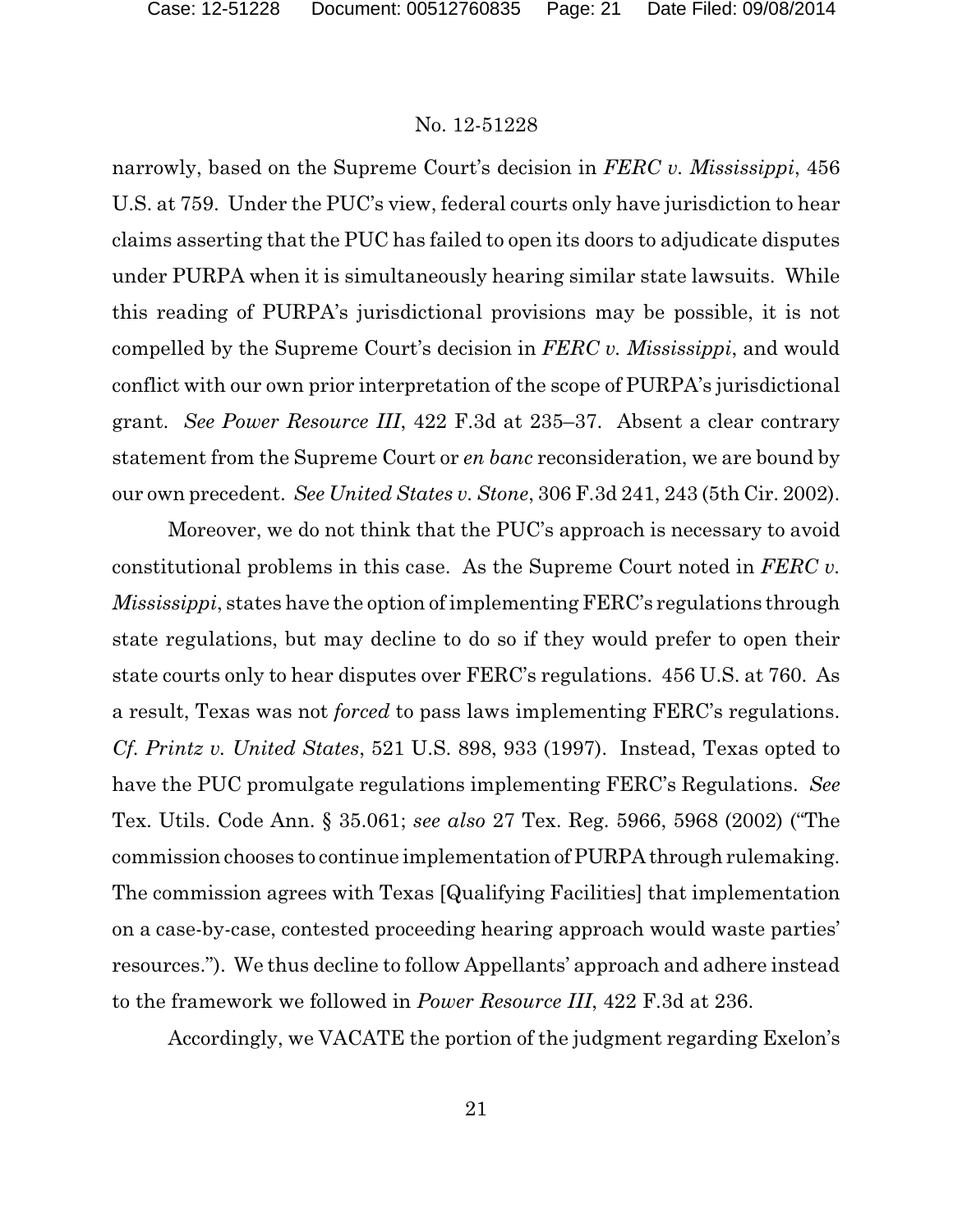narrowly, based on the Supreme Court's decision in *FERC v. Mississippi*, 456 U.S. at 759. Under the PUC's view, federal courts only have jurisdiction to hear claims asserting that the PUC has failed to open its doors to adjudicate disputes under PURPA when it is simultaneously hearing similar state lawsuits. While this reading of PURPA's jurisdictional provisions may be possible, it is not compelled by the Supreme Court's decision in *FERC v. Mississippi*, and would conflict with our own prior interpretation of the scope of PURPA's jurisdictional grant. *See Power Resource III*, 422 F.3d at 235–37. Absent a clear contrary statement from the Supreme Court or *en banc* reconsideration, we are bound by our own precedent. *See United States v. Stone*, 306 F.3d 241, 243 (5th Cir. 2002).

Moreover, we do not think that the PUC's approach is necessary to avoid constitutional problems in this case. As the Supreme Court noted in *FERC v. Mississippi*, states have the option of implementing FERC's regulations through state regulations, but may decline to do so if they would prefer to open their state courts only to hear disputes over FERC's regulations. 456 U.S. at 760. As a result, Texas was not *forced* to pass laws implementing FERC's regulations. *Cf. Printz v. United States*, 521 U.S. 898, 933 (1997). Instead, Texas opted to have the PUC promulgate regulations implementing FERC's Regulations. *See* Tex. Utils. Code Ann. § 35.061; *see also* 27 Tex. Reg. 5966, 5968 (2002) ("The commission chooses to continue implementation of PURPA through rulemaking. The commission agrees with Texas [Qualifying Facilities] that implementation on a case-by-case, contested proceeding hearing approach would waste parties' resources."). We thus decline to follow Appellants' approach and adhere instead to the framework we followed in *Power Resource III*, 422 F.3d at 236.

Accordingly, we VACATE the portion of the judgment regarding Exelon's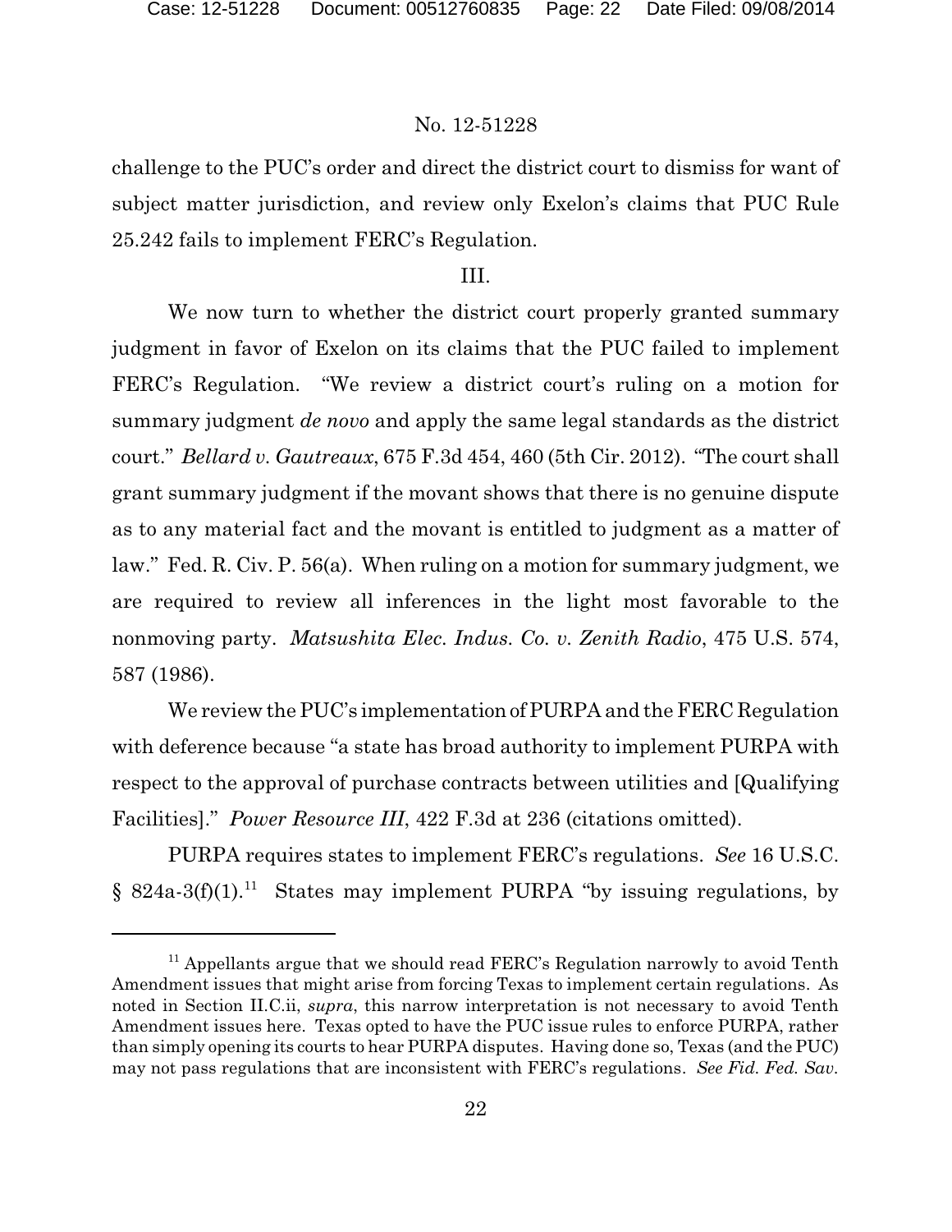challenge to the PUC's order and direct the district court to dismiss for want of subject matter jurisdiction, and review only Exelon's claims that PUC Rule 25.242 fails to implement FERC's Regulation.

## III.

We now turn to whether the district court properly granted summary judgment in favor of Exelon on its claims that the PUC failed to implement FERC's Regulation. "We review a district court's ruling on a motion for summary judgment *de novo* and apply the same legal standards as the district court." *Bellard v. Gautreaux*, 675 F.3d 454, 460 (5th Cir. 2012). "The court shall grant summary judgment if the movant shows that there is no genuine dispute as to any material fact and the movant is entitled to judgment as a matter of law." Fed. R. Civ. P. 56(a). When ruling on a motion for summary judgment, we are required to review all inferences in the light most favorable to the nonmoving party. *Matsushita Elec. Indus. Co. v. Zenith Radio*, 475 U.S. 574, 587 (1986).

We review the PUC's implementation of PURPA and the FERC Regulation with deference because "a state has broad authority to implement PURPA with respect to the approval of purchase contracts between utilities and [Qualifying Facilities]." *Power Resource III*, 422 F.3d at 236 (citations omitted).

PURPA requires states to implement FERC's regulations. *See* 16 U.S.C. § 824a-3(f)(1).[11] States may implement PURPA "by issuing regulations, by

---

[11] Appellants argue that we should read FERC's Regulation narrowly to avoid Tenth Amendment issues that might arise from forcing Texas to implement certain regulations. As noted in Section II.C.ii, *supra*, this narrow interpretation is not necessary to avoid Tenth Amendment issues here. Texas opted to have the PUC issue rules to enforce PURPA, rather than simply opening its courts to hear PURPA disputes. Having done so, Texas (and the PUC) may not pass regulations that are inconsistent with FERC's regulations. *See Fid. Fed. Sav.*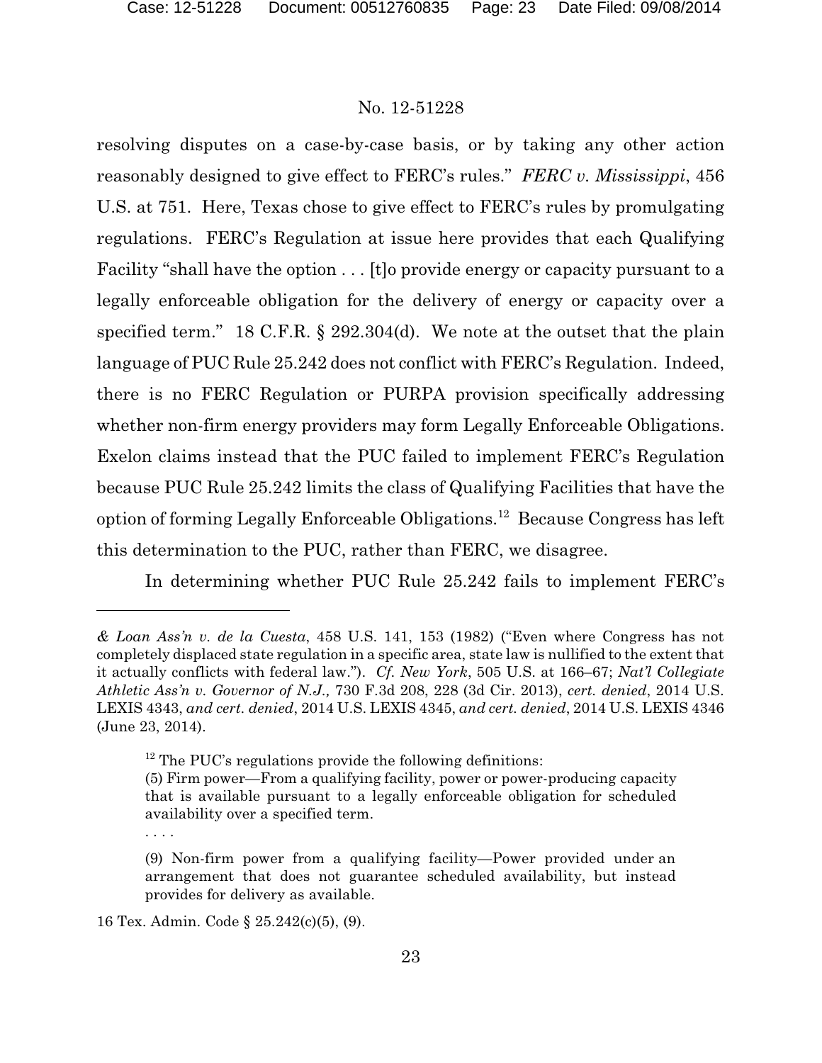resolving disputes on a case-by-case basis, or by taking any other action reasonably designed to give effect to FERC's rules." *FERC v. Mississippi*, 456 U.S. at 751. Here, Texas chose to give effect to FERC's rules by promulgating regulations. FERC's Regulation at issue here provides that each Qualifying Facility "shall have the option . . . [t]o provide energy or capacity pursuant to a legally enforceable obligation for the delivery of energy or capacity over a specified term." 18 C.F.R. § 292.304(d). We note at the outset that the plain language of PUC Rule 25.242 does not conflict with FERC's Regulation. Indeed, there is no FERC Regulation or PURPA provision specifically addressing whether non-firm energy providers may form Legally Enforceable Obligations. Exelon claims instead that the PUC failed to implement FERC's Regulation because PUC Rule 25.242 limits the class of Qualifying Facilities that have the option of forming Legally Enforceable Obligations.[12] Because Congress has left this determination to the PUC, rather than FERC, we disagree.

In determining whether PUC Rule 25.242 fails to implement FERC's

---

*& Loan Ass'n v. de la Cuesta*, 458 U.S. 141, 153 (1982) ("Even where Congress has not completely displaced state regulation in a specific area, state law is nullified to the extent that it actually conflicts with federal law."). *Cf. New York*, 505 U.S. at 166–67; *Nat'l Collegiate Athletic Ass'n v. Governor of N.J.,* 730 F.3d 208, 228 (3d Cir. 2013), *cert. denied*, 2014 U.S. LEXIS 4343, *and cert. denied*, 2014 U.S. LEXIS 4345, *and cert. denied*, 2014 U.S. LEXIS 4346 (June 23, 2014).

[12] The PUC's regulations provide the following definitions:

> (5) Firm power—From a qualifying facility, power or power-producing capacity that is available pursuant to a legally enforceable obligation for scheduled availability over a specified term.
>
> . . . .
>
> (9) Non-firm power from a qualifying facility—Power provided under an arrangement that does not guarantee scheduled availability, but instead provides for delivery as available.

16 Tex. Admin. Code § 25.242(c)(5), (9).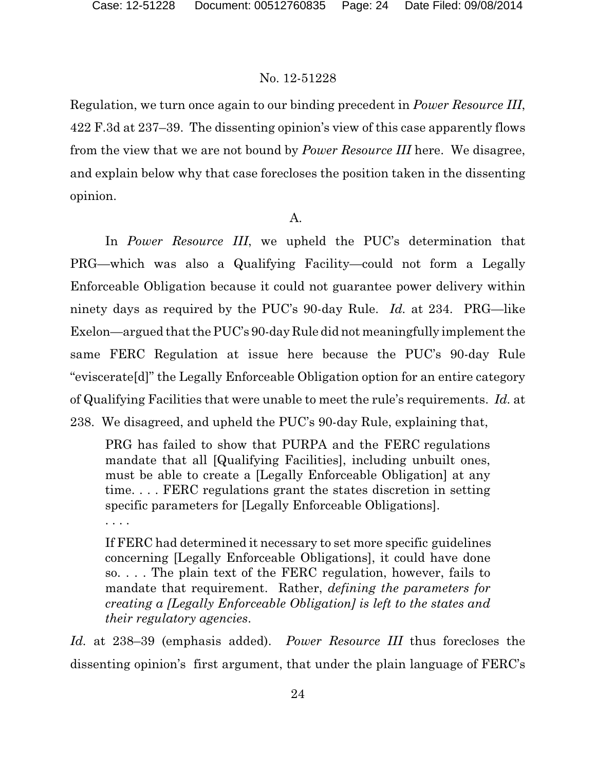Regulation, we turn once again to our binding precedent in *Power Resource III*, 422 F.3d at 237–39. The dissenting opinion's view of this case apparently flows from the view that we are not bound by *Power Resource III* here. We disagree, and explain below why that case forecloses the position taken in the dissenting opinion.

A.

In *Power Resource III*, we upheld the PUC's determination that PRG—which was also a Qualifying Facility—could not form a Legally Enforceable Obligation because it could not guarantee power delivery within ninety days as required by the PUC's 90-day Rule. *Id.* at 234. PRG—like Exelon—argued that the PUC's 90-day Rule did not meaningfully implement the same FERC Regulation at issue here because the PUC's 90-day Rule "eviscerate[d]" the Legally Enforceable Obligation option for an entire category of Qualifying Facilities that were unable to meet the rule's requirements. *Id.* at 238. We disagreed, and upheld the PUC's 90-day Rule, explaining that,

> PRG has failed to show that PURPA and the FERC regulations mandate that all [Qualifying Facilities], including unbuilt ones, must be able to create a [Legally Enforceable Obligation] at any time. . . . FERC regulations grant the states discretion in setting specific parameters for [Legally Enforceable Obligations].
>
> . . . .
>
> If FERC had determined it necessary to set more specific guidelines concerning [Legally Enforceable Obligations], it could have done so. . . . The plain text of the FERC regulation, however, fails to mandate that requirement. Rather, *defining the parameters for creating a [Legally Enforceable Obligation] is left to the states and their regulatory agencies*.

*Id.* at 238–39 (emphasis added). *Power Resource III* thus forecloses the dissenting opinion's first argument, that under the plain language of FERC's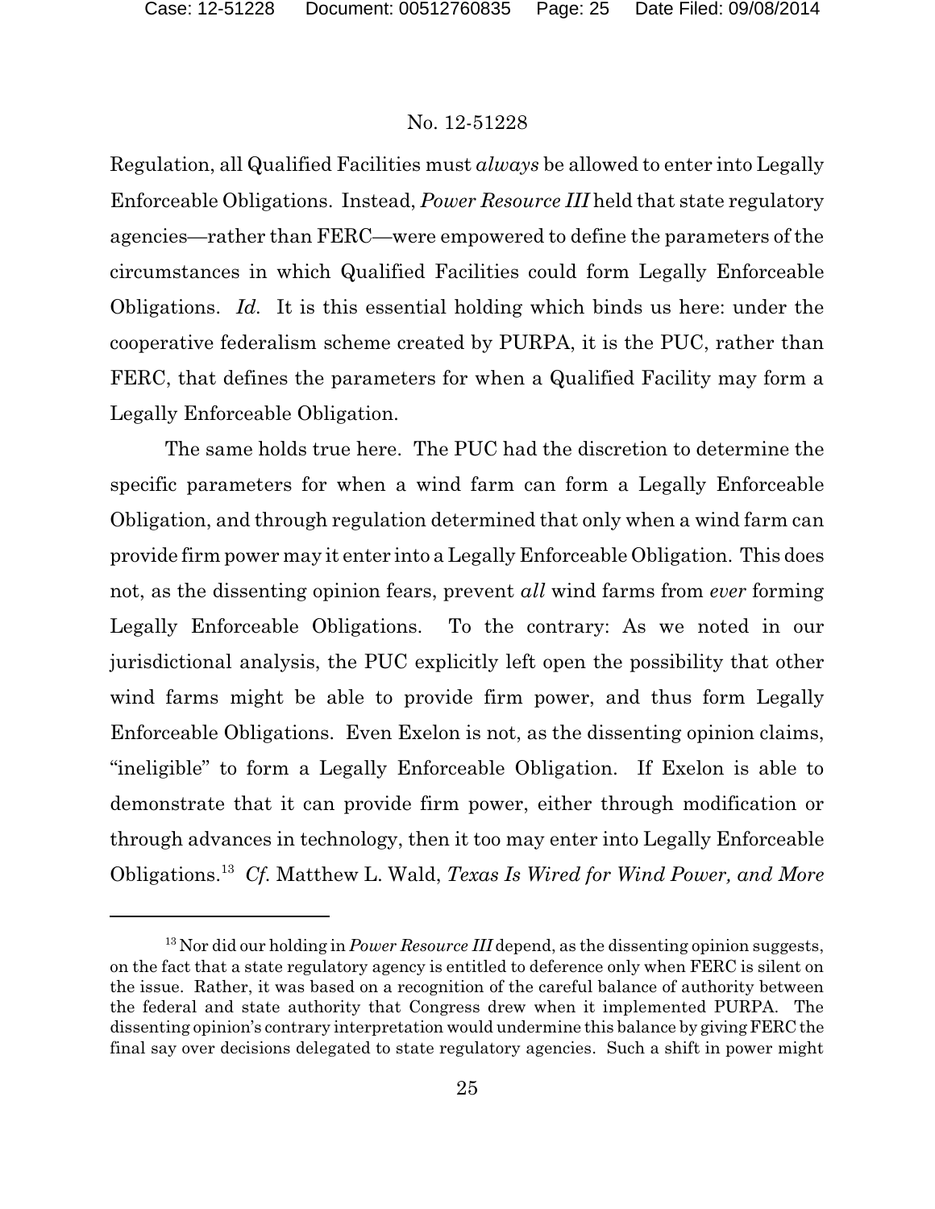Regulation, all Qualified Facilities must *always* be allowed to enter into Legally Enforceable Obligations. Instead, *Power Resource III* held that state regulatory agencies—rather than FERC—were empowered to define the parameters of the circumstances in which Qualified Facilities could form Legally Enforceable Obligations. *Id.* It is this essential holding which binds us here: under the cooperative federalism scheme created by PURPA, it is the PUC, rather than FERC, that defines the parameters for when a Qualified Facility may form a Legally Enforceable Obligation.

The same holds true here. The PUC had the discretion to determine the specific parameters for when a wind farm can form a Legally Enforceable Obligation, and through regulation determined that only when a wind farm can provide firm power may it enter into a Legally Enforceable Obligation. This does not, as the dissenting opinion fears, prevent *all* wind farms from *ever* forming Legally Enforceable Obligations. To the contrary: As we noted in our jurisdictional analysis, the PUC explicitly left open the possibility that other wind farms might be able to provide firm power, and thus form Legally Enforceable Obligations. Even Exelon is not, as the dissenting opinion claims, "ineligible" to form a Legally Enforceable Obligation. If Exelon is able to demonstrate that it can provide firm power, either through modification or through advances in technology, then it too may enter into Legally Enforceable Obligations.[13] *Cf.* Matthew L. Wald, *Texas Is Wired for Wind Power, and More*

---

[13] Nor did our holding in *Power Resource III* depend, as the dissenting opinion suggests, on the fact that a state regulatory agency is entitled to deference only when FERC is silent on the issue. Rather, it was based on a recognition of the careful balance of authority between the federal and state authority that Congress drew when it implemented PURPA. The dissenting opinion's contrary interpretation would undermine this balance by giving FERC the final say over decisions delegated to state regulatory agencies. Such a shift in power might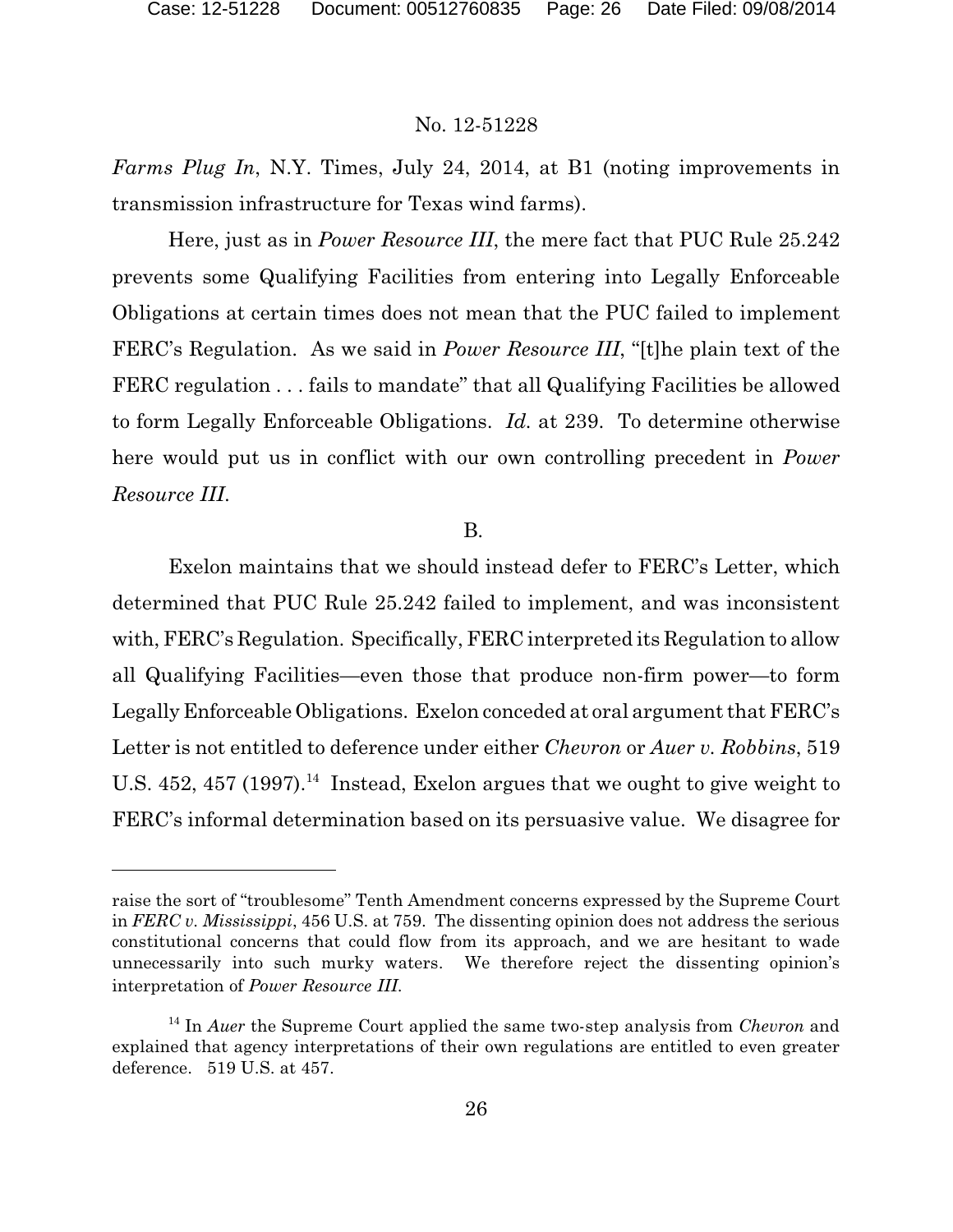*Farms Plug In*, N.Y. Times, July 24, 2014, at B1 (noting improvements in transmission infrastructure for Texas wind farms).

Here, just as in *Power Resource III*, the mere fact that PUC Rule 25.242 prevents some Qualifying Facilities from entering into Legally Enforceable Obligations at certain times does not mean that the PUC failed to implement FERC's Regulation. As we said in *Power Resource III*, "[t]he plain text of the FERC regulation . . . fails to mandate" that all Qualifying Facilities be allowed to form Legally Enforceable Obligations. *Id.* at 239. To determine otherwise here would put us in conflict with our own controlling precedent in *Power Resource III*.

B.

Exelon maintains that we should instead defer to FERC's Letter, which determined that PUC Rule 25.242 failed to implement, and was inconsistent with, FERC's Regulation. Specifically, FERC interpreted its Regulation to allow all Qualifying Facilities—even those that produce non-firm power—to form Legally Enforceable Obligations. Exelon conceded at oral argument that FERC's Letter is not entitled to deference under either *Chevron* or *Auer v. Robbins*, 519 U.S. 452, 457 (1997).[14] Instead, Exelon argues that we ought to give weight to FERC's informal determination based on its persuasive value. We disagree for

---

raise the sort of "troublesome" Tenth Amendment concerns expressed by the Supreme Court in *FERC v. Mississippi*, 456 U.S. at 759. The dissenting opinion does not address the serious constitutional concerns that could flow from its approach, and we are hesitant to wade unnecessarily into such murky waters. We therefore reject the dissenting opinion's interpretation of *Power Resource III*.

[14] In *Auer* the Supreme Court applied the same two-step analysis from *Chevron* and explained that agency interpretations of their own regulations are entitled to even greater deference. 519 U.S. at 457.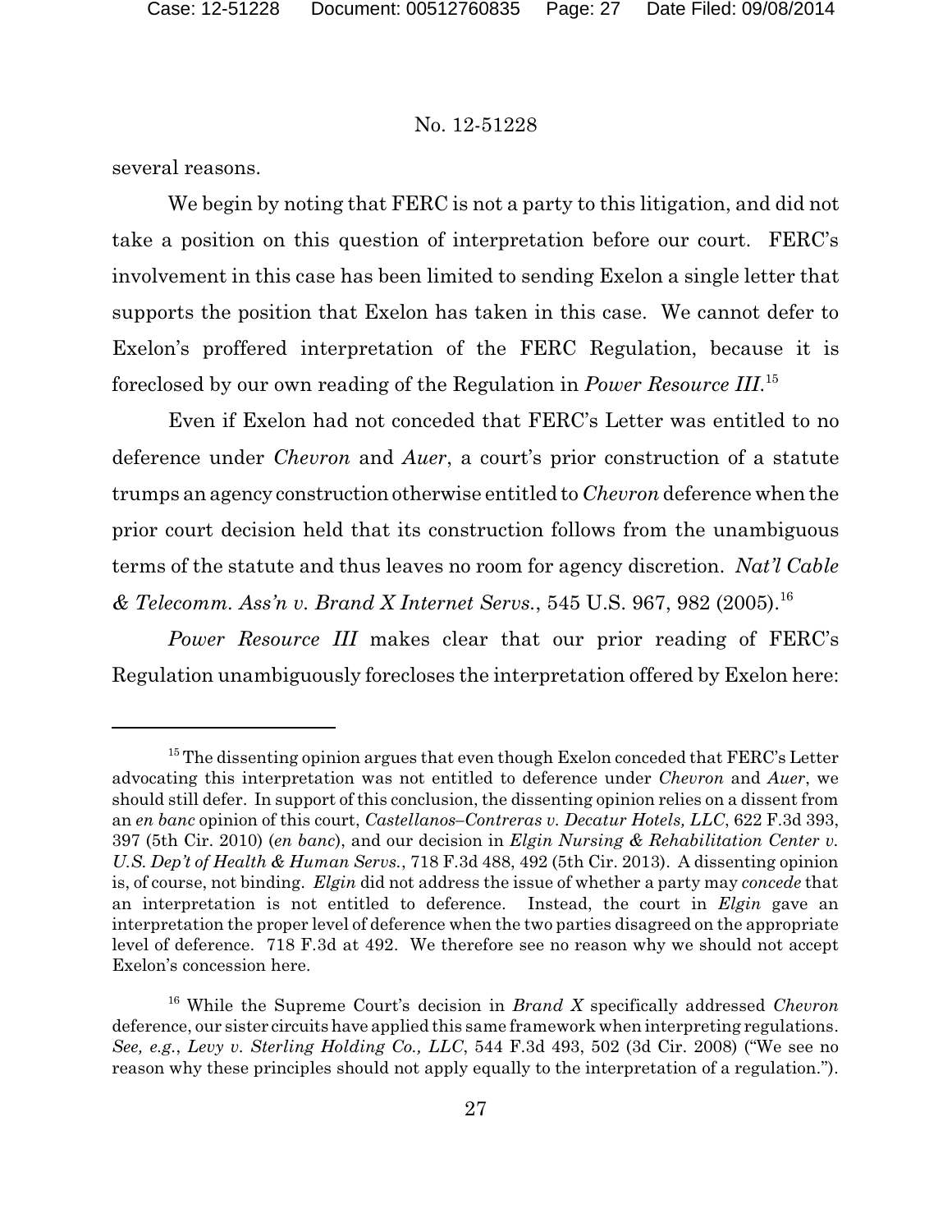several reasons.

We begin by noting that FERC is not a party to this litigation, and did not take a position on this question of interpretation before our court. FERC's involvement in this case has been limited to sending Exelon a single letter that supports the position that Exelon has taken in this case. We cannot defer to Exelon's proffered interpretation of the FERC Regulation, because it is foreclosed by our own reading of the Regulation in *Power Resource III*.[15]

Even if Exelon had not conceded that FERC's Letter was entitled to no deference under *Chevron* and *Auer*, a court's prior construction of a statute trumps an agency construction otherwise entitled to *Chevron* deference when the prior court decision held that its construction follows from the unambiguous terms of the statute and thus leaves no room for agency discretion. *Nat'l Cable & Telecomm. Ass'n v. Brand X Internet Servs.*, 545 U.S. 967, 982 (2005).[16]

*Power Resource III* makes clear that our prior reading of FERC's Regulation unambiguously forecloses the interpretation offered by Exelon here:

---

[15] The dissenting opinion argues that even though Exelon conceded that FERC's Letter advocating this interpretation was not entitled to deference under *Chevron* and *Auer*, we should still defer. In support of this conclusion, the dissenting opinion relies on a dissent from an *en banc* opinion of this court, *Castellanos–Contreras v. Decatur Hotels, LLC*, 622 F.3d 393, 397 (5th Cir. 2010) (*en banc*), and our decision in *Elgin Nursing & Rehabilitation Center v. U.S. Dep't of Health & Human Servs.*, 718 F.3d 488, 492 (5th Cir. 2013). A dissenting opinion is, of course, not binding. *Elgin* did not address the issue of whether a party may *concede* that an interpretation is not entitled to deference. Instead, the court in *Elgin* gave an interpretation the proper level of deference when the two parties disagreed on the appropriate level of deference. 718 F.3d at 492. We therefore see no reason why we should not accept Exelon's concession here.

[16] While the Supreme Court's decision in *Brand X* specifically addressed *Chevron* deference, our sister circuits have applied this same framework when interpreting regulations. *See, e.g.*, *Levy v. Sterling Holding Co., LLC*, 544 F.3d 493, 502 (3d Cir. 2008) ("We see no reason why these principles should not apply equally to the interpretation of a regulation.").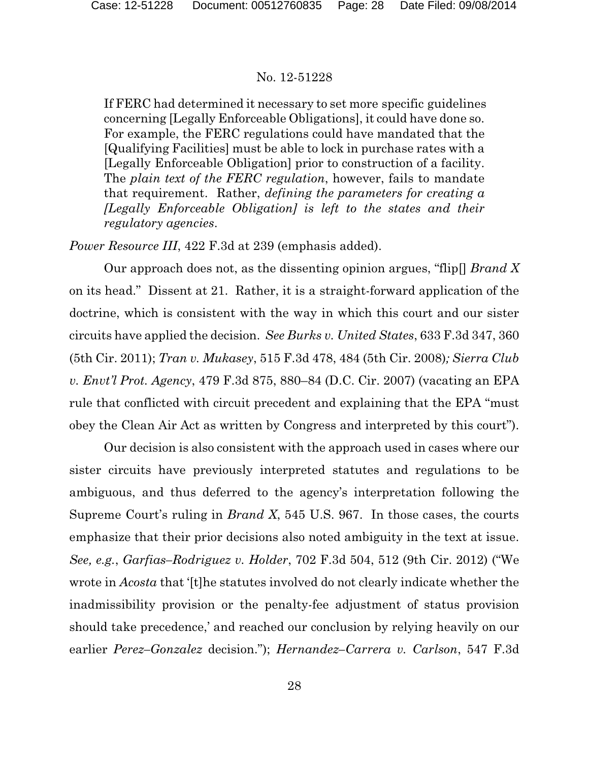> If FERC had determined it necessary to set more specific guidelines concerning [Legally Enforceable Obligations], it could have done so. For example, the FERC regulations could have mandated that the [Qualifying Facilities] must be able to lock in purchase rates with a [Legally Enforceable Obligation] prior to construction of a facility. The *plain text of the FERC regulation*, however, fails to mandate that requirement. Rather, *defining the parameters for creating a [Legally Enforceable Obligation] is left to the states and their regulatory agencies*.

*Power Resource III*, 422 F.3d at 239 (emphasis added).

Our approach does not, as the dissenting opinion argues, "flip[] *Brand X* on its head." Dissent at 21. Rather, it is a straight-forward application of the doctrine, which is consistent with the way in which this court and our sister circuits have applied the decision. *See Burks v. United States*, 633 F.3d 347, 360 (5th Cir. 2011); *Tran v. Mukasey*, 515 F.3d 478, 484 (5th Cir. 2008)*; Sierra Club v. Envt'l Prot. Agency*, 479 F.3d 875, 880–84 (D.C. Cir. 2007) (vacating an EPA rule that conflicted with circuit precedent and explaining that the EPA "must obey the Clean Air Act as written by Congress and interpreted by this court").

Our decision is also consistent with the approach used in cases where our sister circuits have previously interpreted statutes and regulations to be ambiguous, and thus deferred to the agency's interpretation following the Supreme Court's ruling in *Brand X*, 545 U.S. 967. In those cases, the courts emphasize that their prior decisions also noted ambiguity in the text at issue. *See, e.g.*, *Garfias–Rodriguez v. Holder*, 702 F.3d 504, 512 (9th Cir. 2012) ("We wrote in *Acosta* that '[t]he statutes involved do not clearly indicate whether the inadmissibility provision or the penalty-fee adjustment of status provision should take precedence,' and reached our conclusion by relying heavily on our earlier *Perez–Gonzalez* decision."); *Hernandez–Carrera v. Carlson*, 547 F.3d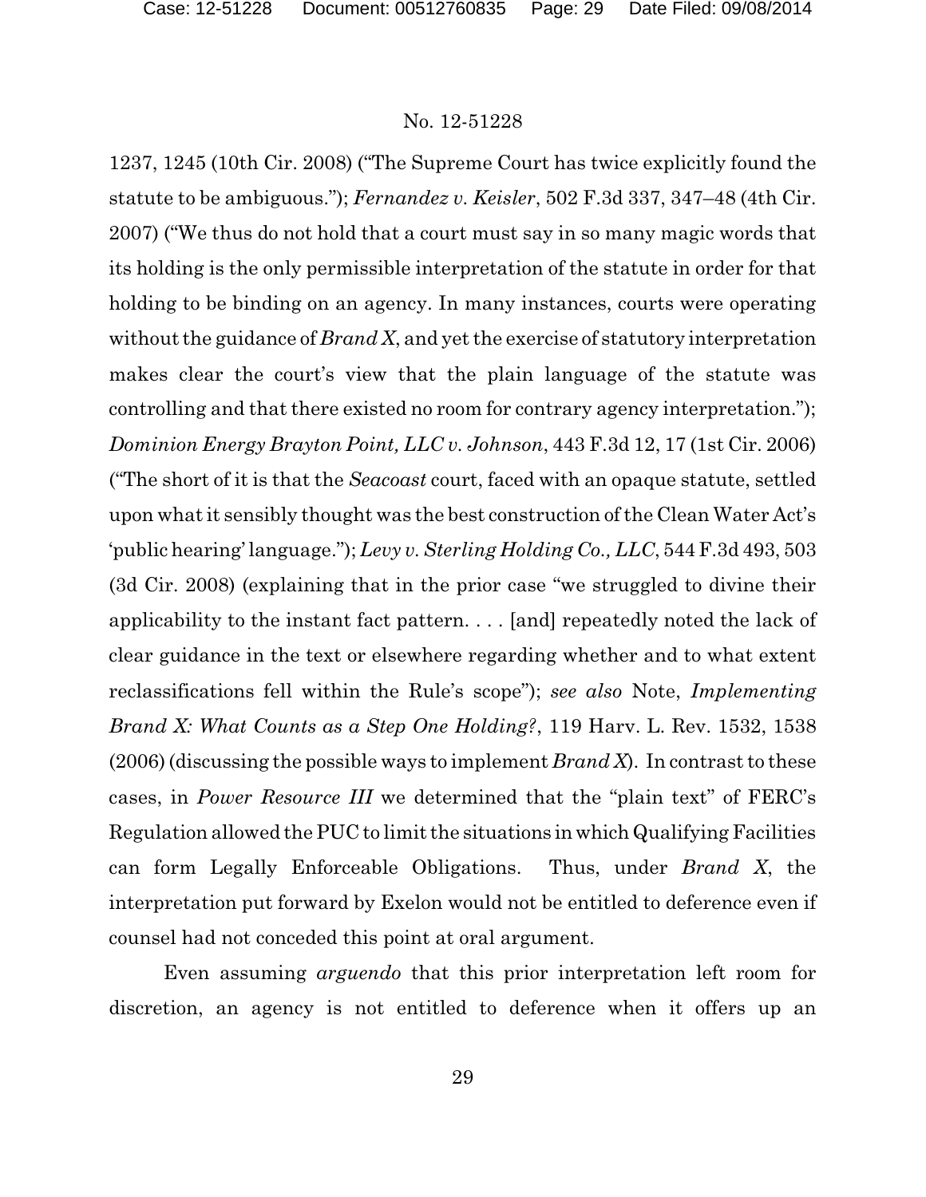1237, 1245 (10th Cir. 2008) ("The Supreme Court has twice explicitly found the statute to be ambiguous."); *Fernandez v. Keisler*, 502 F.3d 337, 347–48 (4th Cir. 2007) ("We thus do not hold that a court must say in so many magic words that its holding is the only permissible interpretation of the statute in order for that holding to be binding on an agency. In many instances, courts were operating without the guidance of *Brand X*, and yet the exercise of statutory interpretation makes clear the court's view that the plain language of the statute was controlling and that there existed no room for contrary agency interpretation."); *Dominion Energy Brayton Point, LLC v. Johnson*, 443 F.3d 12, 17 (1st Cir. 2006) ("The short of it is that the *Seacoast* court, faced with an opaque statute, settled upon what it sensibly thought was the best construction of the Clean Water Act's 'public hearing' language."); *Levy v. Sterling Holding Co., LLC*, 544 F.3d 493, 503 (3d Cir. 2008) (explaining that in the prior case "we struggled to divine their applicability to the instant fact pattern. . . . [and] repeatedly noted the lack of clear guidance in the text or elsewhere regarding whether and to what extent reclassifications fell within the Rule's scope"); *see also* Note, *Implementing Brand X: What Counts as a Step One Holding?*, 119 Harv. L. Rev. 1532, 1538 (2006) (discussing the possible ways to implement *Brand X*). In contrast to these cases, in *Power Resource III* we determined that the "plain text" of FERC's Regulation allowed the PUC to limit the situations in which Qualifying Facilities can form Legally Enforceable Obligations. Thus, under *Brand X*, the interpretation put forward by Exelon would not be entitled to deference even if counsel had not conceded this point at oral argument.

Even assuming *arguendo* that this prior interpretation left room for discretion, an agency is not entitled to deference when it offers up an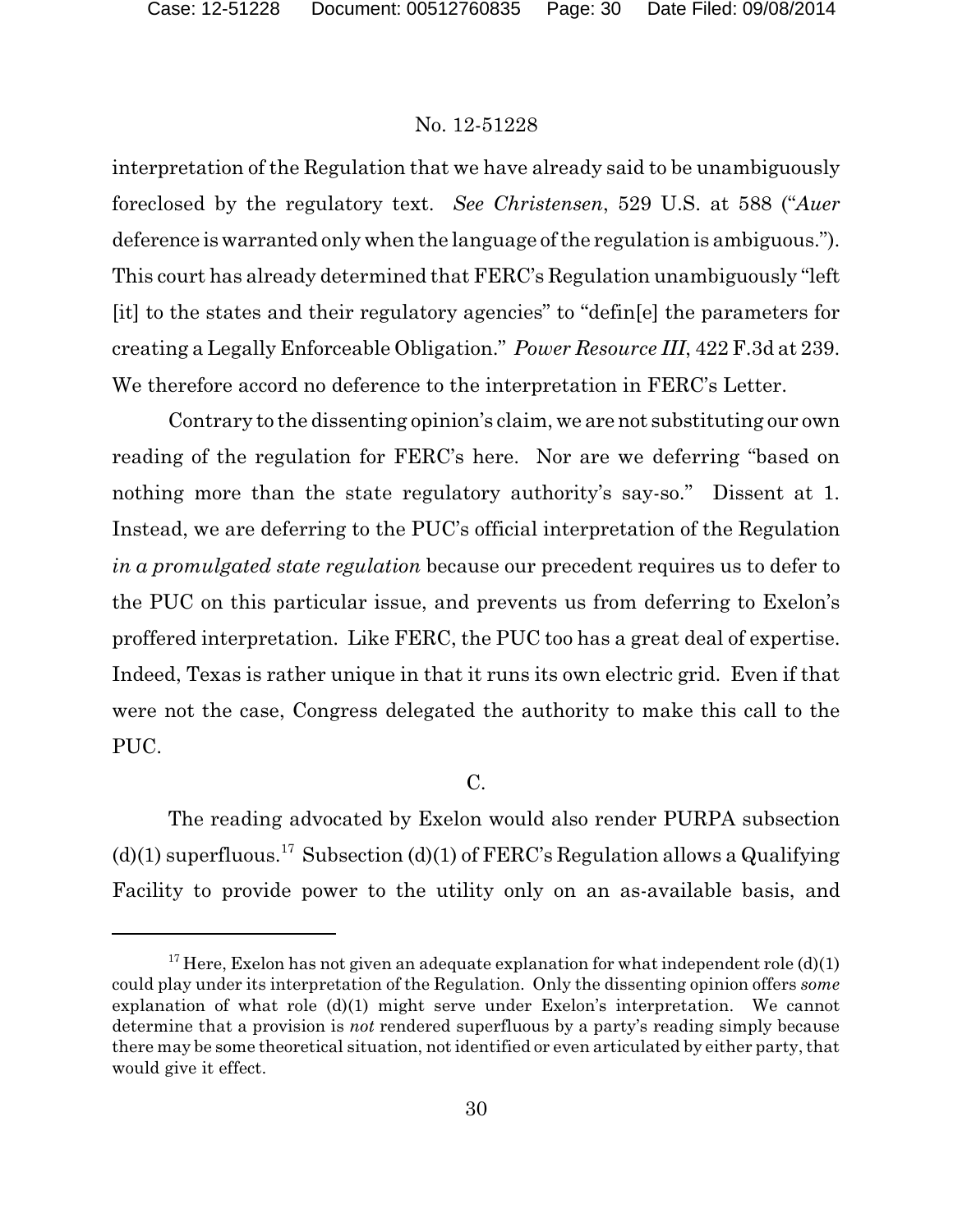interpretation of the Regulation that we have already said to be unambiguously foreclosed by the regulatory text. *See Christensen*, 529 U.S. at 588 ("*Auer* deference is warranted only when the language of the regulation is ambiguous."). This court has already determined that FERC's Regulation unambiguously "left [it] to the states and their regulatory agencies" to "defin[e] the parameters for creating a Legally Enforceable Obligation." *Power Resource III*, 422 F.3d at 239. We therefore accord no deference to the interpretation in FERC's Letter.

Contrary to the dissenting opinion's claim, we are not substituting our own reading of the regulation for FERC's here. Nor are we deferring "based on nothing more than the state regulatory authority's say-so." Dissent at 1. Instead, we are deferring to the PUC's official interpretation of the Regulation *in a promulgated state regulation* because our precedent requires us to defer to the PUC on this particular issue, and prevents us from deferring to Exelon's proffered interpretation. Like FERC, the PUC too has a great deal of expertise. Indeed, Texas is rather unique in that it runs its own electric grid. Even if that were not the case, Congress delegated the authority to make this call to the PUC.

C.

The reading advocated by Exelon would also render PURPA subsection (d)(1) superfluous.[17] Subsection (d)(1) of FERC's Regulation allows a Qualifying Facility to provide power to the utility only on an as-available basis, and

---

[17] Here, Exelon has not given an adequate explanation for what independent role (d)(1) could play under its interpretation of the Regulation. Only the dissenting opinion offers *some* explanation of what role (d)(1) might serve under Exelon's interpretation. We cannot determine that a provision is *not* rendered superfluous by a party's reading simply because there may be some theoretical situation, not identified or even articulated by either party, that would give it effect.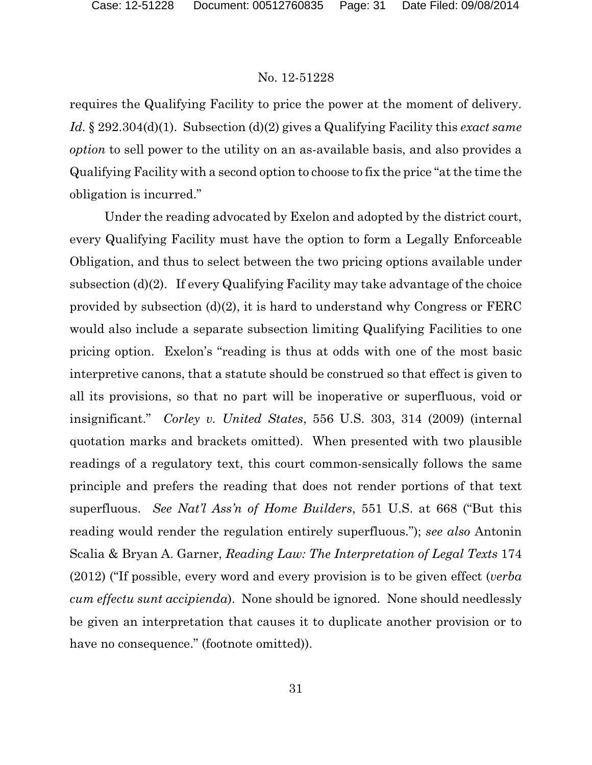requires the Qualifying Facility to price the power at the moment of delivery. *Id.* § 292.304(d)(1). Subsection (d)(2) gives a Qualifying Facility this *exact same option* to sell power to the utility on an as-available basis, and also provides a Qualifying Facility with a second option to choose to fix the price "at the time the obligation is incurred."

Under the reading advocated by Exelon and adopted by the district court, every Qualifying Facility must have the option to form a Legally Enforceable Obligation, and thus to select between the two pricing options available under subsection (d)(2). If every Qualifying Facility may take advantage of the choice provided by subsection (d)(2), it is hard to understand why Congress or FERC would also include a separate subsection limiting Qualifying Facilities to one pricing option. Exelon's "reading is thus at odds with one of the most basic interpretive canons, that a statute should be construed so that effect is given to all its provisions, so that no part will be inoperative or superfluous, void or insignificant." *Corley v. United States*, 556 U.S. 303, 314 (2009) (internal quotation marks and brackets omitted). When presented with two plausible readings of a regulatory text, this court common-sensically follows the same principle and prefers the reading that does not render portions of that text superfluous. *See Nat'l Ass'n of Home Builders*, 551 U.S. at 668 ("But this reading would render the regulation entirely superfluous."); *see also* Antonin Scalia & Bryan A. Garner, *Reading Law: The Interpretation of Legal Texts* 174 (2012) ("If possible, every word and every provision is to be given effect (*verba cum effectu sunt accipienda*). None should be ignored. None should needlessly be given an interpretation that causes it to duplicate another provision or to have no consequence." (footnote omitted)).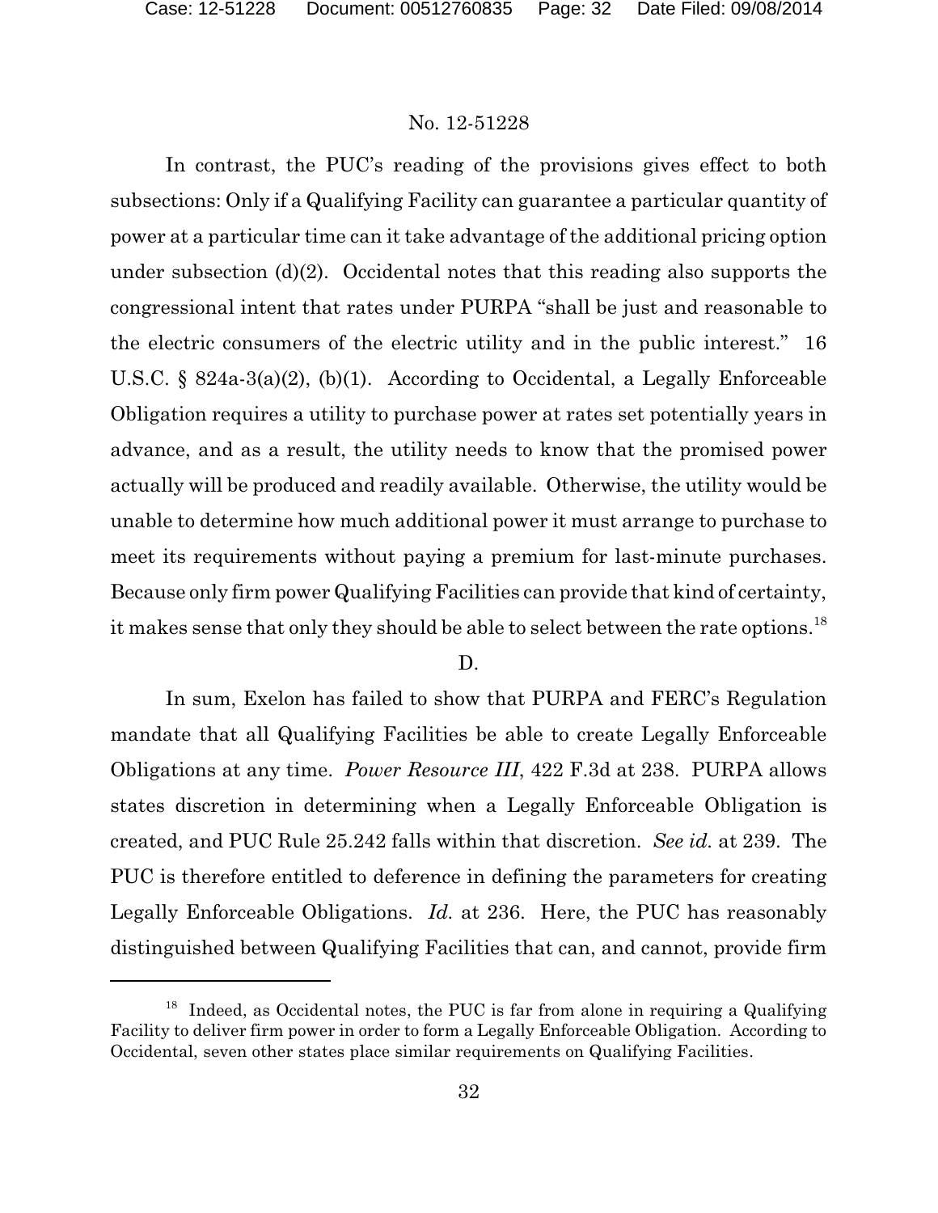In contrast, the PUC's reading of the provisions gives effect to both subsections: Only if a Qualifying Facility can guarantee a particular quantity of power at a particular time can it take advantage of the additional pricing option under subsection (d)(2). Occidental notes that this reading also supports the congressional intent that rates under PURPA "shall be just and reasonable to the electric consumers of the electric utility and in the public interest." 16 U.S.C. § 824a-3(a)(2), (b)(1). According to Occidental, a Legally Enforceable Obligation requires a utility to purchase power at rates set potentially years in advance, and as a result, the utility needs to know that the promised power actually will be produced and readily available. Otherwise, the utility would be unable to determine how much additional power it must arrange to purchase to meet its requirements without paying a premium for last-minute purchases. Because only firm power Qualifying Facilities can provide that kind of certainty, it makes sense that only they should be able to select between the rate options.[18]

D.

In sum, Exelon has failed to show that PURPA and FERC's Regulation mandate that all Qualifying Facilities be able to create Legally Enforceable Obligations at any time. *Power Resource III*, 422 F.3d at 238. PURPA allows states discretion in determining when a Legally Enforceable Obligation is created, and PUC Rule 25.242 falls within that discretion. *See id.* at 239. The PUC is therefore entitled to deference in defining the parameters for creating Legally Enforceable Obligations. *Id.* at 236. Here, the PUC has reasonably distinguished between Qualifying Facilities that can, and cannot, provide firm

[18] Indeed, as Occidental notes, the PUC is far from alone in requiring a Qualifying Facility to deliver firm power in order to form a Legally Enforceable Obligation. According to Occidental, seven other states place similar requirements on Qualifying Facilities.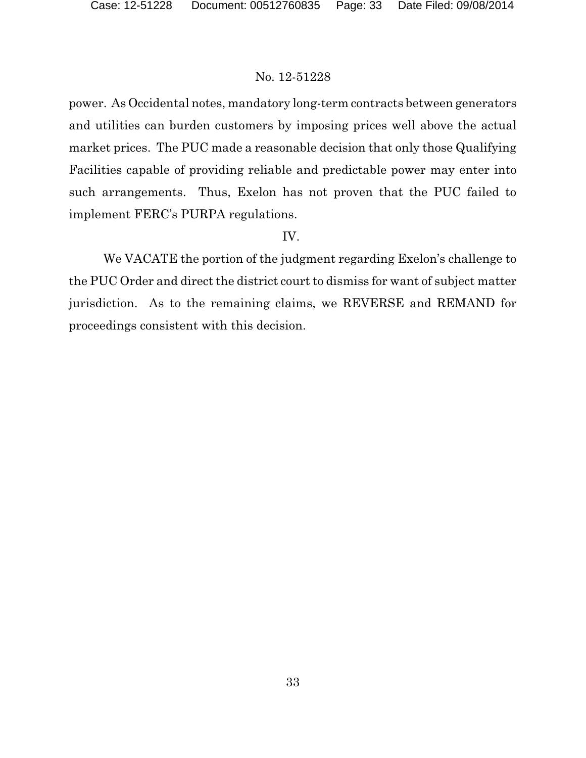power. As Occidental notes, mandatory long-term contracts between generators and utilities can burden customers by imposing prices well above the actual market prices. The PUC made a reasonable decision that only those Qualifying Facilities capable of providing reliable and predictable power may enter into such arrangements. Thus, Exelon has not proven that the PUC failed to implement FERC's PURPA regulations.

## IV.

We VACATE the portion of the judgment regarding Exelon's challenge to the PUC Order and direct the district court to dismiss for want of subject matter jurisdiction. As to the remaining claims, we REVERSE and REMAND for proceedings consistent with this decision.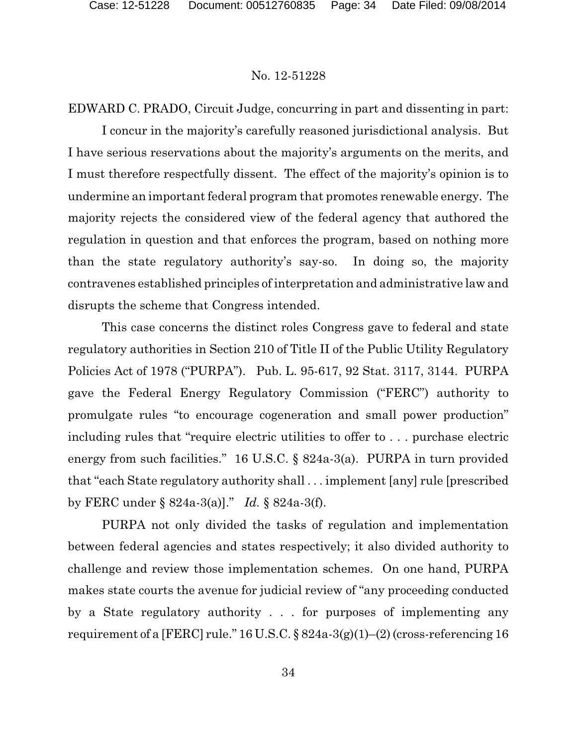No. 12-51228

EDWARD C. PRADO, Circuit Judge, concurring in part and dissenting in part:

I concur in the majority's carefully reasoned jurisdictional analysis. But I have serious reservations about the majority's arguments on the merits, and I must therefore respectfully dissent. The effect of the majority's opinion is to undermine an important federal program that promotes renewable energy. The majority rejects the considered view of the federal agency that authored the regulation in question and that enforces the program, based on nothing more than the state regulatory authority's say-so. In doing so, the majority contravenes established principles of interpretation and administrative law and disrupts the scheme that Congress intended.

This case concerns the distinct roles Congress gave to federal and state regulatory authorities in Section 210 of Title II of the Public Utility Regulatory Policies Act of 1978 ("PURPA"). Pub. L. 95-617, 92 Stat. 3117, 3144. PURPA gave the Federal Energy Regulatory Commission ("FERC") authority to promulgate rules "to encourage cogeneration and small power production" including rules that "require electric utilities to offer to . . . purchase electric energy from such facilities." 16 U.S.C. § 824a-3(a). PURPA in turn provided that "each State regulatory authority shall . . . implement [any] rule [prescribed by FERC under § 824a-3(a)]." *Id.* § 824a-3(f).

PURPA not only divided the tasks of regulation and implementation between federal agencies and states respectively; it also divided authority to challenge and review those implementation schemes. On one hand, PURPA makes state courts the avenue for judicial review of "any proceeding conducted by a State regulatory authority . . . for purposes of implementing any requirement of a [FERC] rule." 16 U.S.C. § 824a-3(g)(1)–(2) (cross-referencing 16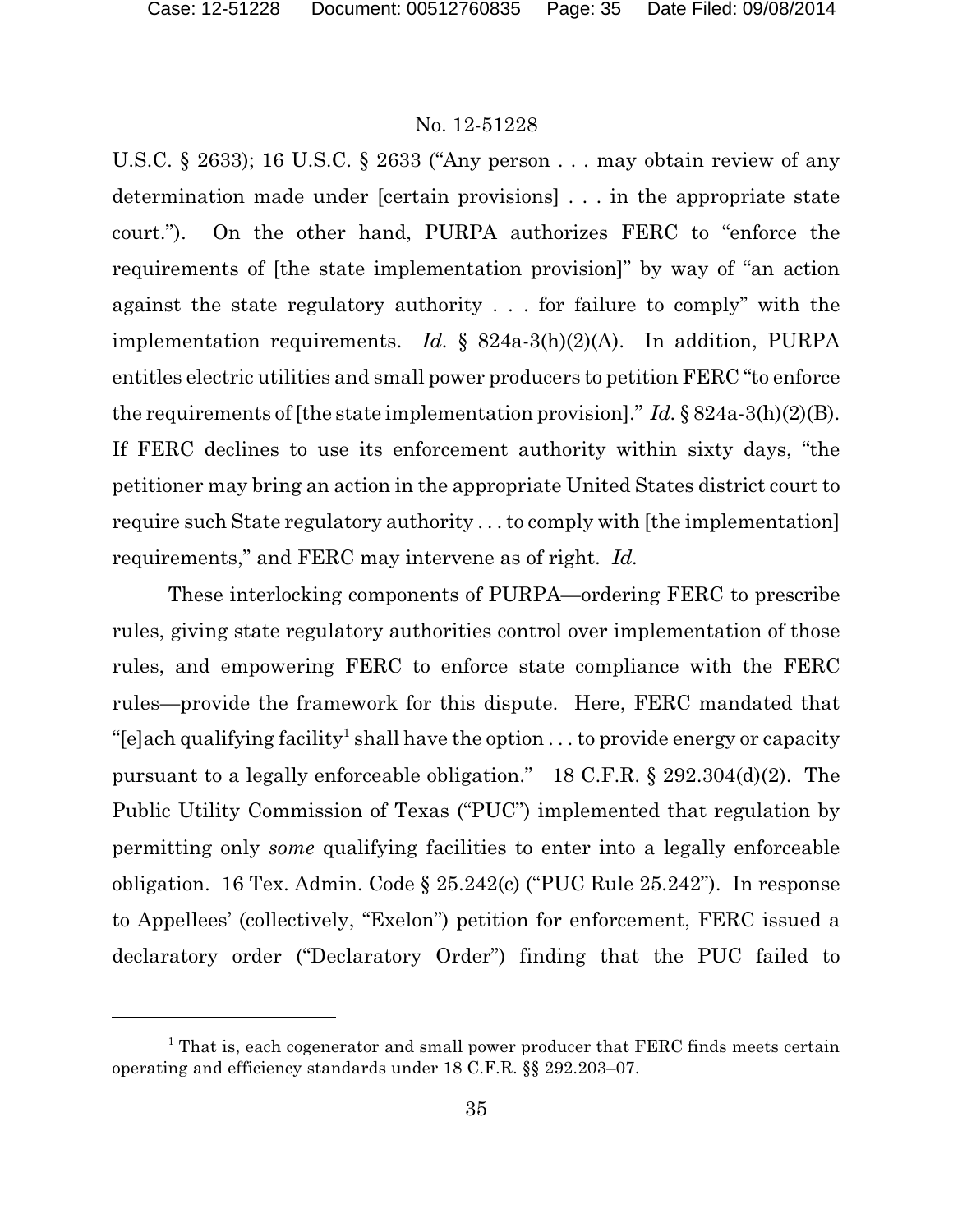U.S.C. § 2633); 16 U.S.C. § 2633 ("Any person . . . may obtain review of any determination made under [certain provisions] . . . in the appropriate state court."). On the other hand, PURPA authorizes FERC to "enforce the requirements of [the state implementation provision]" by way of "an action against the state regulatory authority . . . for failure to comply" with the implementation requirements. *Id.* § 824a-3(h)(2)(A). In addition, PURPA entitles electric utilities and small power producers to petition FERC "to enforce the requirements of [the state implementation provision]." *Id.* § 824a-3(h)(2)(B). If FERC declines to use its enforcement authority within sixty days, "the petitioner may bring an action in the appropriate United States district court to require such State regulatory authority . . . to comply with [the implementation] requirements," and FERC may intervene as of right. *Id.*

These interlocking components of PURPA—ordering FERC to prescribe rules, giving state regulatory authorities control over implementation of those rules, and empowering FERC to enforce state compliance with the FERC rules—provide the framework for this dispute. Here, FERC mandated that "[e]ach qualifying facility[1] shall have the option . . . to provide energy or capacity pursuant to a legally enforceable obligation." 18 C.F.R. § 292.304(d)(2). The Public Utility Commission of Texas ("PUC") implemented that regulation by permitting only *some* qualifying facilities to enter into a legally enforceable obligation. 16 Tex. Admin. Code § 25.242(c) ("PUC Rule 25.242"). In response to Appellees' (collectively, "Exelon") petition for enforcement, FERC issued a declaratory order ("Declaratory Order") finding that the PUC failed to

[1] That is, each cogenerator and small power producer that FERC finds meets certain operating and efficiency standards under 18 C.F.R. §§ 292.203–07.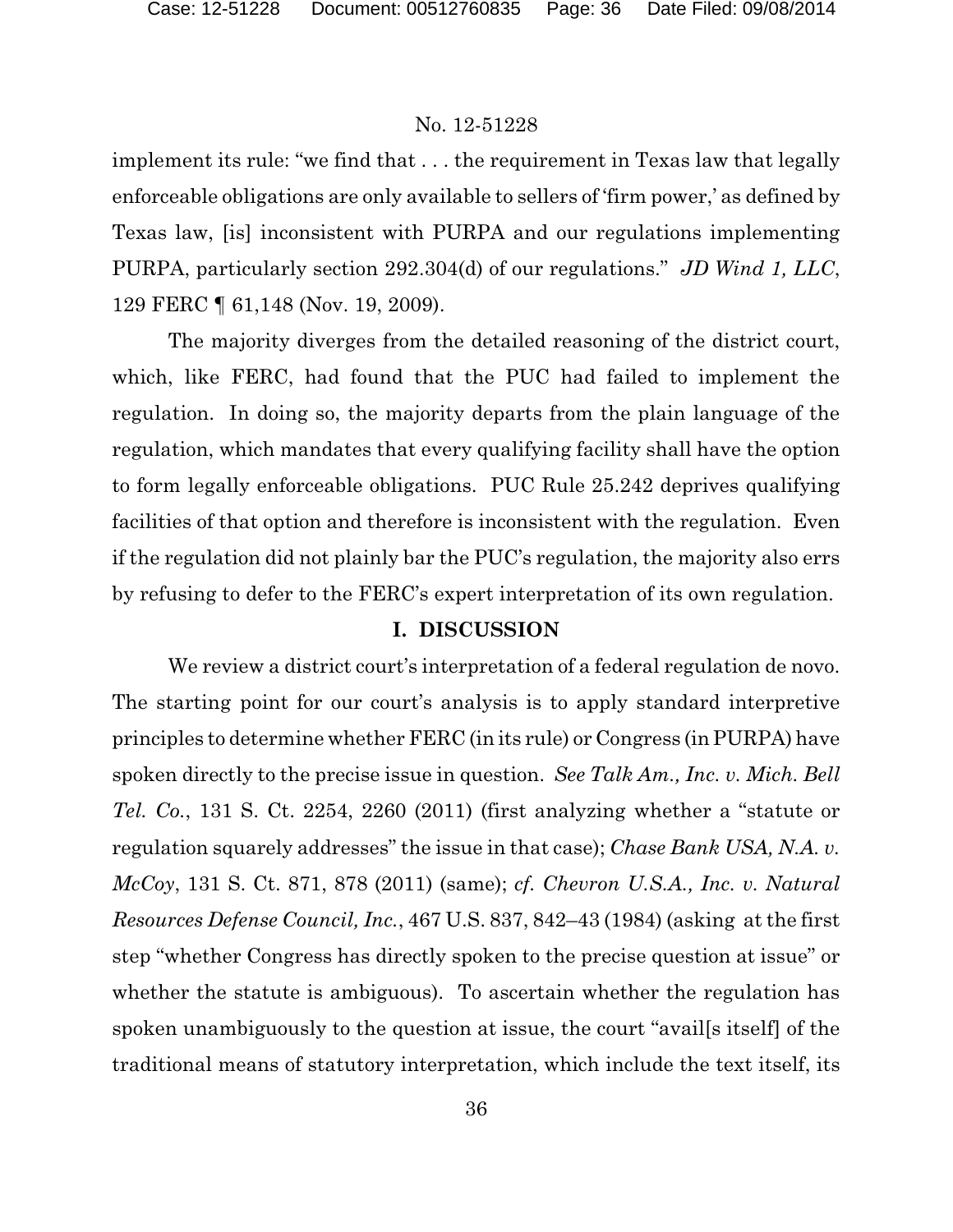implement its rule: "we find that . . . the requirement in Texas law that legally enforceable obligations are only available to sellers of 'firm power,' as defined by Texas law, [is] inconsistent with PURPA and our regulations implementing PURPA, particularly section 292.304(d) of our regulations." *JD Wind 1, LLC*, 129 FERC ¶ 61,148 (Nov. 19, 2009).

The majority diverges from the detailed reasoning of the district court, which, like FERC, had found that the PUC had failed to implement the regulation. In doing so, the majority departs from the plain language of the regulation, which mandates that every qualifying facility shall have the option to form legally enforceable obligations. PUC Rule 25.242 deprives qualifying facilities of that option and therefore is inconsistent with the regulation. Even if the regulation did not plainly bar the PUC's regulation, the majority also errs by refusing to defer to the FERC's expert interpretation of its own regulation.

## I. DISCUSSION

We review a district court's interpretation of a federal regulation de novo. The starting point for our court's analysis is to apply standard interpretive principles to determine whether FERC (in its rule) or Congress (in PURPA) have spoken directly to the precise issue in question. *See Talk Am., Inc. v. Mich. Bell Tel. Co.*, 131 S. Ct. 2254, 2260 (2011) (first analyzing whether a "statute or regulation squarely addresses" the issue in that case); *Chase Bank USA, N.A. v. McCoy*, 131 S. Ct. 871, 878 (2011) (same); *cf. Chevron U.S.A., Inc. v. Natural Resources Defense Council, Inc.*, 467 U.S. 837, 842–43 (1984) (asking at the first step "whether Congress has directly spoken to the precise question at issue" or whether the statute is ambiguous). To ascertain whether the regulation has spoken unambiguously to the question at issue, the court "avail[s itself] of the traditional means of statutory interpretation, which include the text itself, its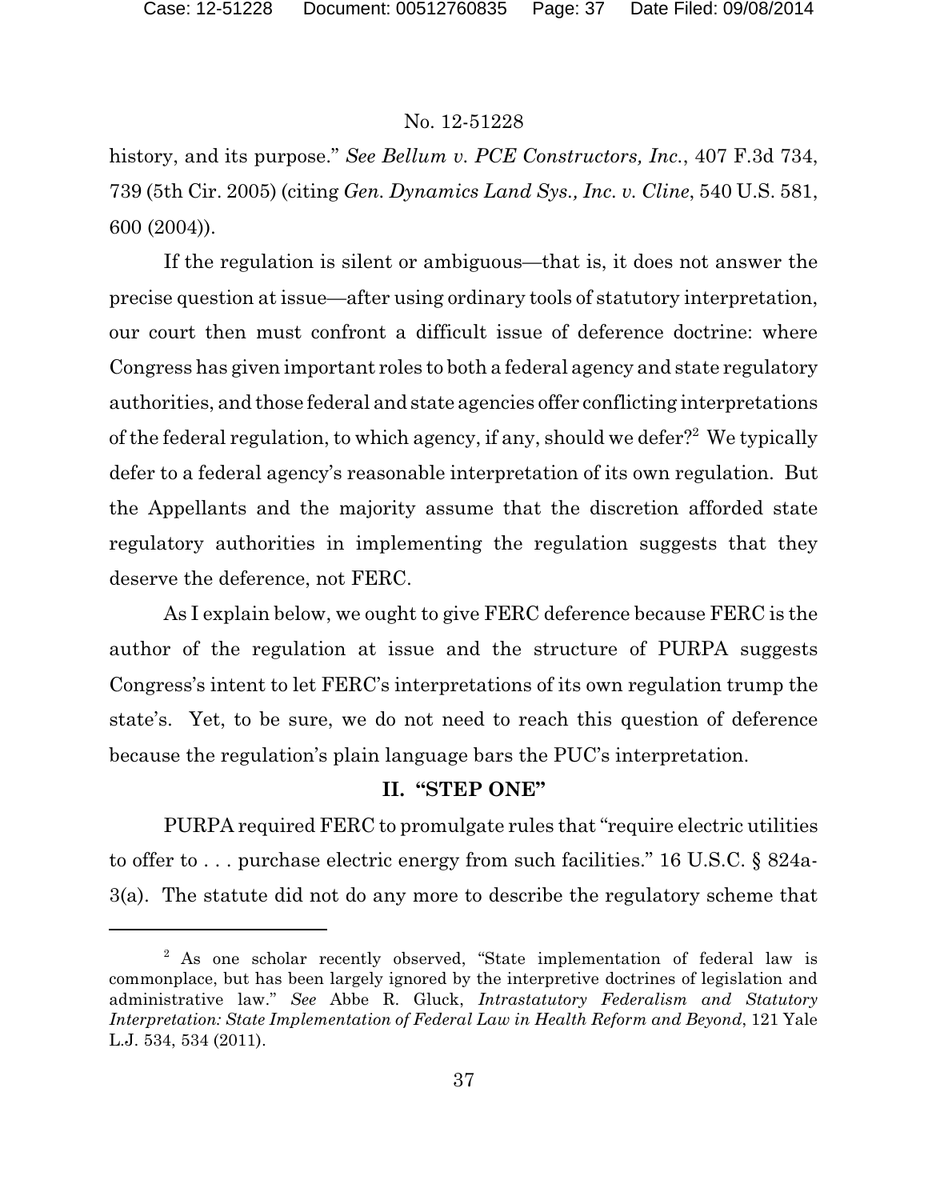history, and its purpose." *See Bellum v. PCE Constructors, Inc.*, 407 F.3d 734, 739 (5th Cir. 2005) (citing *Gen. Dynamics Land Sys., Inc. v. Cline*, 540 U.S. 581, 600 (2004)).

If the regulation is silent or ambiguous—that is, it does not answer the precise question at issue—after using ordinary tools of statutory interpretation, our court then must confront a difficult issue of deference doctrine: where Congress has given important roles to both a federal agency and state regulatory authorities, and those federal and state agencies offer conflicting interpretations of the federal regulation, to which agency, if any, should we defer?[2] We typically defer to a federal agency's reasonable interpretation of its own regulation. But the Appellants and the majority assume that the discretion afforded state regulatory authorities in implementing the regulation suggests that they deserve the deference, not FERC.

As I explain below, we ought to give FERC deference because FERC is the author of the regulation at issue and the structure of PURPA suggests Congress's intent to let FERC's interpretations of its own regulation trump the state's. Yet, to be sure, we do not need to reach this question of deference because the regulation's plain language bars the PUC's interpretation.

## II. "STEP ONE"

PURPA required FERC to promulgate rules that "require electric utilities to offer to . . . purchase electric energy from such facilities." 16 U.S.C. § 824a-3(a). The statute did not do any more to describe the regulatory scheme that

---

[2] As one scholar recently observed, "State implementation of federal law is commonplace, but has been largely ignored by the interpretive doctrines of legislation and administrative law." *See* Abbe R. Gluck, *Intrastatutory Federalism and Statutory Interpretation: State Implementation of Federal Law in Health Reform and Beyond*, 121 Yale L.J. 534, 534 (2011).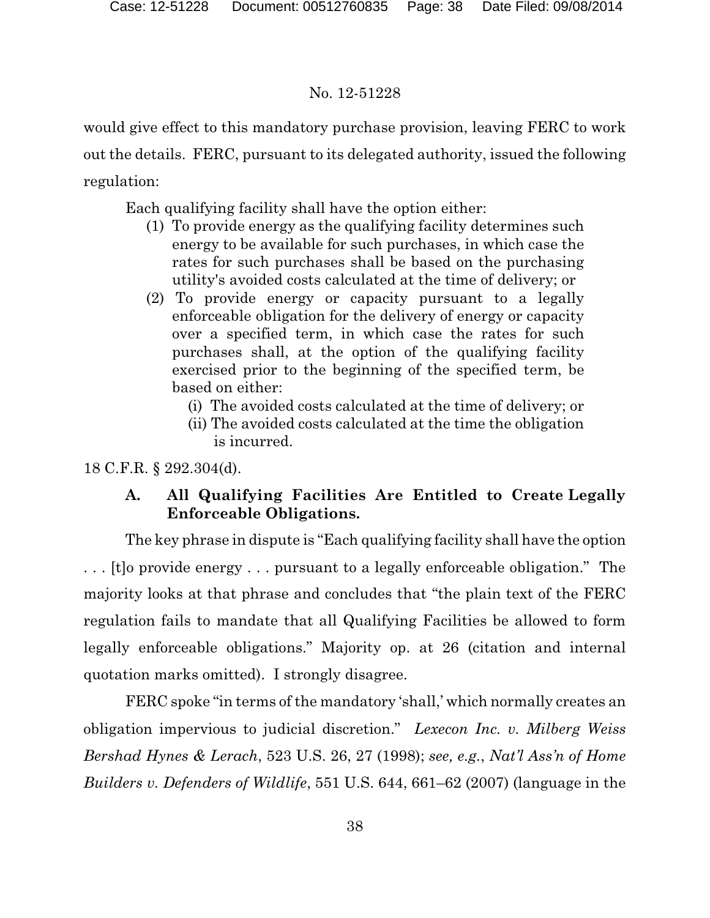would give effect to this mandatory purchase provision, leaving FERC to work out the details. FERC, pursuant to its delegated authority, issued the following regulation:

> Each qualifying facility shall have the option either:
>
> (1) To provide energy as the qualifying facility determines such energy to be available for such purchases, in which case the rates for such purchases shall be based on the purchasing utility's avoided costs calculated at the time of delivery; or
>
> (2) To provide energy or capacity pursuant to a legally enforceable obligation for the delivery of energy or capacity over a specified term, in which case the rates for such purchases shall, at the option of the qualifying facility exercised prior to the beginning of the specified term, be based on either:
>
> (i) The avoided costs calculated at the time of delivery; or
>
> (ii) The avoided costs calculated at the time the obligation is incurred.

18 C.F.R. § 292.304(d).

### A. All Qualifying Facilities Are Entitled to Create Legally Enforceable Obligations.

The key phrase in dispute is "Each qualifying facility shall have the option . . . [t]o provide energy . . . pursuant to a legally enforceable obligation." The majority looks at that phrase and concludes that "the plain text of the FERC regulation fails to mandate that all Qualifying Facilities be allowed to form legally enforceable obligations." Majority op. at 26 (citation and internal quotation marks omitted). I strongly disagree.

FERC spoke "in terms of the mandatory 'shall,' which normally creates an obligation impervious to judicial discretion." *Lexecon Inc. v. Milberg Weiss Bershad Hynes & Lerach*, 523 U.S. 26, 27 (1998); *see, e.g.*, *Nat'l Ass'n of Home Builders v. Defenders of Wildlife*, 551 U.S. 644, 661–62 (2007) (language in the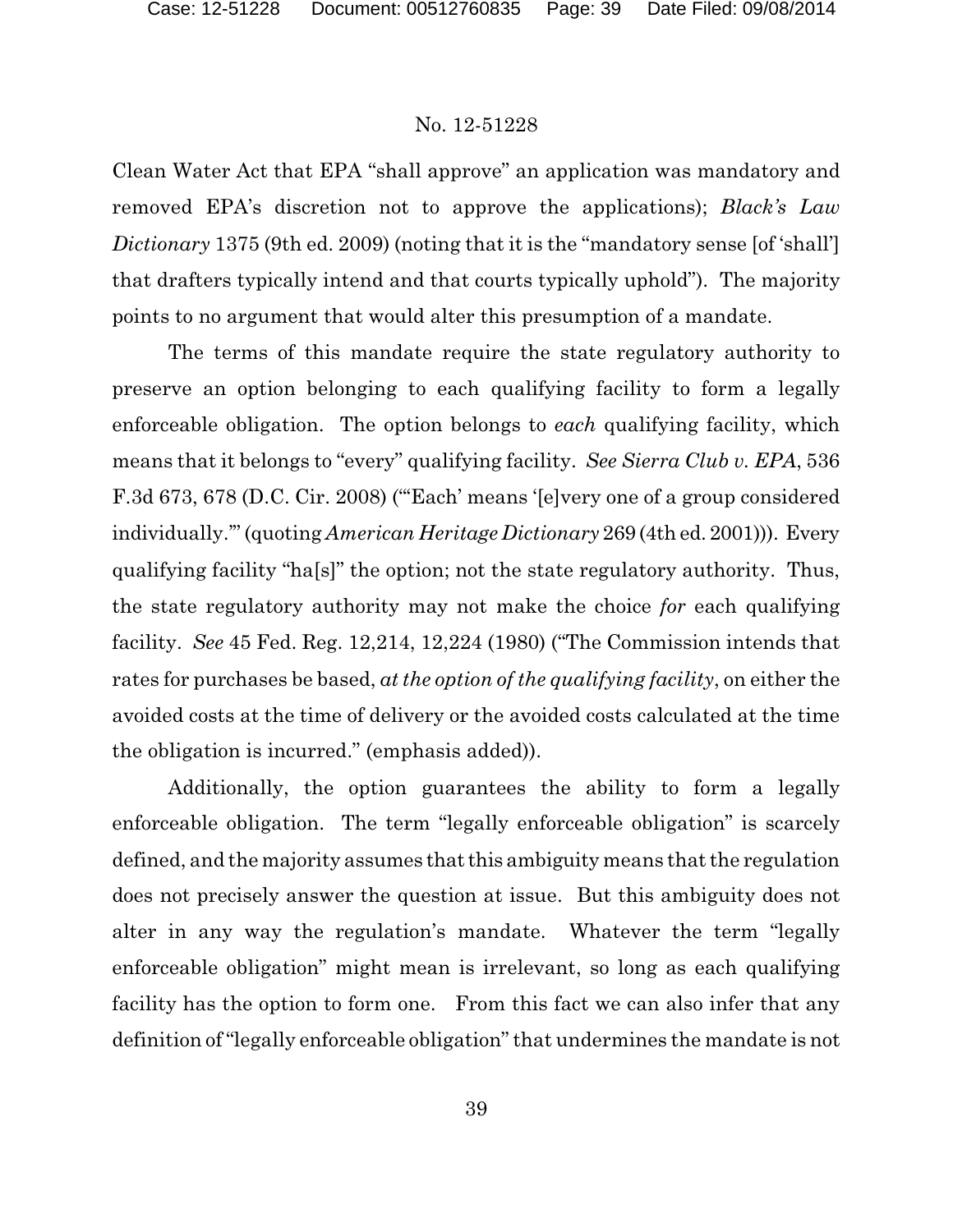Clean Water Act that EPA "shall approve" an application was mandatory and removed EPA's discretion not to approve the applications); *Black's Law Dictionary* 1375 (9th ed. 2009) (noting that it is the "mandatory sense [of 'shall'] that drafters typically intend and that courts typically uphold"). The majority points to no argument that would alter this presumption of a mandate.

The terms of this mandate require the state regulatory authority to preserve an option belonging to each qualifying facility to form a legally enforceable obligation. The option belongs to *each* qualifying facility, which means that it belongs to "every" qualifying facility. *See Sierra Club v. EPA*, 536 F.3d 673, 678 (D.C. Cir. 2008) ("'Each' means '[e]very one of a group considered individually.'" (quoting *American Heritage Dictionary* 269 (4th ed. 2001))). Every qualifying facility "ha[s]" the option; not the state regulatory authority. Thus, the state regulatory authority may not make the choice *for* each qualifying facility. *See* 45 Fed. Reg. 12,214, 12,224 (1980) ("The Commission intends that rates for purchases be based, *at the option of the qualifying facility*, on either the avoided costs at the time of delivery or the avoided costs calculated at the time the obligation is incurred." (emphasis added)).

Additionally, the option guarantees the ability to form a legally enforceable obligation. The term "legally enforceable obligation" is scarcely defined, and the majority assumes that this ambiguity means that the regulation does not precisely answer the question at issue. But this ambiguity does not alter in any way the regulation's mandate. Whatever the term "legally enforceable obligation" might mean is irrelevant, so long as each qualifying facility has the option to form one. From this fact we can also infer that any definition of "legally enforceable obligation" that undermines the mandate is not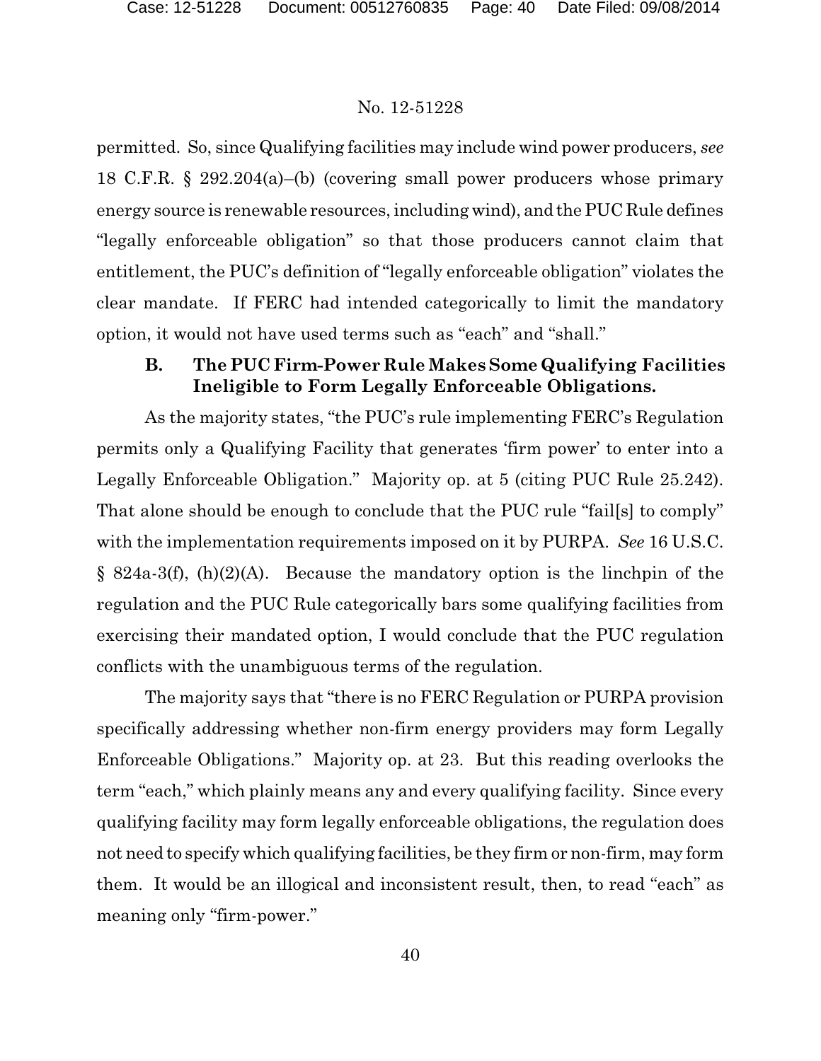permitted. So, since Qualifying facilities may include wind power producers, *see* 18 C.F.R. § 292.204(a)–(b) (covering small power producers whose primary energy source is renewable resources, including wind), and the PUC Rule defines "legally enforceable obligation" so that those producers cannot claim that entitlement, the PUC's definition of "legally enforceable obligation" violates the clear mandate. If FERC had intended categorically to limit the mandatory option, it would not have used terms such as "each" and "shall."

### B. The PUC Firm-Power Rule Makes Some Qualifying Facilities Ineligible to Form Legally Enforceable Obligations.

As the majority states, "the PUC's rule implementing FERC's Regulation permits only a Qualifying Facility that generates 'firm power' to enter into a Legally Enforceable Obligation." Majority op. at 5 (citing PUC Rule 25.242). That alone should be enough to conclude that the PUC rule "fail[s] to comply" with the implementation requirements imposed on it by PURPA. *See* 16 U.S.C. § 824a-3(f), (h)(2)(A). Because the mandatory option is the linchpin of the regulation and the PUC Rule categorically bars some qualifying facilities from exercising their mandated option, I would conclude that the PUC regulation conflicts with the unambiguous terms of the regulation.

The majority says that "there is no FERC Regulation or PURPA provision specifically addressing whether non-firm energy providers may form Legally Enforceable Obligations." Majority op. at 23. But this reading overlooks the term "each," which plainly means any and every qualifying facility. Since every qualifying facility may form legally enforceable obligations, the regulation does not need to specify which qualifying facilities, be they firm or non-firm, may form them. It would be an illogical and inconsistent result, then, to read "each" as meaning only "firm-power."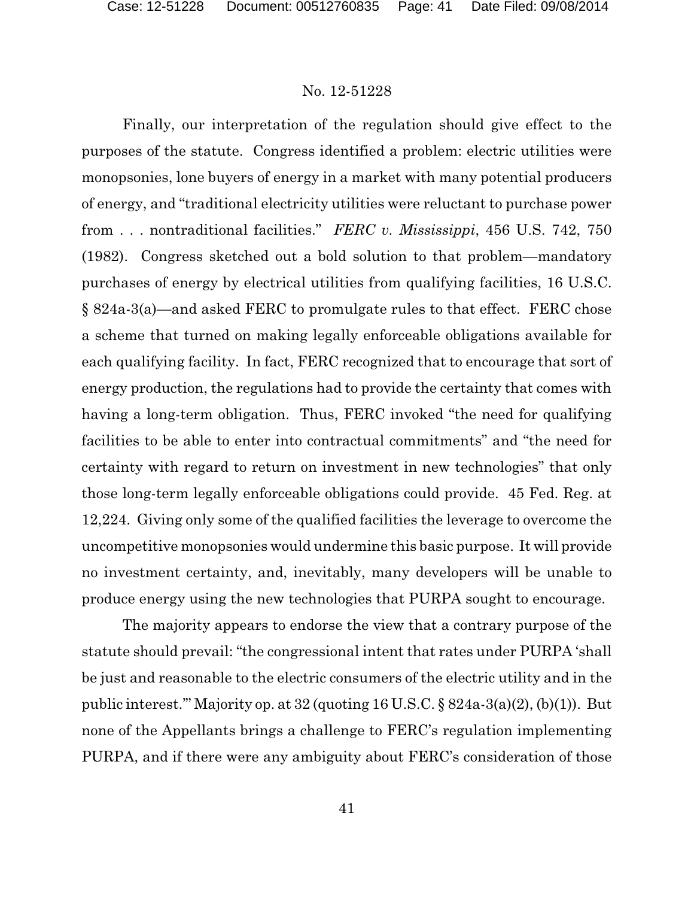Finally, our interpretation of the regulation should give effect to the purposes of the statute. Congress identified a problem: electric utilities were monopsonies, lone buyers of energy in a market with many potential producers of energy, and "traditional electricity utilities were reluctant to purchase power from . . . nontraditional facilities." *FERC v. Mississippi*, 456 U.S. 742, 750 (1982). Congress sketched out a bold solution to that problem—mandatory purchases of energy by electrical utilities from qualifying facilities, 16 U.S.C. § 824a-3(a)—and asked FERC to promulgate rules to that effect. FERC chose a scheme that turned on making legally enforceable obligations available for each qualifying facility. In fact, FERC recognized that to encourage that sort of energy production, the regulations had to provide the certainty that comes with having a long-term obligation. Thus, FERC invoked "the need for qualifying facilities to be able to enter into contractual commitments" and "the need for certainty with regard to return on investment in new technologies" that only those long-term legally enforceable obligations could provide. 45 Fed. Reg. at 12,224. Giving only some of the qualified facilities the leverage to overcome the uncompetitive monopsonies would undermine this basic purpose. It will provide no investment certainty, and, inevitably, many developers will be unable to produce energy using the new technologies that PURPA sought to encourage.

The majority appears to endorse the view that a contrary purpose of the statute should prevail: "the congressional intent that rates under PURPA 'shall be just and reasonable to the electric consumers of the electric utility and in the public interest.'" Majority op. at 32 (quoting 16 U.S.C. § 824a-3(a)(2), (b)(1)). But none of the Appellants brings a challenge to FERC's regulation implementing PURPA, and if there were any ambiguity about FERC's consideration of those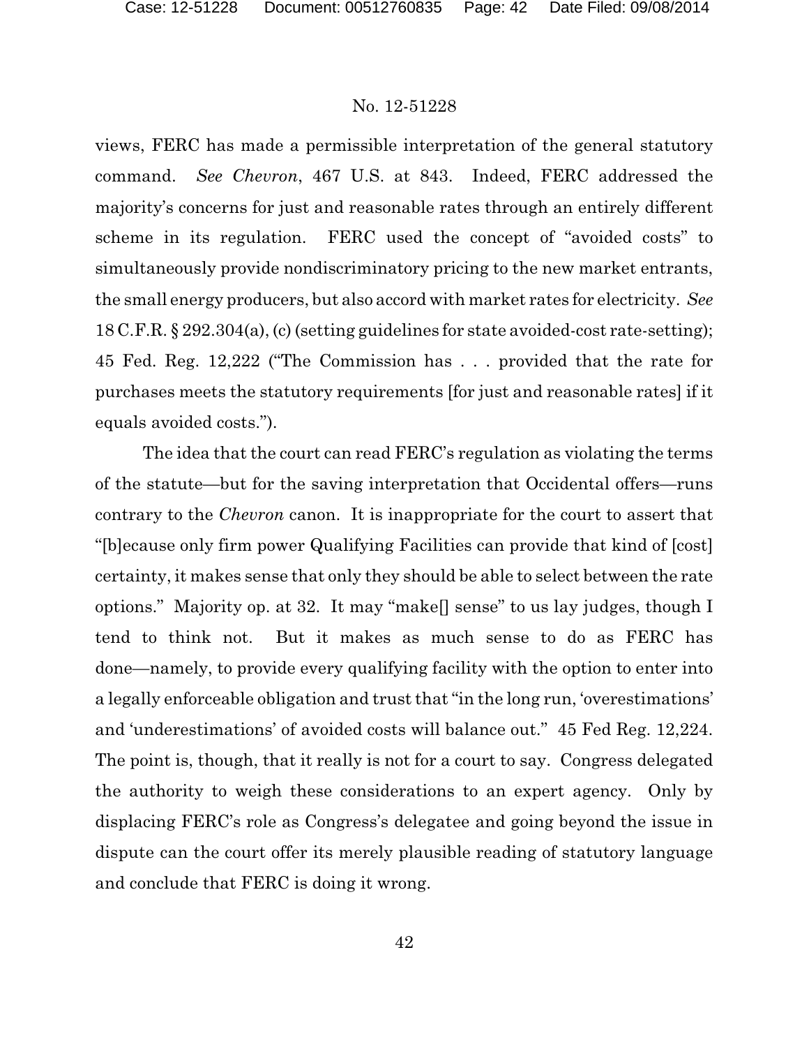views, FERC has made a permissible interpretation of the general statutory command. *See Chevron*, 467 U.S. at 843. Indeed, FERC addressed the majority's concerns for just and reasonable rates through an entirely different scheme in its regulation. FERC used the concept of "avoided costs" to simultaneously provide nondiscriminatory pricing to the new market entrants, the small energy producers, but also accord with market rates for electricity. *See* 18 C.F.R. § 292.304(a), (c) (setting guidelines for state avoided-cost rate-setting); 45 Fed. Reg. 12,222 ("The Commission has . . . provided that the rate for purchases meets the statutory requirements [for just and reasonable rates] if it equals avoided costs.").

The idea that the court can read FERC's regulation as violating the terms of the statute—but for the saving interpretation that Occidental offers—runs contrary to the *Chevron* canon. It is inappropriate for the court to assert that "[b]ecause only firm power Qualifying Facilities can provide that kind of [cost] certainty, it makes sense that only they should be able to select between the rate options." Majority op. at 32. It may "make[] sense" to us lay judges, though I tend to think not. But it makes as much sense to do as FERC has done—namely, to provide every qualifying facility with the option to enter into a legally enforceable obligation and trust that "in the long run, 'overestimations' and 'underestimations' of avoided costs will balance out." 45 Fed Reg. 12,224. The point is, though, that it really is not for a court to say. Congress delegated the authority to weigh these considerations to an expert agency. Only by displacing FERC's role as Congress's delegatee and going beyond the issue in dispute can the court offer its merely plausible reading of statutory language and conclude that FERC is doing it wrong.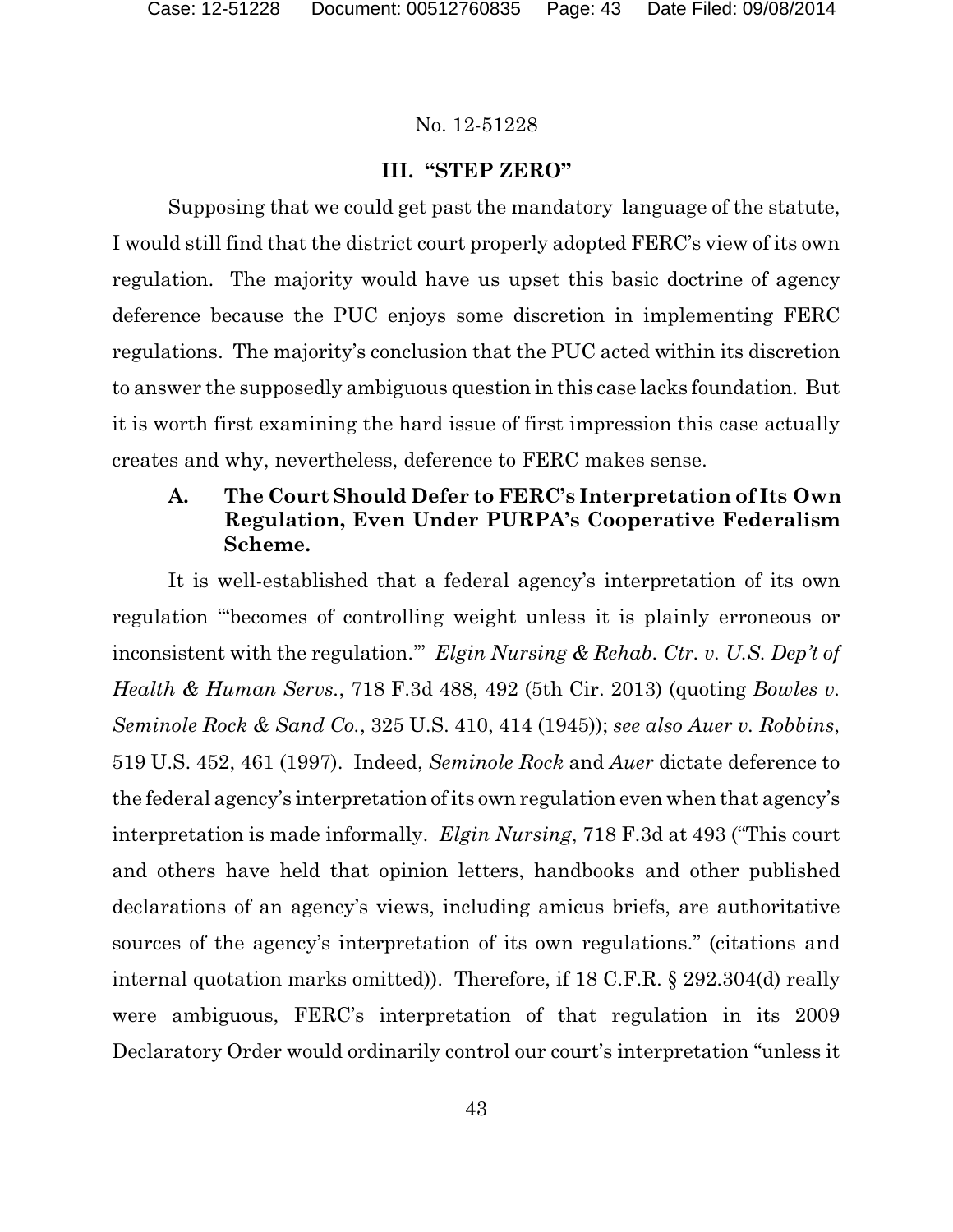No. 12-51228

### III. "STEP ZERO"

Supposing that we could get past the mandatory language of the statute, I would still find that the district court properly adopted FERC's view of its own regulation. The majority would have us upset this basic doctrine of agency deference because the PUC enjoys some discretion in implementing FERC regulations. The majority's conclusion that the PUC acted within its discretion to answer the supposedly ambiguous question in this case lacks foundation. But it is worth first examining the hard issue of first impression this case actually creates and why, nevertheless, deference to FERC makes sense.

#### A. The Court Should Defer to FERC's Interpretation of Its Own Regulation, Even Under PURPA's Cooperative Federalism Scheme.

It is well-established that a federal agency's interpretation of its own regulation "'becomes of controlling weight unless it is plainly erroneous or inconsistent with the regulation.'" *Elgin Nursing & Rehab. Ctr. v. U.S. Dep't of Health & Human Servs.*, 718 F.3d 488, 492 (5th Cir. 2013) (quoting *Bowles v. Seminole Rock & Sand Co.*, 325 U.S. 410, 414 (1945)); *see also Auer v. Robbins*, 519 U.S. 452, 461 (1997). Indeed, *Seminole Rock* and *Auer* dictate deference to the federal agency's interpretation of its own regulation even when that agency's interpretation is made informally. *Elgin Nursing*, 718 F.3d at 493 ("This court and others have held that opinion letters, handbooks and other published declarations of an agency's views, including amicus briefs, are authoritative sources of the agency's interpretation of its own regulations." (citations and internal quotation marks omitted)). Therefore, if 18 C.F.R. § 292.304(d) really were ambiguous, FERC's interpretation of that regulation in its 2009 Declaratory Order would ordinarily control our court's interpretation "unless it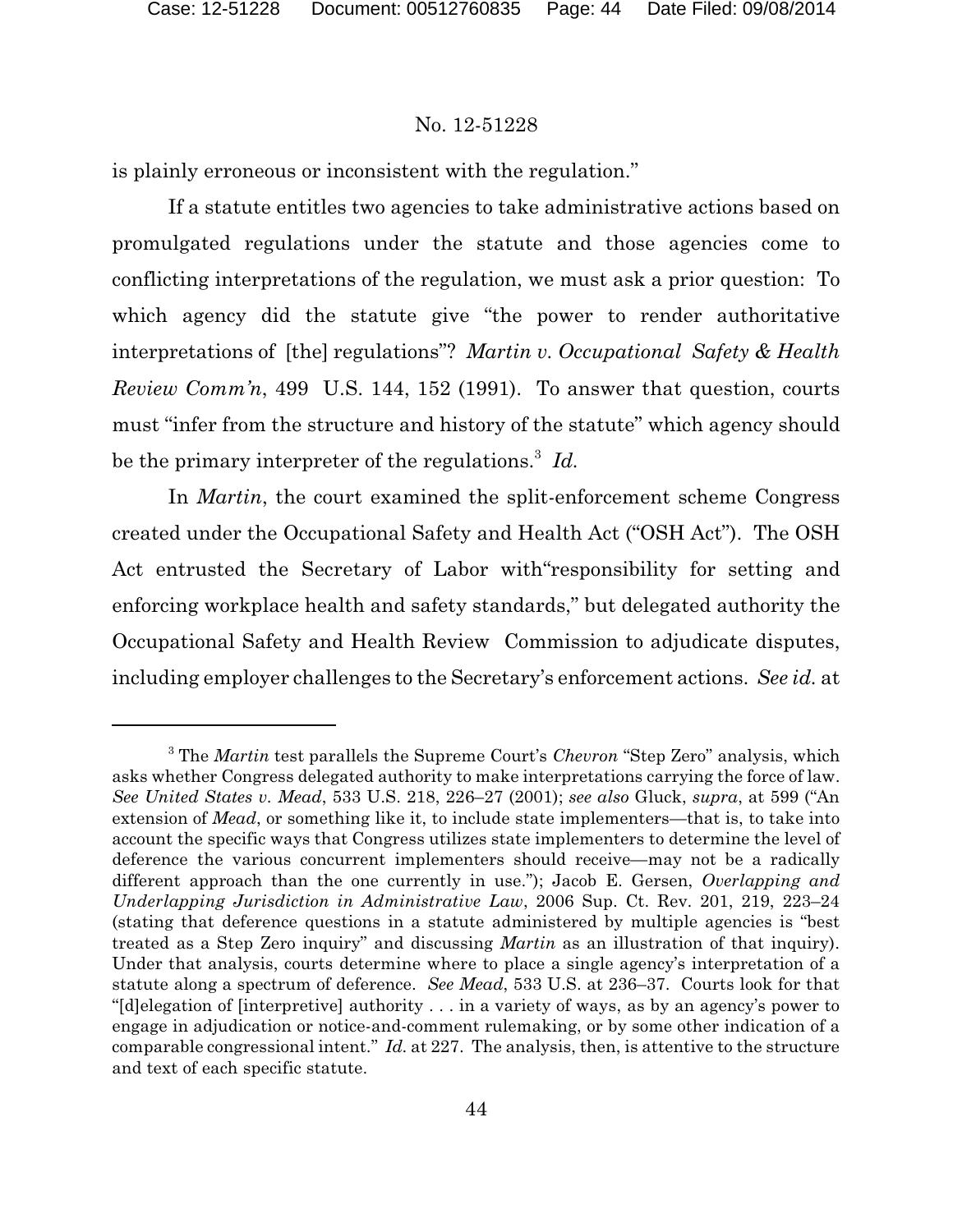is plainly erroneous or inconsistent with the regulation."

If a statute entitles two agencies to take administrative actions based on promulgated regulations under the statute and those agencies come to conflicting interpretations of the regulation, we must ask a prior question: To which agency did the statute give "the power to render authoritative interpretations of [the] regulations"? *Martin v. Occupational Safety & Health Review Comm'n*, 499 U.S. 144, 152 (1991). To answer that question, courts must "infer from the structure and history of the statute" which agency should be the primary interpreter of the regulations.[3] *Id.*

In *Martin*, the court examined the split-enforcement scheme Congress created under the Occupational Safety and Health Act ("OSH Act"). The OSH Act entrusted the Secretary of Labor with"responsibility for setting and enforcing workplace health and safety standards," but delegated authority the Occupational Safety and Health Review Commission to adjudicate disputes, including employer challenges to the Secretary's enforcement actions. *See id.* at

---

[3] The *Martin* test parallels the Supreme Court's *Chevron* "Step Zero" analysis, which asks whether Congress delegated authority to make interpretations carrying the force of law. *See United States v. Mead*, 533 U.S. 218, 226–27 (2001); *see also* Gluck, *supra*, at 599 ("An extension of *Mead*, or something like it, to include state implementers—that is, to take into account the specific ways that Congress utilizes state implementers to determine the level of deference the various concurrent implementers should receive—may not be a radically different approach than the one currently in use."); Jacob E. Gersen, *Overlapping and Underlapping Jurisdiction in Administrative Law*, 2006 Sup. Ct. Rev. 201, 219, 223–24 (stating that deference questions in a statute administered by multiple agencies is "best treated as a Step Zero inquiry" and discussing *Martin* as an illustration of that inquiry). Under that analysis, courts determine where to place a single agency's interpretation of a statute along a spectrum of deference. *See Mead*, 533 U.S. at 236–37. Courts look for that "[d]elegation of [interpretive] authority . . . in a variety of ways, as by an agency's power to engage in adjudication or notice-and-comment rulemaking, or by some other indication of a comparable congressional intent." *Id.* at 227. The analysis, then, is attentive to the structure and text of each specific statute.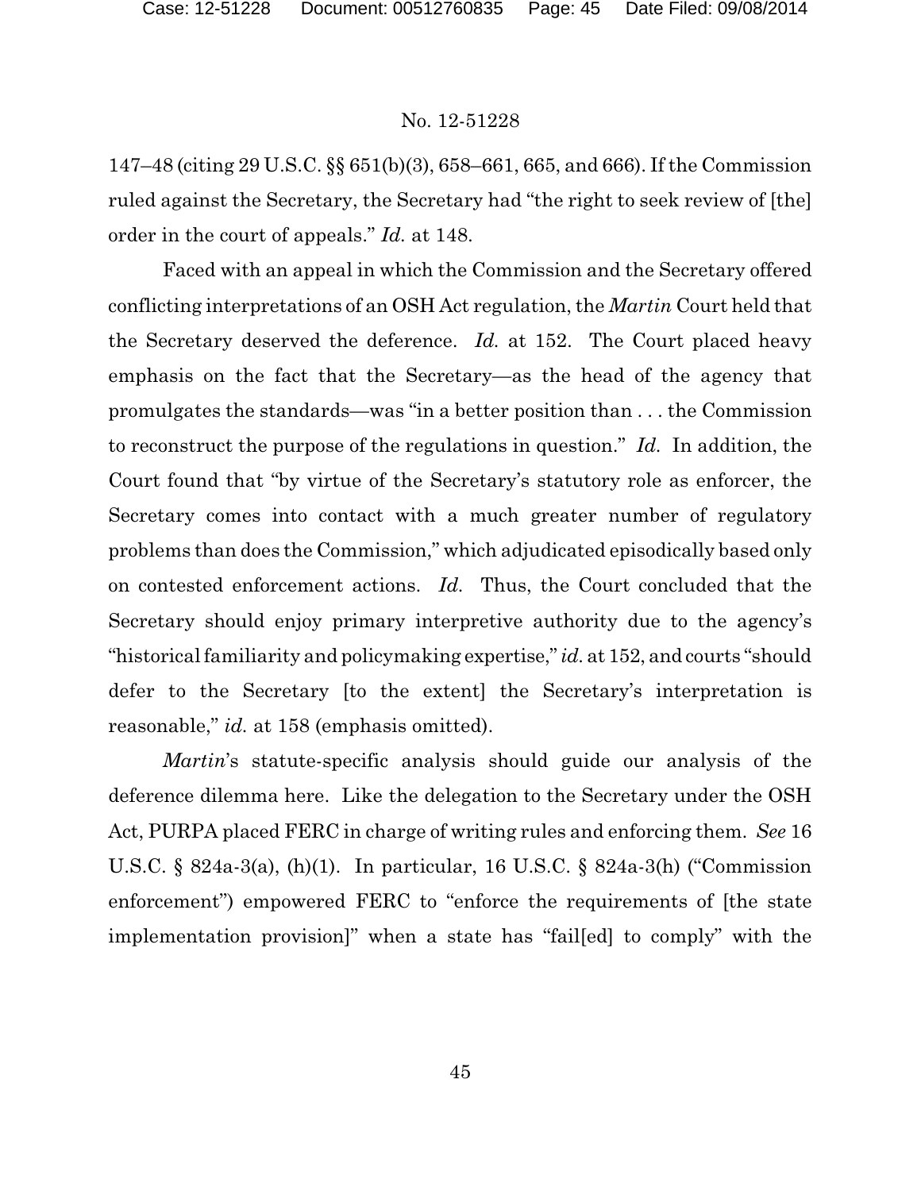147–48 (citing 29 U.S.C. §§ 651(b)(3), 658–661, 665, and 666). If the Commission ruled against the Secretary, the Secretary had "the right to seek review of [the] order in the court of appeals." *Id.* at 148.

Faced with an appeal in which the Commission and the Secretary offered conflicting interpretations of an OSH Act regulation, the *Martin* Court held that the Secretary deserved the deference. *Id.* at 152. The Court placed heavy emphasis on the fact that the Secretary—as the head of the agency that promulgates the standards—was "in a better position than . . . the Commission to reconstruct the purpose of the regulations in question." *Id.* In addition, the Court found that "by virtue of the Secretary's statutory role as enforcer, the Secretary comes into contact with a much greater number of regulatory problems than does the Commission," which adjudicated episodically based only on contested enforcement actions. *Id.* Thus, the Court concluded that the Secretary should enjoy primary interpretive authority due to the agency's "historical familiarity and policymaking expertise," *id.* at 152, and courts "should defer to the Secretary [to the extent] the Secretary's interpretation is reasonable," *id.* at 158 (emphasis omitted).

*Martin*'s statute-specific analysis should guide our analysis of the deference dilemma here. Like the delegation to the Secretary under the OSH Act, PURPA placed FERC in charge of writing rules and enforcing them. *See* 16 U.S.C. § 824a-3(a), (h)(1). In particular, 16 U.S.C. § 824a-3(h) ("Commission enforcement") empowered FERC to "enforce the requirements of [the state implementation provision]" when a state has "fail[ed] to comply" with the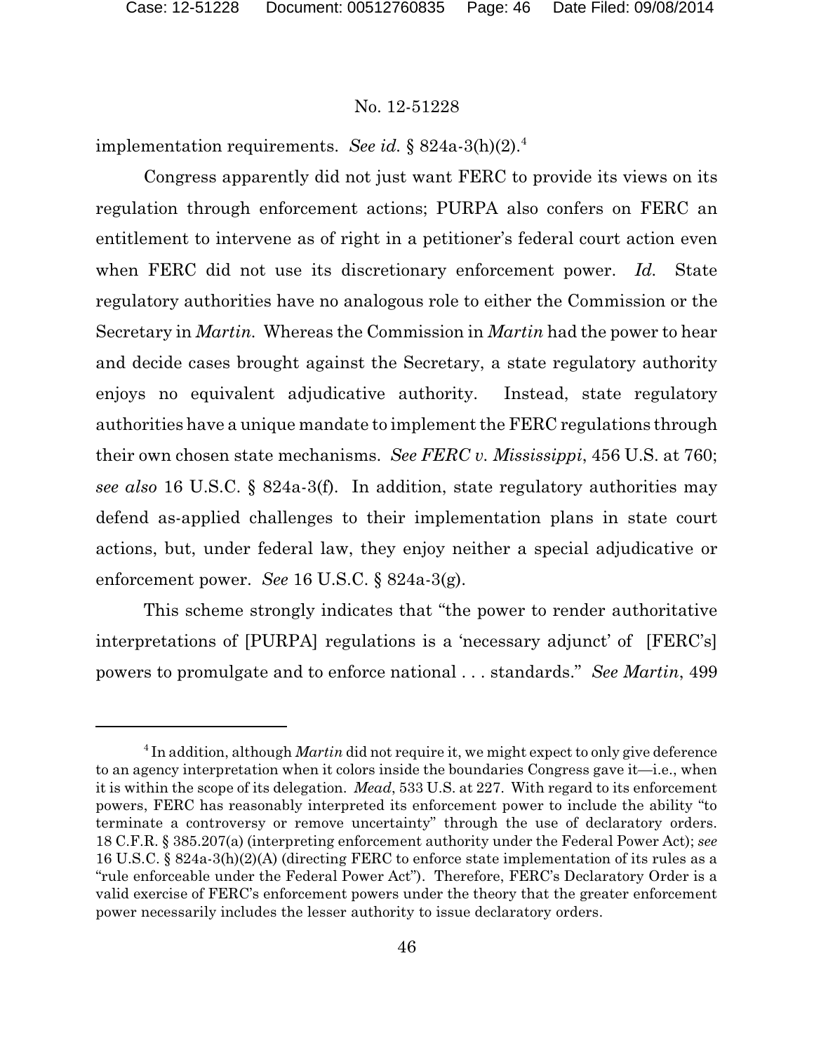implementation requirements. *See id.* § 824a-3(h)(2).[4]

Congress apparently did not just want FERC to provide its views on its regulation through enforcement actions; PURPA also confers on FERC an entitlement to intervene as of right in a petitioner's federal court action even when FERC did not use its discretionary enforcement power. *Id.* State regulatory authorities have no analogous role to either the Commission or the Secretary in *Martin*. Whereas the Commission in *Martin* had the power to hear and decide cases brought against the Secretary, a state regulatory authority enjoys no equivalent adjudicative authority. Instead, state regulatory authorities have a unique mandate to implement the FERC regulations through their own chosen state mechanisms. *See FERC v. Mississippi*, 456 U.S. at 760; *see also* 16 U.S.C. § 824a-3(f). In addition, state regulatory authorities may defend as-applied challenges to their implementation plans in state court actions, but, under federal law, they enjoy neither a special adjudicative or enforcement power. *See* 16 U.S.C. § 824a-3(g).

This scheme strongly indicates that "the power to render authoritative interpretations of [PURPA] regulations is a 'necessary adjunct' of [FERC's] powers to promulgate and to enforce national . . . standards." *See Martin*, 499

---

[4] In addition, although *Martin* did not require it, we might expect to only give deference to an agency interpretation when it colors inside the boundaries Congress gave it—i.e., when it is within the scope of its delegation. *Mead*, 533 U.S. at 227. With regard to its enforcement powers, FERC has reasonably interpreted its enforcement power to include the ability "to terminate a controversy or remove uncertainty" through the use of declaratory orders. 18 C.F.R. § 385.207(a) (interpreting enforcement authority under the Federal Power Act); *see* 16 U.S.C. § 824a-3(h)(2)(A) (directing FERC to enforce state implementation of its rules as a "rule enforceable under the Federal Power Act"). Therefore, FERC's Declaratory Order is a valid exercise of FERC's enforcement powers under the theory that the greater enforcement power necessarily includes the lesser authority to issue declaratory orders.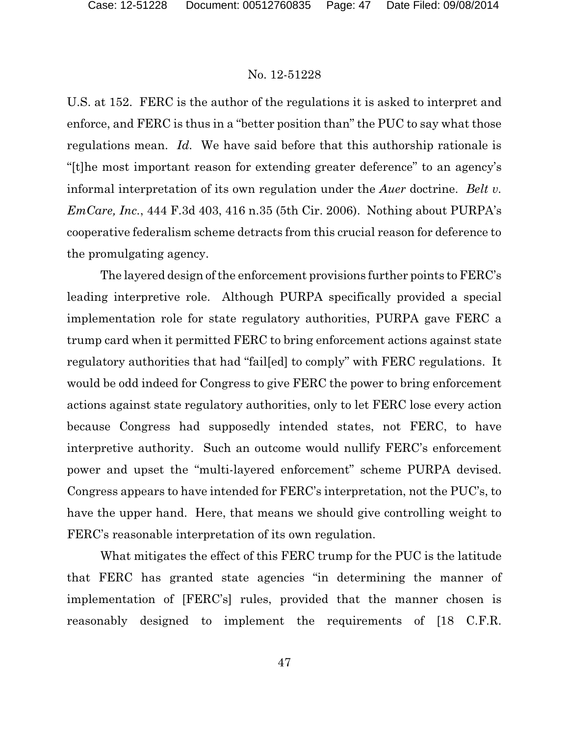U.S. at 152. FERC is the author of the regulations it is asked to interpret and enforce, and FERC is thus in a "better position than" the PUC to say what those regulations mean. *Id.* We have said before that this authorship rationale is "[t]he most important reason for extending greater deference" to an agency's informal interpretation of its own regulation under the *Auer* doctrine. *Belt v. EmCare, Inc.*, 444 F.3d 403, 416 n.35 (5th Cir. 2006). Nothing about PURPA's cooperative federalism scheme detracts from this crucial reason for deference to the promulgating agency.

The layered design of the enforcement provisions further points to FERC's leading interpretive role. Although PURPA specifically provided a special implementation role for state regulatory authorities, PURPA gave FERC a trump card when it permitted FERC to bring enforcement actions against state regulatory authorities that had "fail[ed] to comply" with FERC regulations. It would be odd indeed for Congress to give FERC the power to bring enforcement actions against state regulatory authorities, only to let FERC lose every action because Congress had supposedly intended states, not FERC, to have interpretive authority. Such an outcome would nullify FERC's enforcement power and upset the "multi-layered enforcement" scheme PURPA devised. Congress appears to have intended for FERC's interpretation, not the PUC's, to have the upper hand. Here, that means we should give controlling weight to FERC's reasonable interpretation of its own regulation.

What mitigates the effect of this FERC trump for the PUC is the latitude that FERC has granted state agencies "in determining the manner of implementation of [FERC's] rules, provided that the manner chosen is reasonably designed to implement the requirements of [18 C.F.R.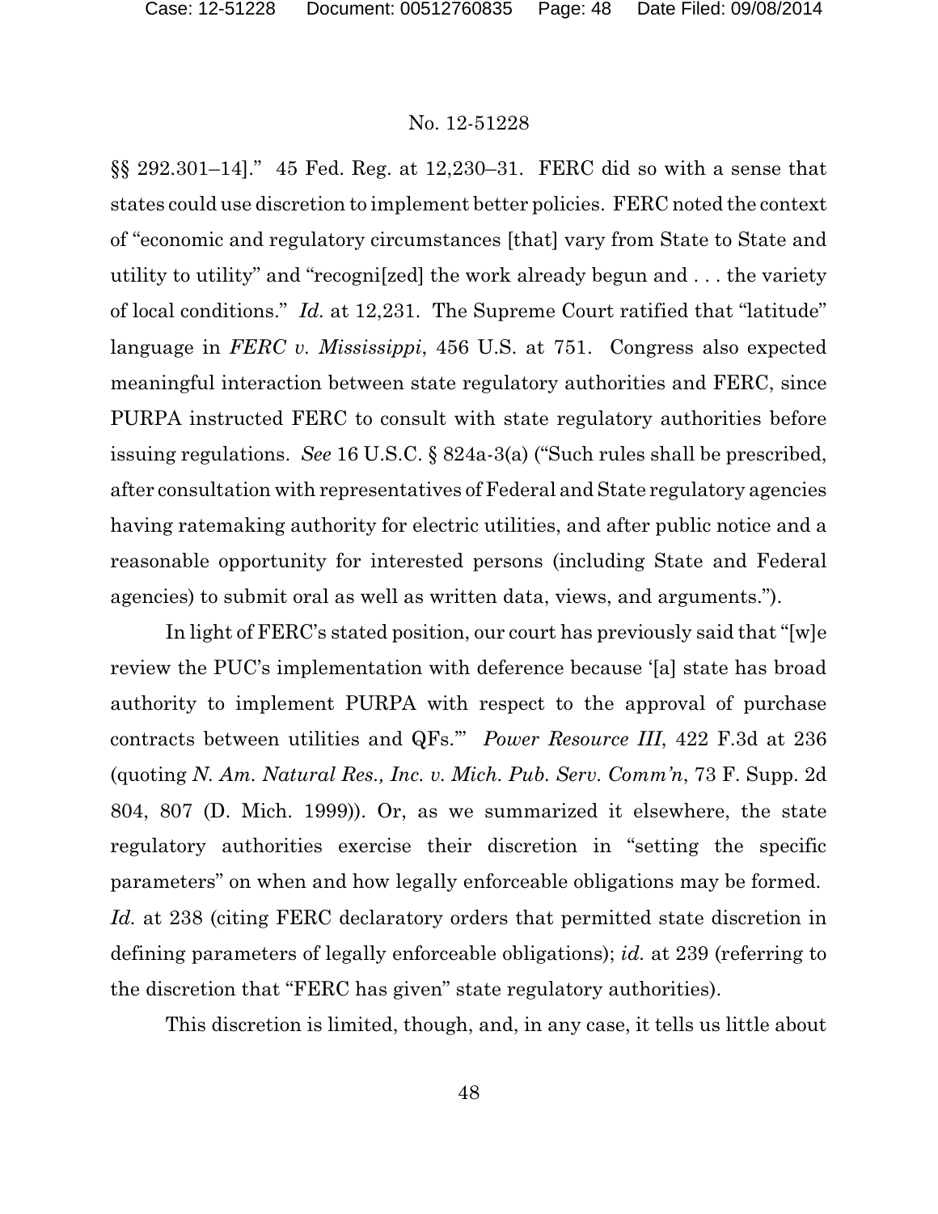§§ 292.301–14]." 45 Fed. Reg. at 12,230–31. FERC did so with a sense that states could use discretion to implement better policies. FERC noted the context of "economic and regulatory circumstances [that] vary from State to State and utility to utility" and "recogni[zed] the work already begun and . . . the variety of local conditions." *Id.* at 12,231. The Supreme Court ratified that "latitude" language in *FERC v. Mississippi*, 456 U.S. at 751. Congress also expected meaningful interaction between state regulatory authorities and FERC, since PURPA instructed FERC to consult with state regulatory authorities before issuing regulations. *See* 16 U.S.C. § 824a-3(a) ("Such rules shall be prescribed, after consultation with representatives of Federal and State regulatory agencies having ratemaking authority for electric utilities, and after public notice and a reasonable opportunity for interested persons (including State and Federal agencies) to submit oral as well as written data, views, and arguments.").

In light of FERC's stated position, our court has previously said that "[w]e review the PUC's implementation with deference because '[a] state has broad authority to implement PURPA with respect to the approval of purchase contracts between utilities and QFs.'" *Power Resource III*, 422 F.3d at 236 (quoting *N. Am. Natural Res., Inc. v. Mich. Pub. Serv. Comm'n*, 73 F. Supp. 2d 804, 807 (D. Mich. 1999)). Or, as we summarized it elsewhere, the state regulatory authorities exercise their discretion in "setting the specific parameters" on when and how legally enforceable obligations may be formed. *Id.* at 238 (citing FERC declaratory orders that permitted state discretion in defining parameters of legally enforceable obligations); *id.* at 239 (referring to the discretion that "FERC has given" state regulatory authorities).

This discretion is limited, though, and, in any case, it tells us little about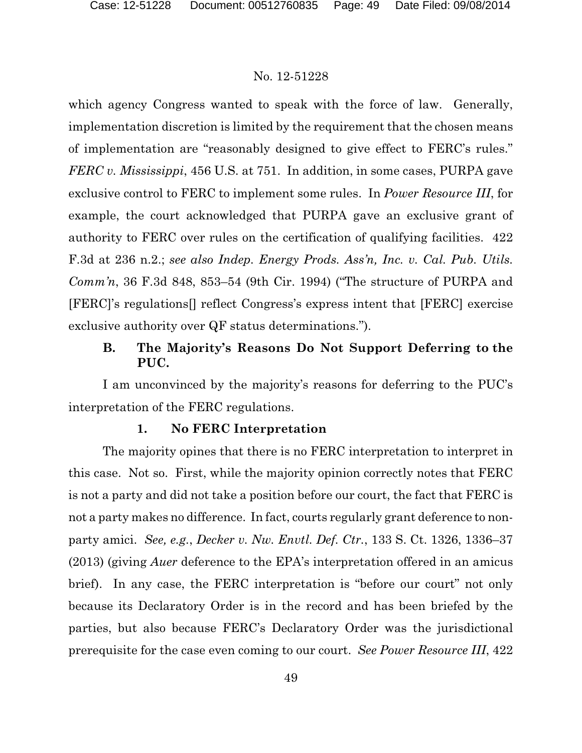which agency Congress wanted to speak with the force of law. Generally, implementation discretion is limited by the requirement that the chosen means of implementation are "reasonably designed to give effect to FERC's rules." *FERC v. Mississippi*, 456 U.S. at 751. In addition, in some cases, PURPA gave exclusive control to FERC to implement some rules. In *Power Resource III*, for example, the court acknowledged that PURPA gave an exclusive grant of authority to FERC over rules on the certification of qualifying facilities. 422 F.3d at 236 n.2.; *see also Indep. Energy Prods. Ass'n, Inc. v. Cal. Pub. Utils. Comm'n*, 36 F.3d 848, 853–54 (9th Cir. 1994) ("The structure of PURPA and [FERC]'s regulations[] reflect Congress's express intent that [FERC] exercise exclusive authority over QF status determinations.").

### B. The Majority's Reasons Do Not Support Deferring to the PUC.

I am unconvinced by the majority's reasons for deferring to the PUC's interpretation of the FERC regulations.

#### 1. No FERC Interpretation

The majority opines that there is no FERC interpretation to interpret in this case. Not so. First, while the majority opinion correctly notes that FERC is not a party and did not take a position before our court, the fact that FERC is not a party makes no difference. In fact, courts regularly grant deference to non-party amici. *See, e.g.*, *Decker v. Nw. Envtl. Def. Ctr.*, 133 S. Ct. 1326, 1336–37 (2013) (giving *Auer* deference to the EPA's interpretation offered in an amicus brief). In any case, the FERC interpretation is "before our court" not only because its Declaratory Order is in the record and has been briefed by the parties, but also because FERC's Declaratory Order was the jurisdictional prerequisite for the case even coming to our court. *See Power Resource III*, 422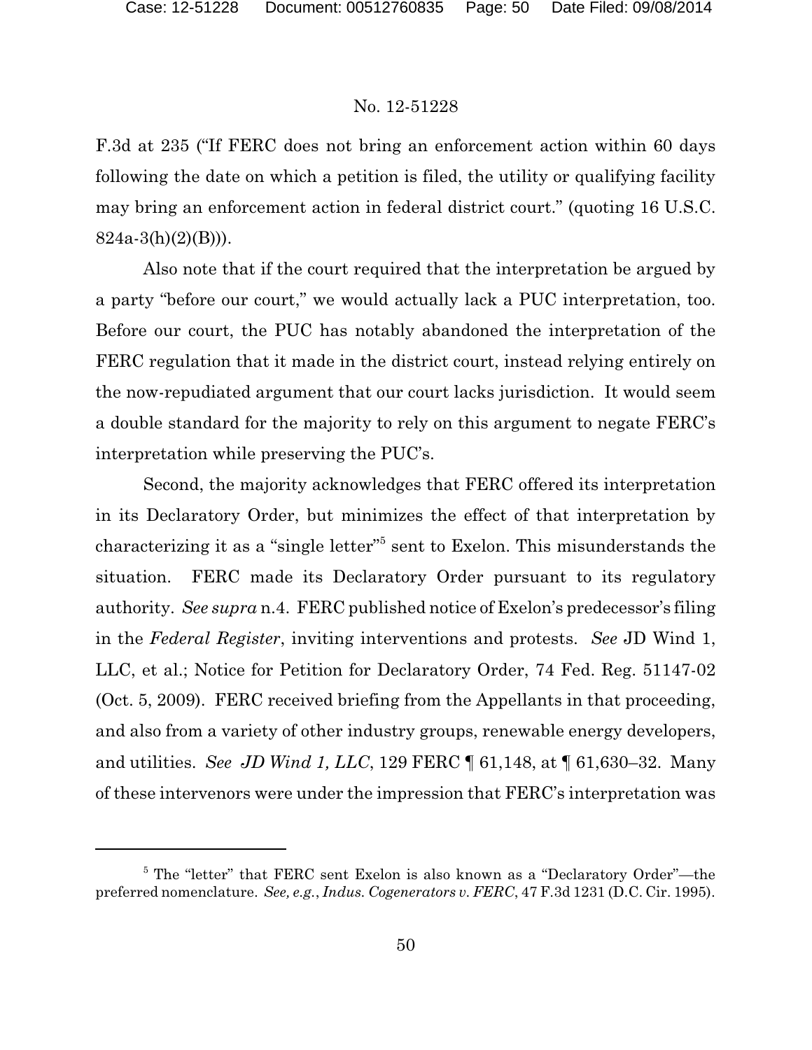F.3d at 235 ("If FERC does not bring an enforcement action within 60 days following the date on which a petition is filed, the utility or qualifying facility may bring an enforcement action in federal district court." (quoting 16 U.S.C. 824a-3(h)(2)(B))).

Also note that if the court required that the interpretation be argued by a party "before our court," we would actually lack a PUC interpretation, too. Before our court, the PUC has notably abandoned the interpretation of the FERC regulation that it made in the district court, instead relying entirely on the now-repudiated argument that our court lacks jurisdiction. It would seem a double standard for the majority to rely on this argument to negate FERC's interpretation while preserving the PUC's.

Second, the majority acknowledges that FERC offered its interpretation in its Declaratory Order, but minimizes the effect of that interpretation by characterizing it as a "single letter"[5] sent to Exelon. This misunderstands the situation. FERC made its Declaratory Order pursuant to its regulatory authority. *See supra* n.4. FERC published notice of Exelon's predecessor's filing in the *Federal Register*, inviting interventions and protests. *See* JD Wind 1, LLC, et al.; Notice for Petition for Declaratory Order, 74 Fed. Reg. 51147-02 (Oct. 5, 2009). FERC received briefing from the Appellants in that proceeding, and also from a variety of other industry groups, renewable energy developers, and utilities. *See* *JD Wind 1, LLC*, 129 FERC ¶ 61,148, at ¶ 61,630–32. Many of these intervenors were under the impression that FERC's interpretation was

[5] The "letter" that FERC sent Exelon is also known as a "Declaratory Order"—the preferred nomenclature. *See, e.g.*, *Indus. Cogenerators v. FERC*, 47 F.3d 1231 (D.C. Cir. 1995).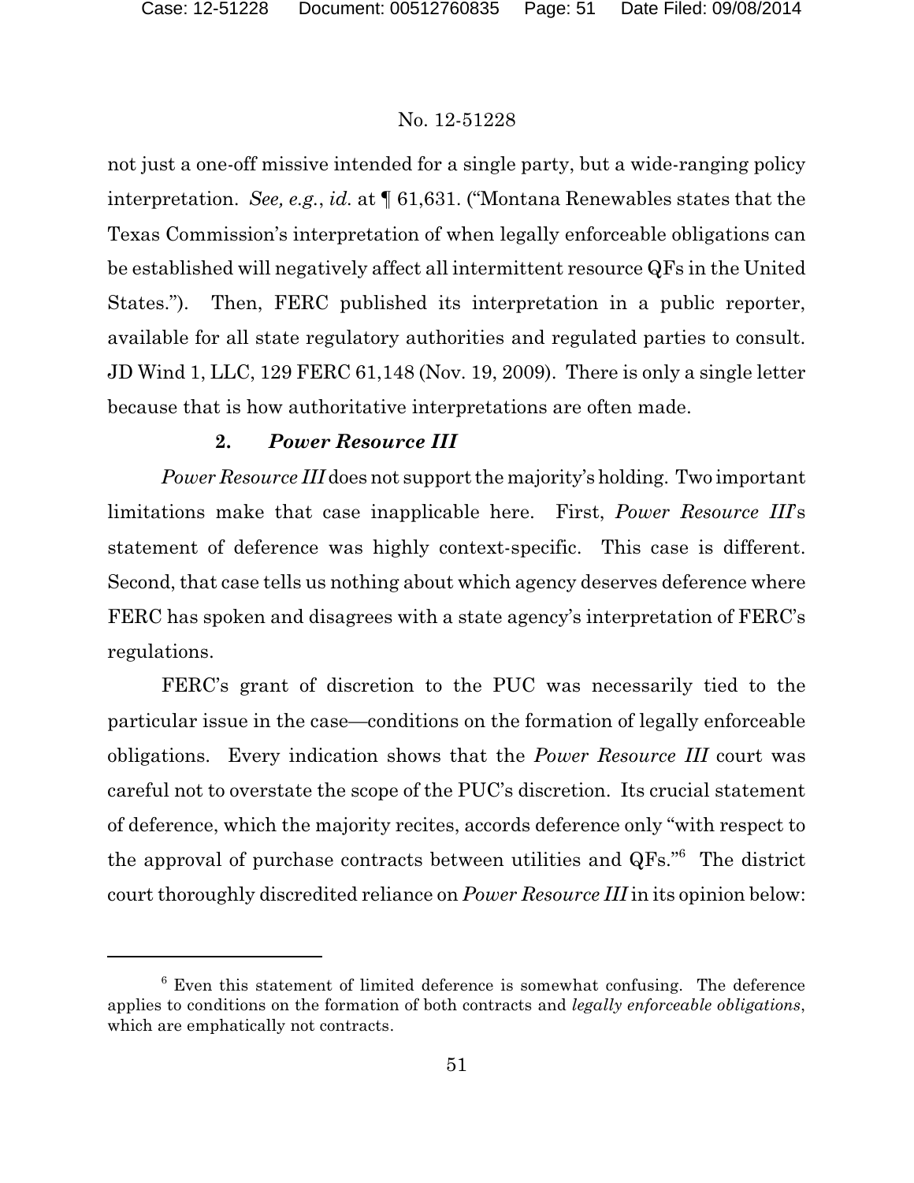not just a one-off missive intended for a single party, but a wide-ranging policy interpretation. *See, e.g.*, *id.* at ¶ 61,631. ("Montana Renewables states that the Texas Commission's interpretation of when legally enforceable obligations can be established will negatively affect all intermittent resource QFs in the United States."). Then, FERC published its interpretation in a public reporter, available for all state regulatory authorities and regulated parties to consult. JD Wind 1, LLC, 129 FERC 61,148 (Nov. 19, 2009). There is only a single letter because that is how authoritative interpretations are often made.

**2. *Power Resource III***

*Power Resource III* does not support the majority's holding. Two important limitations make that case inapplicable here. First, *Power Resource III*'s statement of deference was highly context-specific. This case is different. Second, that case tells us nothing about which agency deserves deference where FERC has spoken and disagrees with a state agency's interpretation of FERC's regulations.

FERC's grant of discretion to the PUC was necessarily tied to the particular issue in the case—conditions on the formation of legally enforceable obligations. Every indication shows that the *Power Resource III* court was careful not to overstate the scope of the PUC's discretion. Its crucial statement of deference, which the majority recites, accords deference only "with respect to the approval of purchase contracts between utilities and QFs."[6] The district court thoroughly discredited reliance on *Power Resource III* in its opinion below:

---

[6] Even this statement of limited deference is somewhat confusing. The deference applies to conditions on the formation of both contracts and *legally enforceable obligations*, which are emphatically not contracts.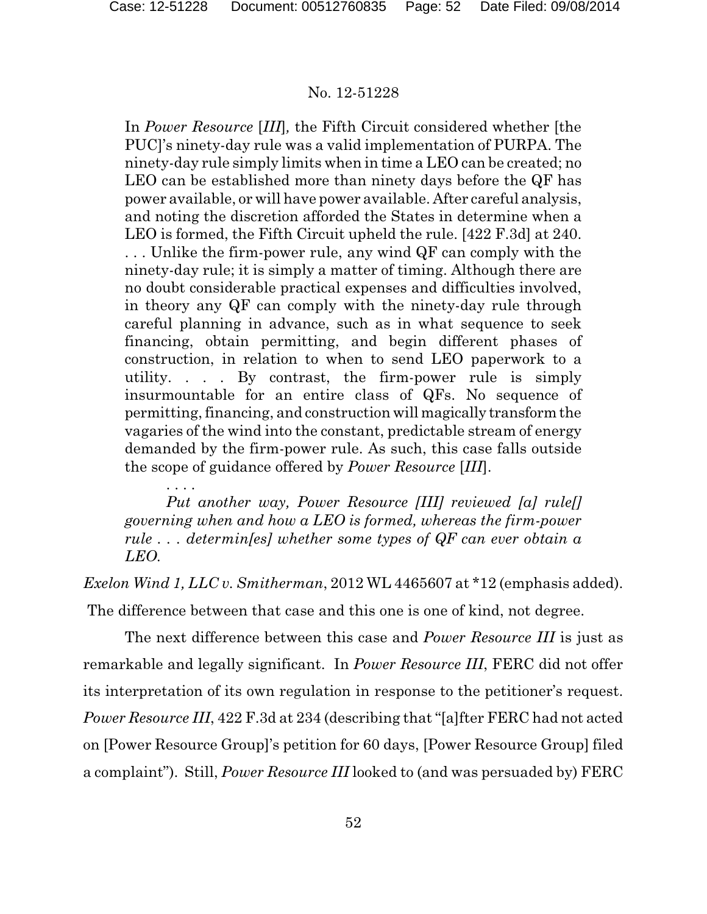> In *Power Resource* [*III*], the Fifth Circuit considered whether [the PUC]'s ninety-day rule was a valid implementation of PURPA. The ninety-day rule simply limits when in time a LEO can be created; no LEO can be established more than ninety days before the QF has power available, or will have power available. After careful analysis, and noting the discretion afforded the States in determine when a LEO is formed, the Fifth Circuit upheld the rule. [422 F.3d] at 240. . . . Unlike the firm-power rule, any wind QF can comply with the ninety-day rule; it is simply a matter of timing. Although there are no doubt considerable practical expenses and difficulties involved, in theory any QF can comply with the ninety-day rule through careful planning in advance, such as in what sequence to seek financing, obtain permitting, and begin different phases of construction, in relation to when to send LEO paperwork to a utility. . . . By contrast, the firm-power rule is simply insurmountable for an entire class of QFs. No sequence of permitting, financing, and construction will magically transform the vagaries of the wind into the constant, predictable stream of energy demanded by the firm-power rule. As such, this case falls outside the scope of guidance offered by *Power Resource* [*III*].
>
> . . . .
>
> *Put another way, Power Resource [III] reviewed [a] rule[] governing when and how a LEO is formed, whereas the firm-power rule . . . determin[es] whether some types of QF can ever obtain a LEO.*

*Exelon Wind 1, LLC v. Smitherman*, 2012 WL 4465607 at *12 (emphasis added). The difference between that case and this one is one of kind, not degree.

The next difference between this case and *Power Resource III* is just as remarkable and legally significant. In *Power Resource III*, FERC did not offer its interpretation of its own regulation in response to the petitioner's request. *Power Resource III*, 422 F.3d at 234 (describing that "[a]fter FERC had not acted on [Power Resource Group]'s petition for 60 days, [Power Resource Group] filed a complaint"). Still, *Power Resource III* looked to (and was persuaded by) FERC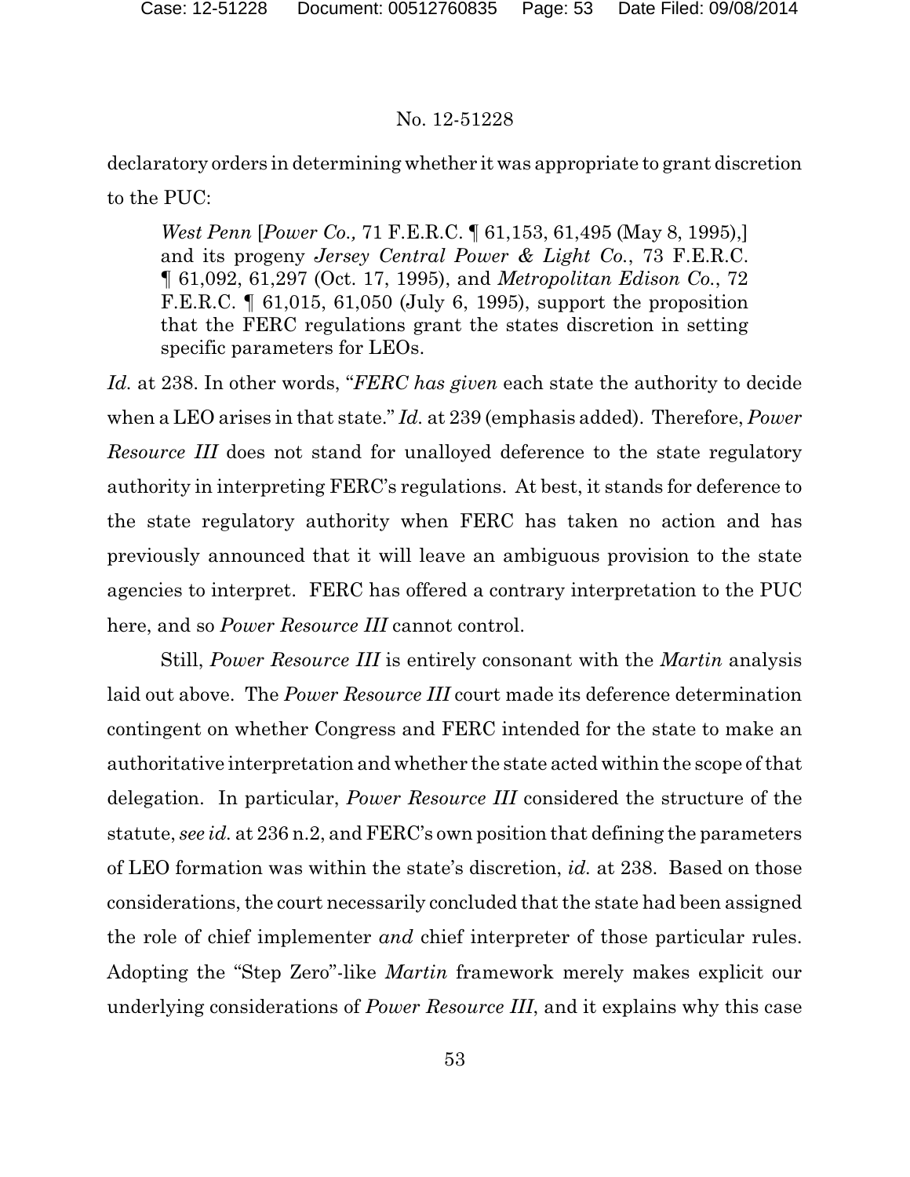declaratory orders in determining whether it was appropriate to grant discretion to the PUC:

> *West Penn* [*Power Co.,* 71 F.E.R.C. ¶ 61,153, 61,495 (May 8, 1995),] and its progeny *Jersey Central Power & Light Co.*, 73 F.E.R.C. ¶ 61,092, 61,297 (Oct. 17, 1995), and *Metropolitan Edison Co.*, 72 F.E.R.C. ¶ 61,015, 61,050 (July 6, 1995), support the proposition that the FERC regulations grant the states discretion in setting specific parameters for LEOs.

*Id.* at 238. In other words, "*FERC has given* each state the authority to decide when a LEO arises in that state." *Id.* at 239 (emphasis added). Therefore, *Power Resource III* does not stand for unalloyed deference to the state regulatory authority in interpreting FERC's regulations. At best, it stands for deference to the state regulatory authority when FERC has taken no action and has previously announced that it will leave an ambiguous provision to the state agencies to interpret. FERC has offered a contrary interpretation to the PUC here, and so *Power Resource III* cannot control.

Still, *Power Resource III* is entirely consonant with the *Martin* analysis laid out above. The *Power Resource III* court made its deference determination contingent on whether Congress and FERC intended for the state to make an authoritative interpretation and whether the state acted within the scope of that delegation. In particular, *Power Resource III* considered the structure of the statute, *see id.* at 236 n.2, and FERC's own position that defining the parameters of LEO formation was within the state's discretion, *id.* at 238. Based on those considerations, the court necessarily concluded that the state had been assigned the role of chief implementer *and* chief interpreter of those particular rules. Adopting the "Step Zero"-like *Martin* framework merely makes explicit our underlying considerations of *Power Resource III*, and it explains why this case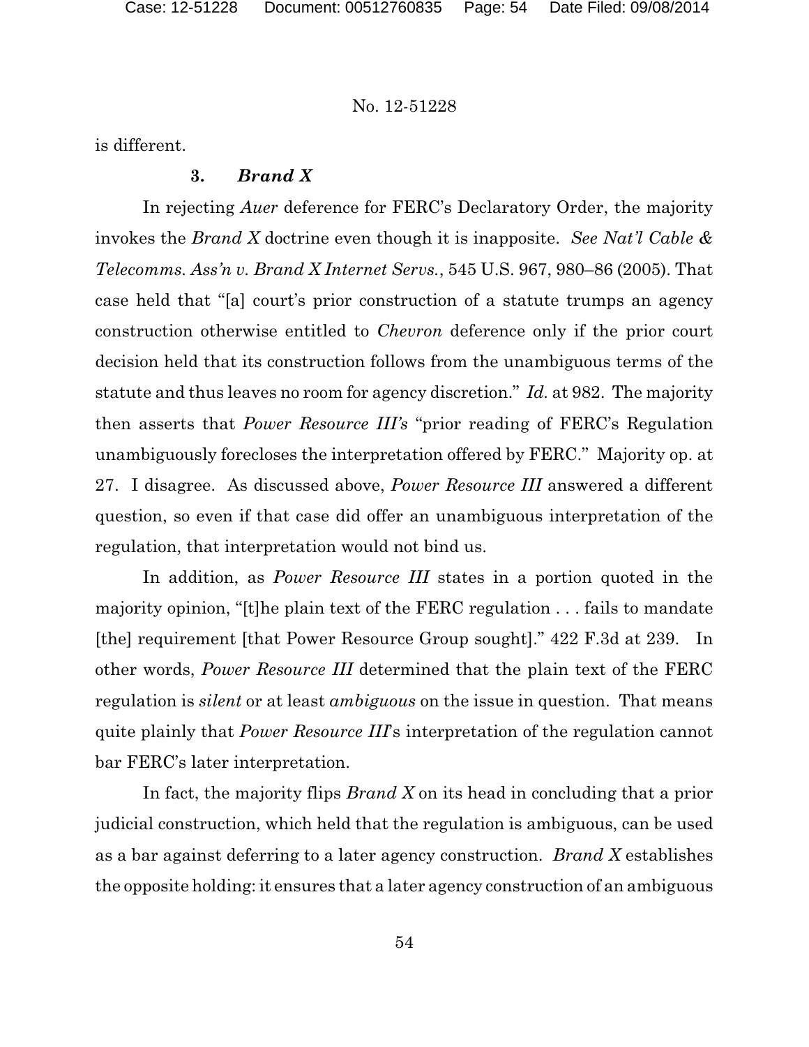is different.

### 3. *Brand X*

In rejecting *Auer* deference for FERC's Declaratory Order, the majority invokes the *Brand X* doctrine even though it is inapposite. *See Nat'l Cable & Telecomms. Ass'n v. Brand X Internet Servs.*, 545 U.S. 967, 980–86 (2005). That case held that "[a] court's prior construction of a statute trumps an agency construction otherwise entitled to *Chevron* deference only if the prior court decision held that its construction follows from the unambiguous terms of the statute and thus leaves no room for agency discretion." *Id.* at 982. The majority then asserts that *Power Resource III's* "prior reading of FERC's Regulation unambiguously forecloses the interpretation offered by FERC." Majority op. at 27. I disagree. As discussed above, *Power Resource III* answered a different question, so even if that case did offer an unambiguous interpretation of the regulation, that interpretation would not bind us.

In addition, as *Power Resource III* states in a portion quoted in the majority opinion, "[t]he plain text of the FERC regulation . . . fails to mandate [the] requirement [that Power Resource Group sought]." 422 F.3d at 239. In other words, *Power Resource III* determined that the plain text of the FERC regulation is *silent* or at least *ambiguous* on the issue in question. That means quite plainly that *Power Resource III*'s interpretation of the regulation cannot bar FERC's later interpretation.

In fact, the majority flips *Brand X* on its head in concluding that a prior judicial construction, which held that the regulation is ambiguous, can be used as a bar against deferring to a later agency construction. *Brand X* establishes the opposite holding: it ensures that a later agency construction of an ambiguous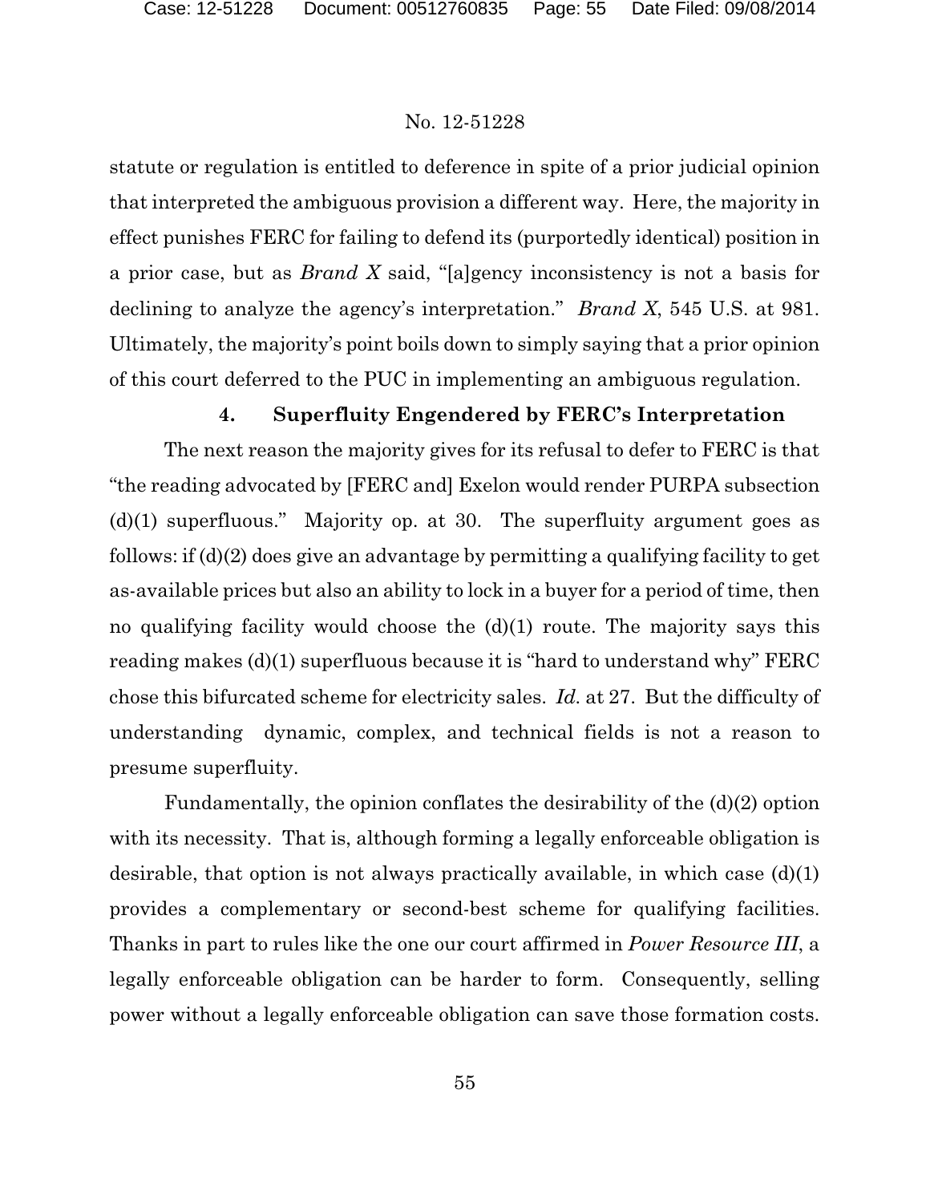statute or regulation is entitled to deference in spite of a prior judicial opinion that interpreted the ambiguous provision a different way. Here, the majority in effect punishes FERC for failing to defend its (purportedly identical) position in a prior case, but as *Brand X* said, "[a]gency inconsistency is not a basis for declining to analyze the agency's interpretation." *Brand X*, 545 U.S. at 981. Ultimately, the majority's point boils down to simply saying that a prior opinion of this court deferred to the PUC in implementing an ambiguous regulation.

#### 4. Superfluity Engendered by FERC's Interpretation

The next reason the majority gives for its refusal to defer to FERC is that "the reading advocated by [FERC and] Exelon would render PURPA subsection (d)(1) superfluous." Majority op. at 30. The superfluity argument goes as follows: if (d)(2) does give an advantage by permitting a qualifying facility to get as-available prices but also an ability to lock in a buyer for a period of time, then no qualifying facility would choose the (d)(1) route. The majority says this reading makes (d)(1) superfluous because it is "hard to understand why" FERC chose this bifurcated scheme for electricity sales. *Id.* at 27. But the difficulty of understanding dynamic, complex, and technical fields is not a reason to presume superfluity.

Fundamentally, the opinion conflates the desirability of the (d)(2) option with its necessity. That is, although forming a legally enforceable obligation is desirable, that option is not always practically available, in which case (d)(1) provides a complementary or second-best scheme for qualifying facilities. Thanks in part to rules like the one our court affirmed in *Power Resource III*, a legally enforceable obligation can be harder to form. Consequently, selling power without a legally enforceable obligation can save those formation costs.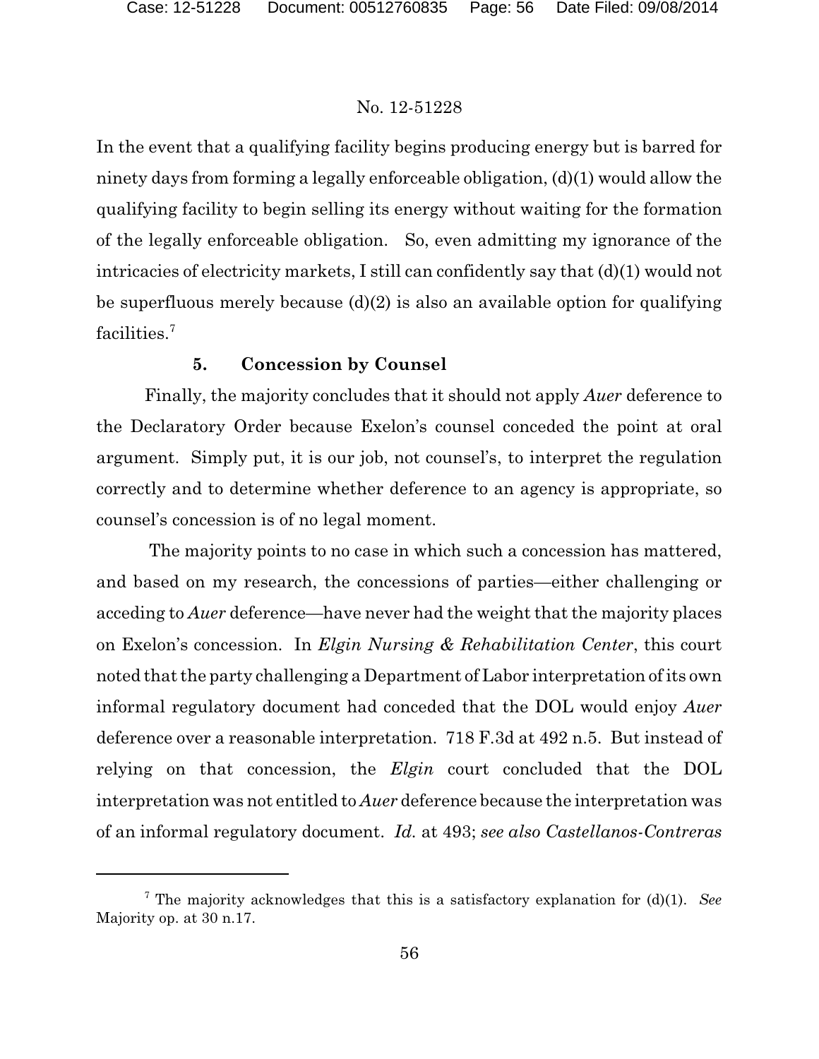In the event that a qualifying facility begins producing energy but is barred for ninety days from forming a legally enforceable obligation, (d)(1) would allow the qualifying facility to begin selling its energy without waiting for the formation of the legally enforceable obligation. So, even admitting my ignorance of the intricacies of electricity markets, I still can confidently say that (d)(1) would not be superfluous merely because (d)(2) is also an available option for qualifying facilities.[7]

### 5. Concession by Counsel

Finally, the majority concludes that it should not apply *Auer* deference to the Declaratory Order because Exelon's counsel conceded the point at oral argument. Simply put, it is our job, not counsel's, to interpret the regulation correctly and to determine whether deference to an agency is appropriate, so counsel's concession is of no legal moment.

The majority points to no case in which such a concession has mattered, and based on my research, the concessions of parties—either challenging or acceding to *Auer* deference—have never had the weight that the majority places on Exelon's concession. In *Elgin Nursing & Rehabilitation Center*, this court noted that the party challenging a Department of Labor interpretation of its own informal regulatory document had conceded that the DOL would enjoy *Auer* deference over a reasonable interpretation. 718 F.3d at 492 n.5. But instead of relying on that concession, the *Elgin* court concluded that the DOL interpretation was not entitled to *Auer* deference because the interpretation was of an informal regulatory document. *Id.* at 493; *see also Castellanos-Contreras*

---

[7] The majority acknowledges that this is a satisfactory explanation for (d)(1). *See* Majority op. at 30 n.17.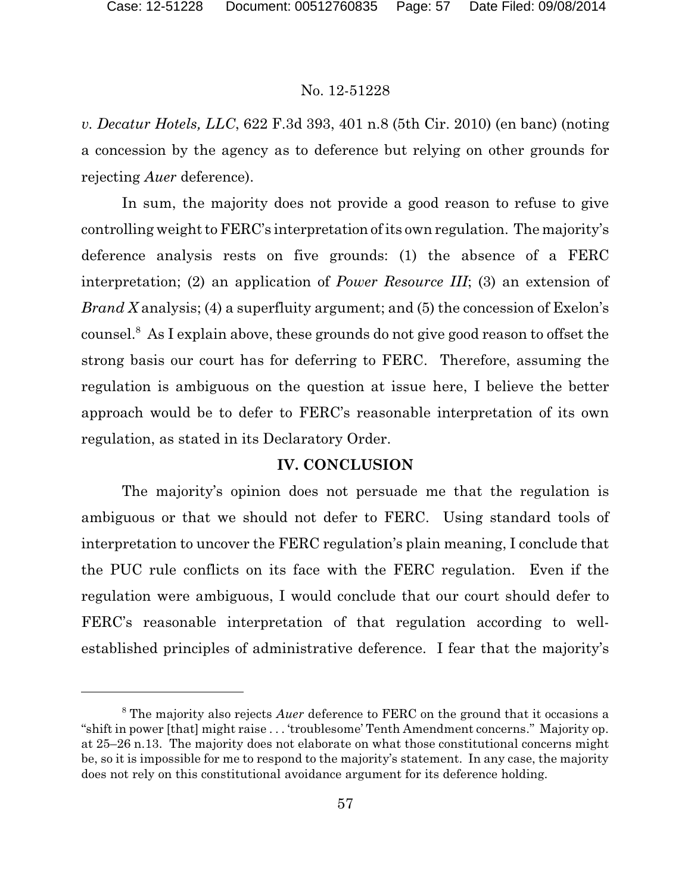*v. Decatur Hotels, LLC*, 622 F.3d 393, 401 n.8 (5th Cir. 2010) (en banc) (noting a concession by the agency as to deference but relying on other grounds for rejecting *Auer* deference).

In sum, the majority does not provide a good reason to refuse to give controlling weight to FERC's interpretation of its own regulation. The majority's deference analysis rests on five grounds: (1) the absence of a FERC interpretation; (2) an application of *Power Resource III*; (3) an extension of *Brand X* analysis; (4) a superfluity argument; and (5) the concession of Exelon's counsel.[8] As I explain above, these grounds do not give good reason to offset the strong basis our court has for deferring to FERC. Therefore, assuming the regulation is ambiguous on the question at issue here, I believe the better approach would be to defer to FERC's reasonable interpretation of its own regulation, as stated in its Declaratory Order.

## IV. CONCLUSION

The majority's opinion does not persuade me that the regulation is ambiguous or that we should not defer to FERC. Using standard tools of interpretation to uncover the FERC regulation's plain meaning, I conclude that the PUC rule conflicts on its face with the FERC regulation. Even if the regulation were ambiguous, I would conclude that our court should defer to FERC's reasonable interpretation of that regulation according to well-established principles of administrative deference. I fear that the majority's

---

[8] The majority also rejects *Auer* deference to FERC on the ground that it occasions a "shift in power [that] might raise . . . 'troublesome' Tenth Amendment concerns." Majority op. at 25–26 n.13. The majority does not elaborate on what those constitutional concerns might be, so it is impossible for me to respond to the majority's statement. In any case, the majority does not rely on this constitutional avoidance argument for its deference holding.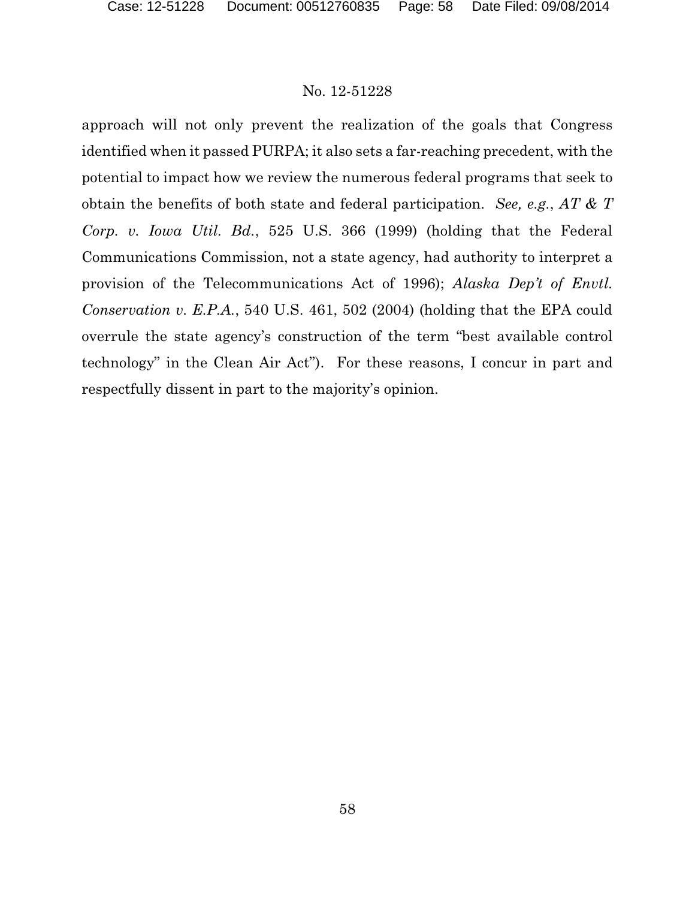approach will not only prevent the realization of the goals that Congress identified when it passed PURPA; it also sets a far-reaching precedent, with the potential to impact how we review the numerous federal programs that seek to obtain the benefits of both state and federal participation. *See, e.g.*, *AT & T Corp. v. Iowa Util. Bd.*, 525 U.S. 366 (1999) (holding that the Federal Communications Commission, not a state agency, had authority to interpret a provision of the Telecommunications Act of 1996); *Alaska Dep't of Envtl. Conservation v. E.P.A.*, 540 U.S. 461, 502 (2004) (holding that the EPA could overrule the state agency's construction of the term "best available control technology" in the Clean Air Act"). For these reasons, I concur in part and respectfully dissent in part to the majority's opinion.